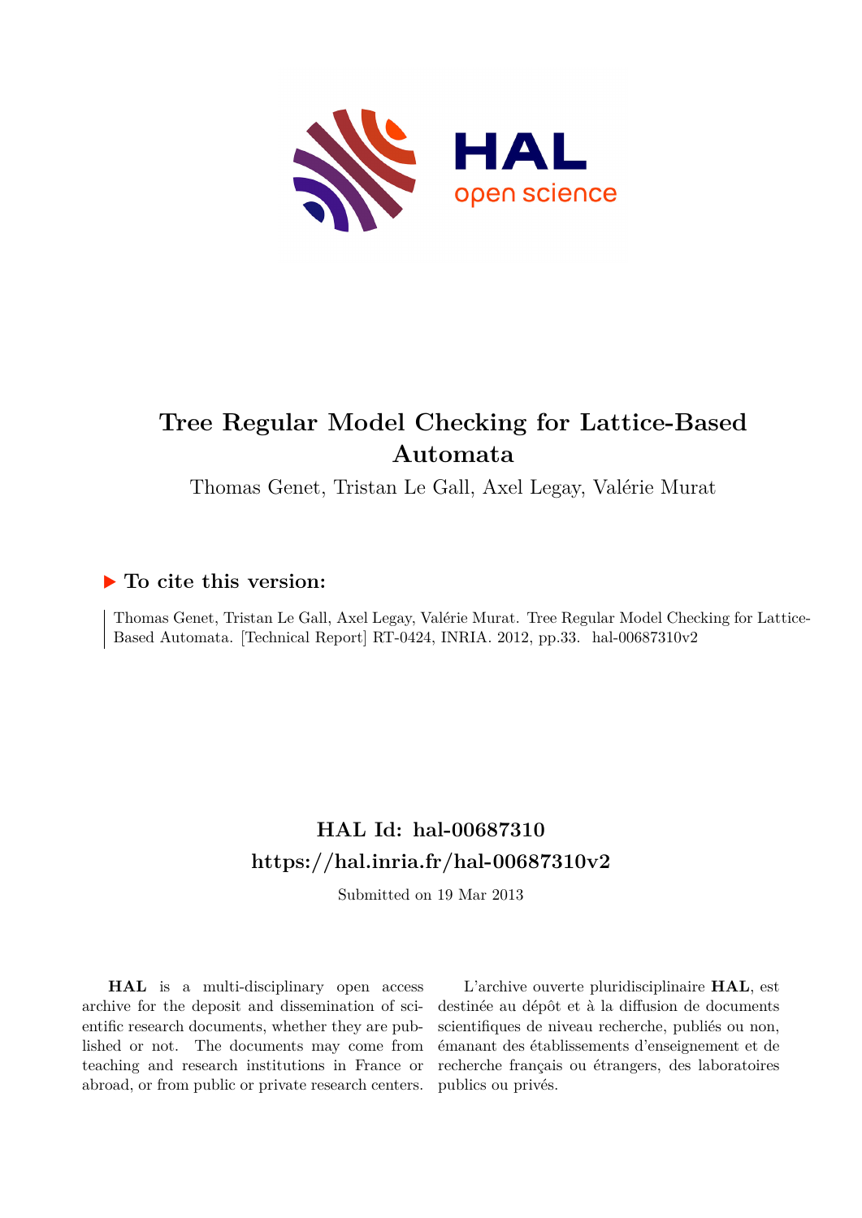# Tree Regular Model Checking for Lattice-Based Automata

Thomas Genet, Tristan Le Gall, Axel Legay, Valérie Murat

### ▶ To cite this version:

Thomas Genet, Tristan Le Gall, Axel Legay, Valérie Murat. Tree Regular Model Checking for Lattice-Based Automata. [Technical Report] RT-0424, INRIA. 2012, pp.33. hal-00687310v2

## HAL Id: hal-00687310
## https://hal.inria.fr/hal-00687310v2

Submitted on 19 Mar 2013

**HAL** is a multi-disciplinary open access archive for the deposit and dissemination of scientific research documents, whether they are published or not. The documents may come from teaching and research institutions in France or abroad, or from public or private research centers.

L'archive ouverte pluridisciplinaire **HAL**, est destinée au dépôt et à la diffusion de documents scientifiques de niveau recherche, publiés ou non, émanant des établissements d'enseignement et de recherche français ou étrangers, des laboratoires publics ou privés.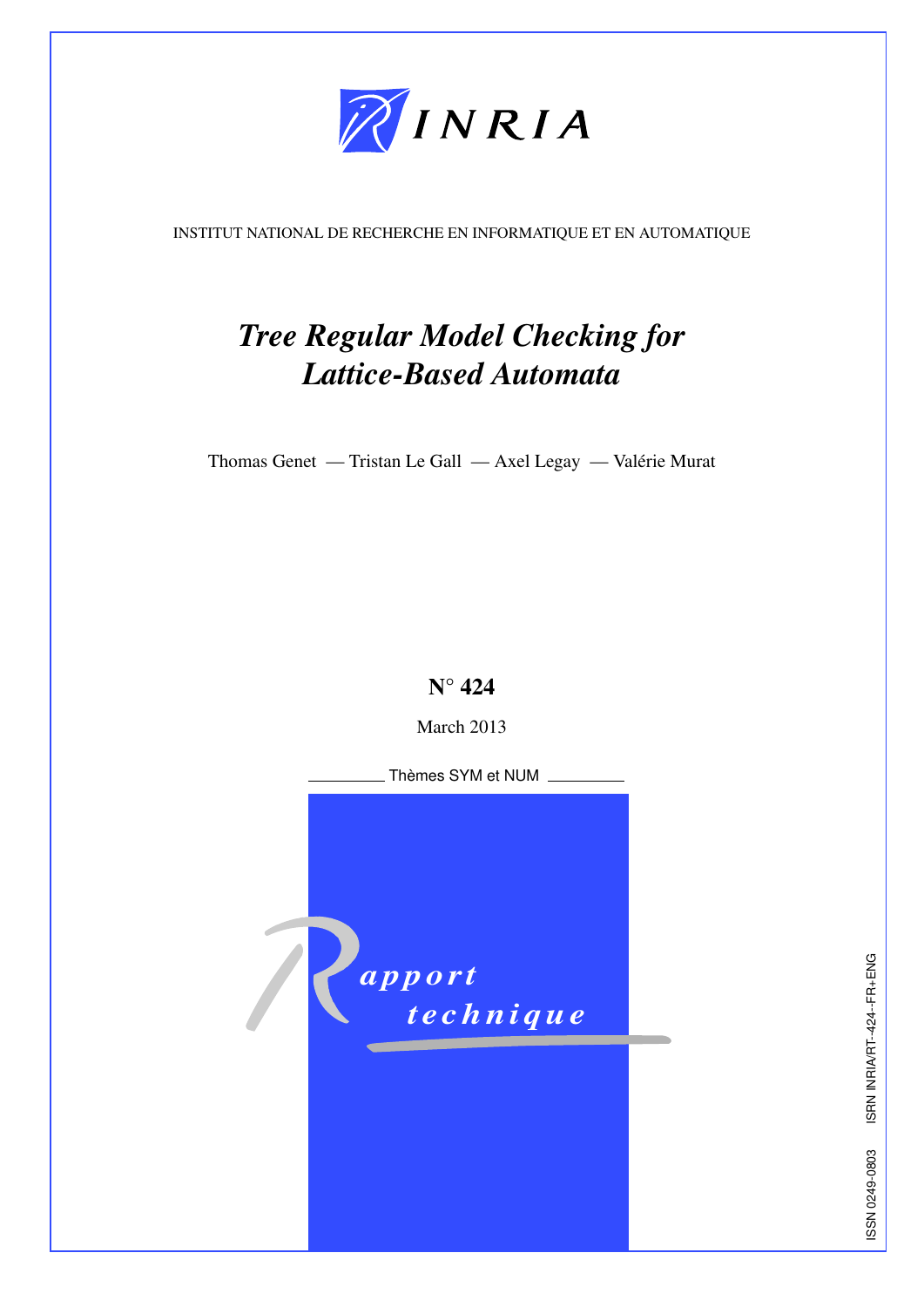INSTITUT NATIONAL DE RECHERCHE EN INFORMATIQUE ET EN AUTOMATIQUE

# *Tree Regular Model Checking for Lattice-Based Automata*

Thomas Genet — Tristan Le Gall — Axel Legay — Valérie Murat

**N° 424**

March 2013

Thèmes SYM et NUM

Rapport technique

ISSN 0249-0803 ISRN INRIA/RT--424--FR+ENG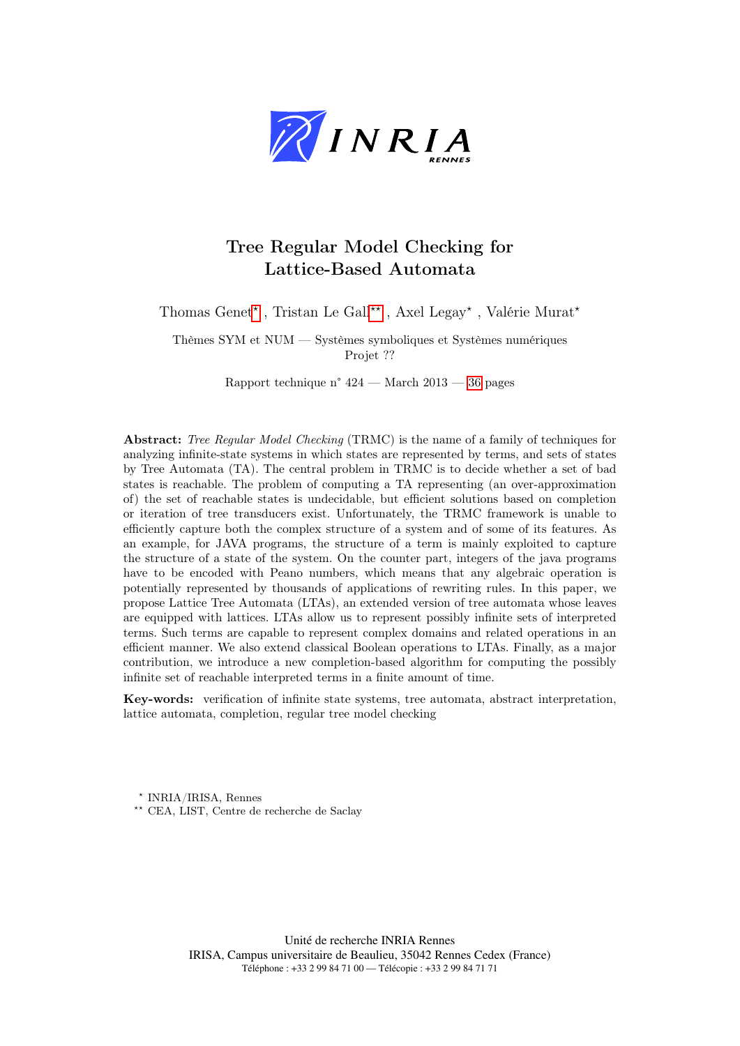# Tree Regular Model Checking for Lattice-Based Automata

Thomas Genet*, Tristan Le Gall**, Axel Legay*, Valérie Murat*

Thèmes SYM et NUM — Systèmes symboliques et Systèmes numériques
Projet ??

Rapport technique n° 424 — March 2013 — 36 pages

**Abstract:** *Tree Regular Model Checking* (TRMC) is the name of a family of techniques for analyzing infinite-state systems in which states are represented by terms, and sets of states by Tree Automata (TA). The central problem in TRMC is to decide whether a set of bad states is reachable. The problem of computing a TA representing (an over-approximation of) the set of reachable states is undecidable, but efficient solutions based on completion or iteration of tree transducers exist. Unfortunately, the TRMC framework is unable to efficiently capture both the complex structure of a system and of some of its features. As an example, for JAVA programs, the structure of a term is mainly exploited to capture the structure of a state of the system. On the counter part, integers of the java programs have to be encoded with Peano numbers, which means that any algebraic operation is potentially represented by thousands of applications of rewriting rules. In this paper, we propose Lattice Tree Automata (LTAs), an extended version of tree automata whose leaves are equipped with lattices. LTAs allow us to represent possibly infinite sets of interpreted terms. Such terms are capable to represent complex domains and related operations in an efficient manner. We also extend classical Boolean operations to LTAs. Finally, as a major contribution, we introduce a new completion-based algorithm for computing the possibly infinite set of reachable interpreted terms in a finite amount of time.

**Key-words:** verification of infinite state systems, tree automata, abstract interpretation, lattice automata, completion, regular tree model checking

* INRIA/IRISA, Rennes
** CEA, LIST, Centre de recherche de Saclay

Unité de recherche INRIA Rennes
IRISA, Campus universitaire de Beaulieu, 35042 Rennes Cedex (France)
Téléphone : +33 2 99 84 71 00 — Télécopie : +33 2 99 84 71 71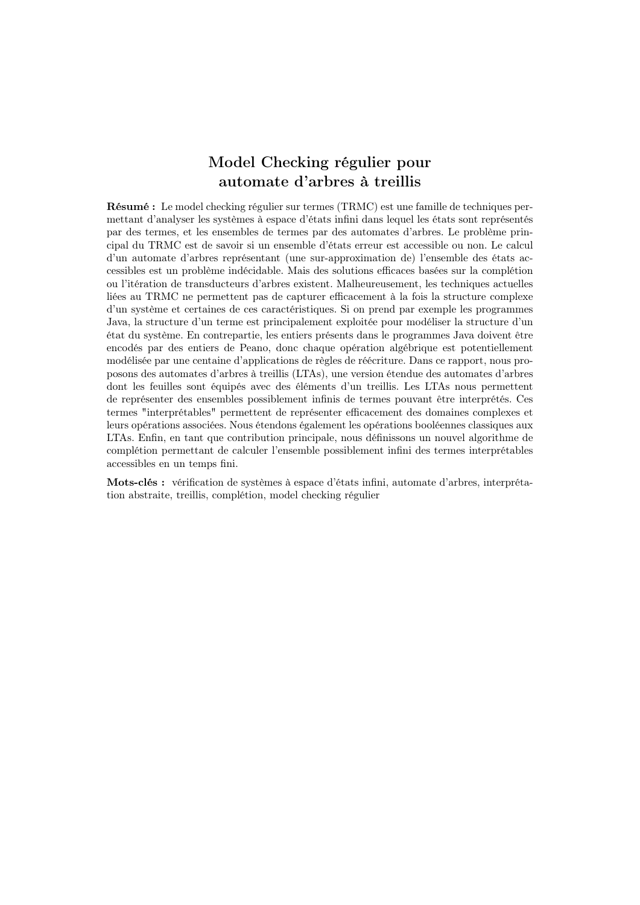# Model Checking régulier pour automate d'arbres à treillis

**Résumé :** Le model checking régulier sur termes (TRMC) est une famille de techniques permettant d'analyser les systèmes à espace d'états infini dans lequel les états sont représentés par des termes, et les ensembles de termes par des automates d'arbres. Le problème principal du TRMC est de savoir si un ensemble d'états erreur est accessible ou non. Le calcul d'un automate d'arbres représentant (une sur-approximation de) l'ensemble des états accessibles est un problème indécidable. Mais des solutions efficaces basées sur la complétion ou l'itération de transducteurs d'arbres existent. Malheureusement, les techniques actuelles liées au TRMC ne permettent pas de capturer efficacement à la fois la structure complexe d'un système et certaines de ces caractéristiques. Si on prend par exemple les programmes Java, la structure d'un terme est principalement exploitée pour modéliser la structure d'un état du système. En contrepartie, les entiers présents dans le programmes Java doivent être encodés par des entiers de Peano, donc chaque opération algébrique est potentiellement modélisée par une centaine d'applications de règles de réécriture. Dans ce rapport, nous proposons des automates d'arbres à treillis (LTAs), une version étendue des automates d'arbres dont les feuilles sont équipés avec des éléments d'un treillis. Les LTAs nous permettent de représenter des ensembles possiblement infinis de termes pouvant être interprétés. Ces termes "interprétables" permettent de représenter efficacement des domaines complexes et leurs opérations associées. Nous étendons également les opérations booléennes classiques aux LTAs. Enfin, en tant que contribution principale, nous définissons un nouvel algorithme de complétion permettant de calculer l'ensemble possiblement infini des termes interprétables accessibles en un temps fini.

**Mots-clés :** vérification de systèmes à espace d'états infini, automate d'arbres, interprétation abstraite, treillis, complétion, model checking régulier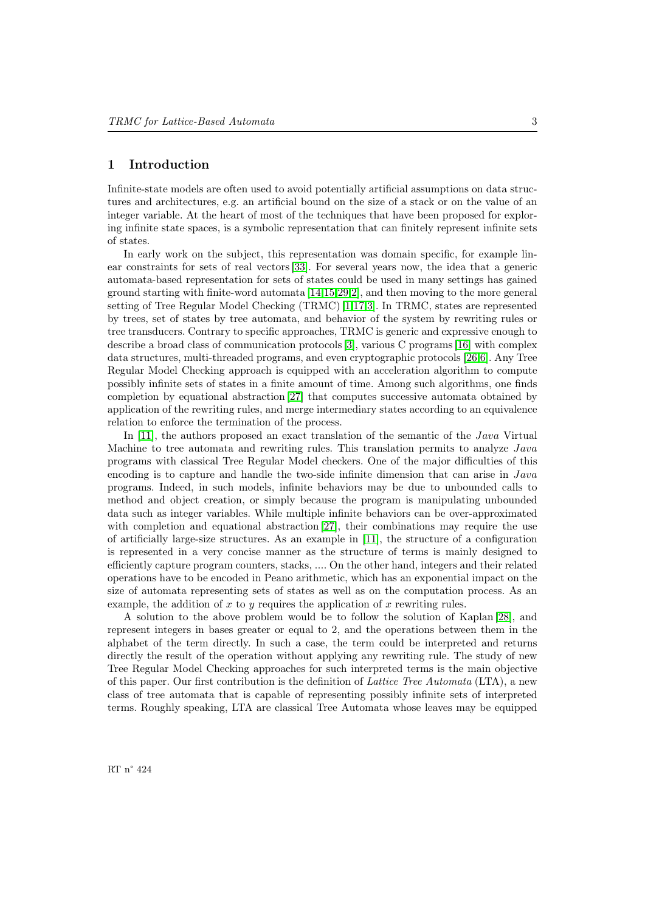# 1 Introduction

Infinite-state models are often used to avoid potentially artificial assumptions on data structures and architectures, e.g. an artificial bound on the size of a stack or on the value of an integer variable. At the heart of most of the techniques that have been proposed for exploring infinite state spaces, is a symbolic representation that can finitely represent infinite sets of states.

In early work on the subject, this representation was domain specific, for example linear constraints for sets of real vectors [33]. For several years now, the idea that a generic automata-based representation for sets of states could be used in many settings has gained ground starting with finite-word automata [14,15,29,2], and then moving to the more general setting of Tree Regular Model Checking (TRMC) [1,17,3]. In TRMC, states are represented by trees, set of states by tree automata, and behavior of the system by rewriting rules or tree transducers. Contrary to specific approaches, TRMC is generic and expressive enough to describe a broad class of communication protocols [3], various C programs [16] with complex data structures, multi-threaded programs, and even cryptographic protocols [26,6]. Any Tree Regular Model Checking approach is equipped with an acceleration algorithm to compute possibly infinite sets of states in a finite amount of time. Among such algorithms, one finds completion by equational abstraction [27] that computes successive automata obtained by application of the rewriting rules, and merge intermediary states according to an equivalence relation to enforce the termination of the process.

In [11], the authors proposed an exact translation of the semantic of the *Java* Virtual Machine to tree automata and rewriting rules. This translation permits to analyze *Java* programs with classical Tree Regular Model checkers. One of the major difficulties of this encoding is to capture and handle the two-side infinite dimension that can arise in *Java* programs. Indeed, in such models, infinite behaviors may be due to unbounded calls to method and object creation, or simply because the program is manipulating unbounded data such as integer variables. While multiple infinite behaviors can be over-approximated with completion and equational abstraction [27], their combinations may require the use of artificially large-size structures. As an example in [11], the structure of a configuration is represented in a very concise manner as the structure of terms is mainly designed to efficiently capture program counters, stacks, .... On the other hand, integers and their related operations have to be encoded in Peano arithmetic, which has an exponential impact on the size of automata representing sets of states as well as on the computation process. As an example, the addition of $x$ to $y$ requires the application of $x$ rewriting rules.

A solution to the above problem would be to follow the solution of Kaplan [28], and represent integers in bases greater or equal to 2, and the operations between them in the alphabet of the term directly. In such a case, the term could be interpreted and returns directly the result of the operation without applying any rewriting rule. The study of new Tree Regular Model Checking approaches for such interpreted terms is the main objective of this paper. Our first contribution is the definition of *Lattice Tree Automata* (LTA), a new class of tree automata that is capable of representing possibly infinite sets of interpreted terms. Roughly speaking, LTA are classical Tree Automata whose leaves may be equipped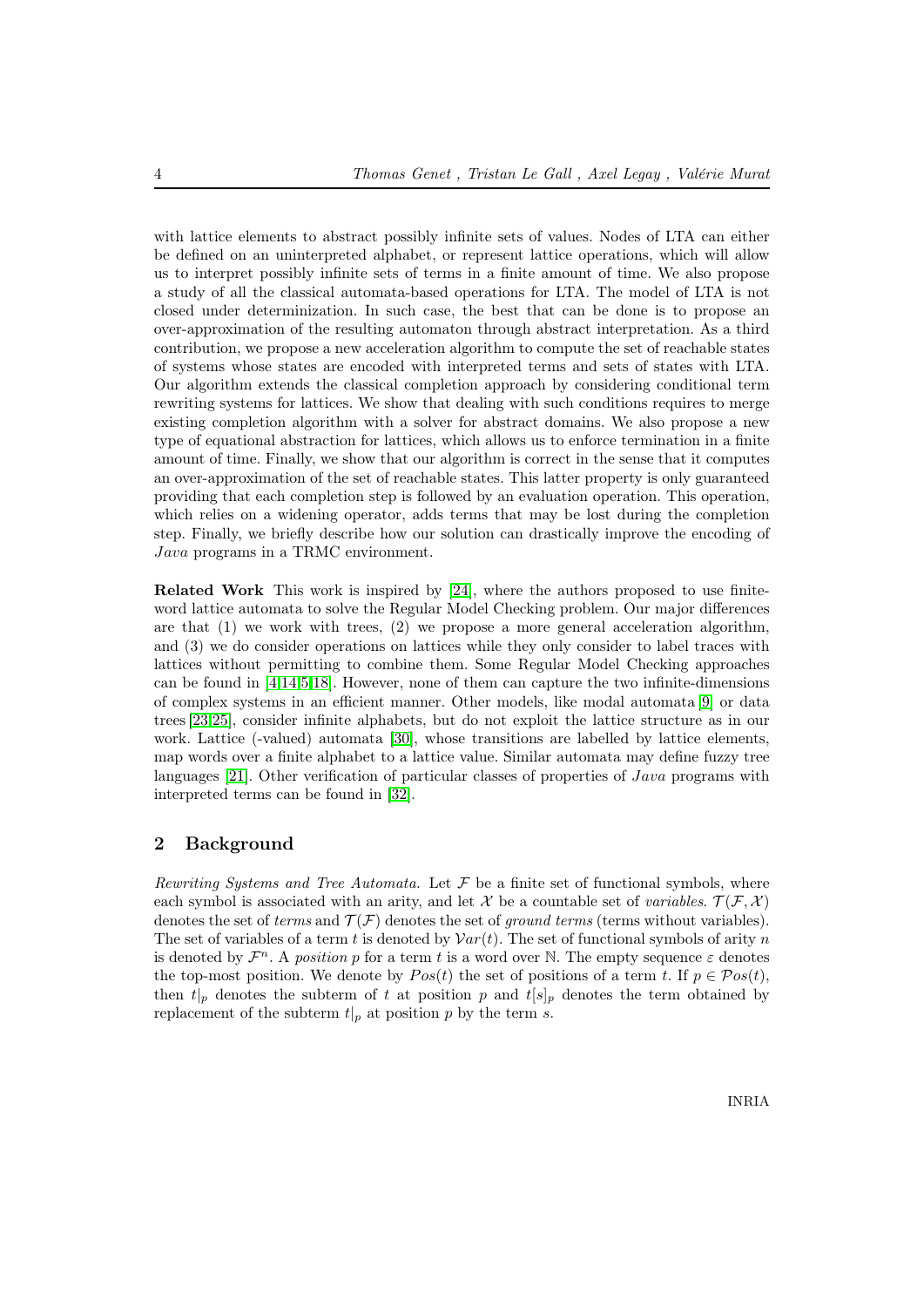with lattice elements to abstract possibly infinite sets of values. Nodes of LTA can either be defined on an uninterpreted alphabet, or represent lattice operations, which will allow us to interpret possibly infinite sets of terms in a finite amount of time. We also propose a study of all the classical automata-based operations for LTA. The model of LTA is not closed under determinization. In such case, the best that can be done is to propose an over-approximation of the resulting automaton through abstract interpretation. As a third contribution, we propose a new acceleration algorithm to compute the set of reachable states of systems whose states are encoded with interpreted terms and sets of states with LTA. Our algorithm extends the classical completion approach by considering conditional term rewriting systems for lattices. We show that dealing with such conditions requires to merge existing completion algorithm with a solver for abstract domains. We also propose a new type of equational abstraction for lattices, which allows us to enforce termination in a finite amount of time. Finally, we show that our algorithm is correct in the sense that it computes an over-approximation of the set of reachable states. This latter property is only guaranteed providing that each completion step is followed by an evaluation operation. This operation, which relies on a widening operator, adds terms that may be lost during the completion step. Finally, we briefly describe how our solution can drastically improve the encoding of *Java* programs in a TRMC environment.

**Related Work** This work is inspired by [24], where the authors proposed to use finite-word lattice automata to solve the Regular Model Checking problem. Our major differences are that (1) we work with trees, (2) we propose a more general acceleration algorithm, and (3) we do consider operations on lattices while they only consider to label traces with lattices without permitting to combine them. Some Regular Model Checking approaches can be found in [4,14,5,18]. However, none of them can capture the two infinite-dimensions of complex systems in an efficient manner. Other models, like modal automata [9] or data trees [23,25], consider infinite alphabets, but do not exploit the lattice structure as in our work. Lattice (-valued) automata [30], whose transitions are labelled by lattice elements, map words over a finite alphabet to a lattice value. Similar automata may define fuzzy tree languages [21]. Other verification of particular classes of properties of *Java* programs with interpreted terms can be found in [32].

## 2 Background

*Rewriting Systems and Tree Automata.* Let $\mathcal{F}$ be a finite set of functional symbols, where each symbol is associated with an arity, and let $\mathcal{X}$ be a countable set of *variables*. $\mathcal{T}(\mathcal{F}, \mathcal{X})$ denotes the set of *terms* and $\mathcal{T}(\mathcal{F})$ denotes the set of *ground terms* (terms without variables). The set of variables of a term $t$ is denoted by $\mathcal{V}ar(t)$. The set of functional symbols of arity $n$ is denoted by $\mathcal{F}^n$. A *position* $p$ for a term $t$ is a word over $\mathbb{N}$. The empty sequence $\varepsilon$ denotes the top-most position. We denote by $Pos(t)$ the set of positions of a term $t$. If $p \in \mathcal{P}os(t)$, then $t|_p$ denotes the subterm of $t$ at position $p$ and $t[s]_p$ denotes the term obtained by replacement of the subterm $t|_p$ at position $p$ by the term $s$.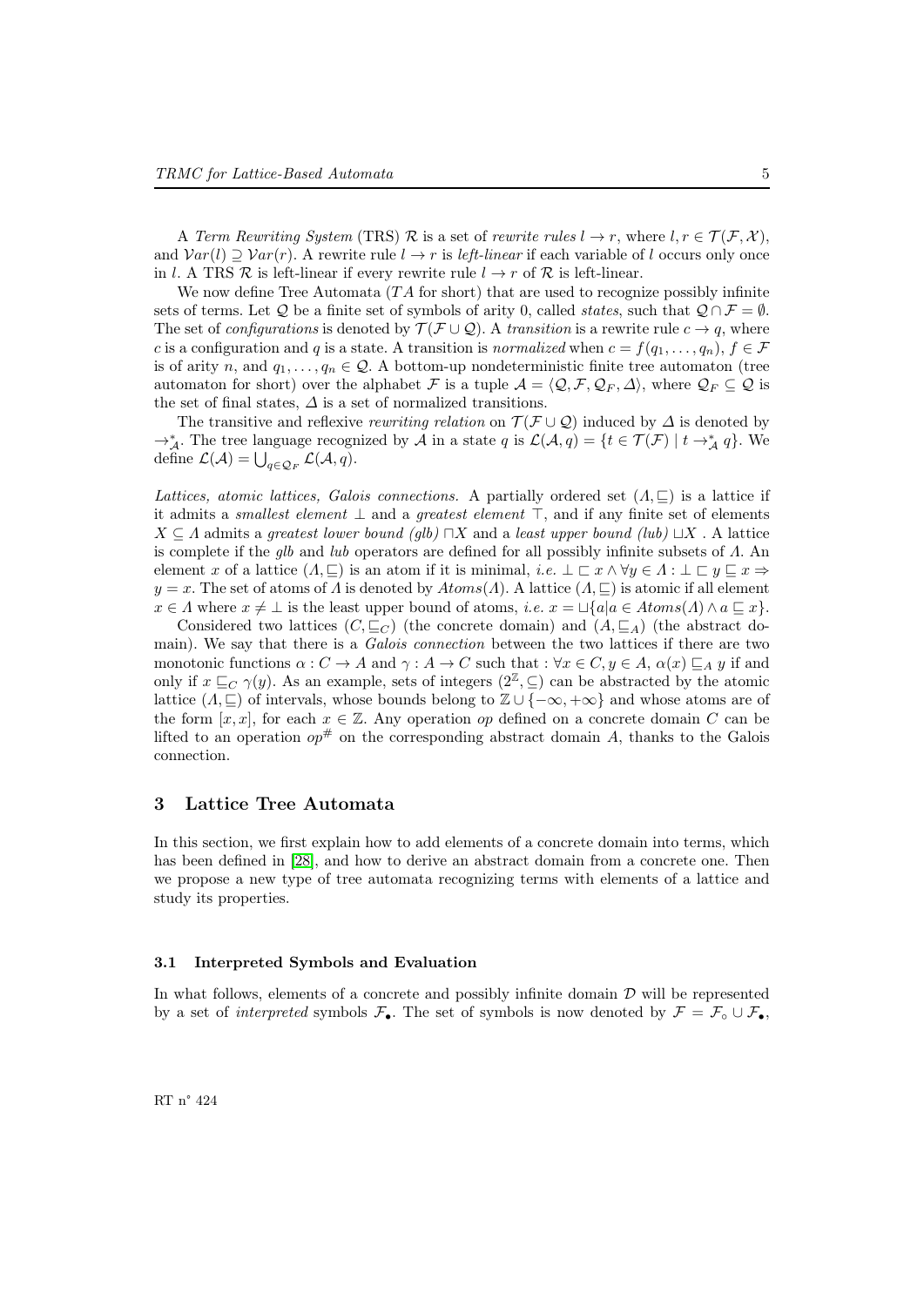A *Term Rewriting System* (TRS) $\mathcal{R}$ is a set of *rewrite rules* $l \to r$, where $l, r \in \mathcal{T}(\mathcal{F}, \mathcal{X})$, and $\mathcal{V}ar(l) \supseteq \mathcal{V}ar(r)$. A rewrite rule $l \to r$ is *left-linear* if each variable of $l$ occurs only once in $l$. A TRS $\mathcal{R}$ is left-linear if every rewrite rule $l \to r$ of $\mathcal{R}$ is left-linear.

We now define Tree Automata ($TA$ for short) that are used to recognize possibly infinite sets of terms. Let $\mathcal{Q}$ be a finite set of symbols of arity 0, called *states*, such that $\mathcal{Q} \cap \mathcal{F} = \emptyset$. The set of *configurations* is denoted by $\mathcal{T}(\mathcal{F} \cup \mathcal{Q})$. A *transition* is a rewrite rule $c \to q$, where $c$ is a configuration and $q$ is a state. A transition is *normalized* when $c = f(q_1, \ldots, q_n)$, $f \in \mathcal{F}$ is of arity $n$, and $q_1, \ldots, q_n \in \mathcal{Q}$. A bottom-up nondeterministic finite tree automaton (tree automaton for short) over the alphabet $\mathcal{F}$ is a tuple $\mathcal{A} = \langle \mathcal{Q}, \mathcal{F}, \mathcal{Q}_F, \Delta \rangle$, where $\mathcal{Q}_F \subseteq \mathcal{Q}$ is the set of final states, $\Delta$ is a set of normalized transitions.

The transitive and reflexive *rewriting relation* on $\mathcal{T}(\mathcal{F} \cup \mathcal{Q})$ induced by $\Delta$ is denoted by $\to^*_{\mathcal{A}}$. The tree language recognized by $\mathcal{A}$ in a state $q$ is $\mathcal{L}(\mathcal{A}, q) = \{t \in \mathcal{T}(\mathcal{F}) \mid t \to^*_{\mathcal{A}} q\}$. We define $\mathcal{L}(\mathcal{A}) = \bigcup_{q \in \mathcal{Q}_F} \mathcal{L}(\mathcal{A}, q)$.

*Lattices, atomic lattices, Galois connections.* A partially ordered set $(\Lambda, \sqsubseteq)$ is a lattice if it admits a *smallest element* $\bot$ and a *greatest element* $\top$, and if any finite set of elements $X \subseteq \Lambda$ admits a *greatest lower bound (glb)* $\sqcap X$ and a *least upper bound (lub)* $\sqcup X$ . A lattice is complete if the *glb* and *lub* operators are defined for all possibly infinite subsets of $\Lambda$. An element $x$ of a lattice $(\Lambda, \sqsubseteq)$ is an atom if it is minimal, *i.e.* $\bot \sqsubset x \wedge \forall y \in \Lambda : \bot \sqsubset y \sqsubseteq x \Rightarrow y = x$. The set of atoms of $\Lambda$ is denoted by $Atoms(\Lambda)$. A lattice $(\Lambda, \sqsubseteq)$ is atomic if all element $x \in \Lambda$ where $x \neq \bot$ is the least upper bound of atoms, *i.e.* $x = \sqcup\{a | a \in Atoms(\Lambda) \wedge a \sqsubseteq x\}$.

Considered two lattices $(C, \sqsubseteq_C)$ (the concrete domain) and $(A, \sqsubseteq_A)$ (the abstract domain). We say that there is a *Galois connection* between the two lattices if there are two monotonic functions $\alpha : C \to A$ and $\gamma : A \to C$ such that : $\forall x \in C, y \in A$, $\alpha(x) \sqsubseteq_A y$ if and only if $x \sqsubseteq_C \gamma(y)$. As an example, sets of integers $(2^{\mathbb{Z}}, \subseteq)$ can be abstracted by the atomic lattice $(\Lambda, \sqsubseteq)$ of intervals, whose bounds belong to $\mathbb{Z} \cup \{-\infty, +\infty\}$ and whose atoms are of the form $[x, x]$, for each $x \in \mathbb{Z}$. Any operation $op$ defined on a concrete domain $C$ can be lifted to an operation $op^{\#}$ on the corresponding abstract domain $A$, thanks to the Galois connection.

## 3 Lattice Tree Automata

In this section, we first explain how to add elements of a concrete domain into terms, which has been defined in [28], and how to derive an abstract domain from a concrete one. Then we propose a new type of tree automata recognizing terms with elements of a lattice and study its properties.

### 3.1 Interpreted Symbols and Evaluation

In what follows, elements of a concrete and possibly infinite domain $\mathcal{D}$ will be represented by a set of *interpreted* symbols $\mathcal{F}_\bullet$. The set of symbols is now denoted by $\mathcal{F} = \mathcal{F}_\circ \cup \mathcal{F}_\bullet$,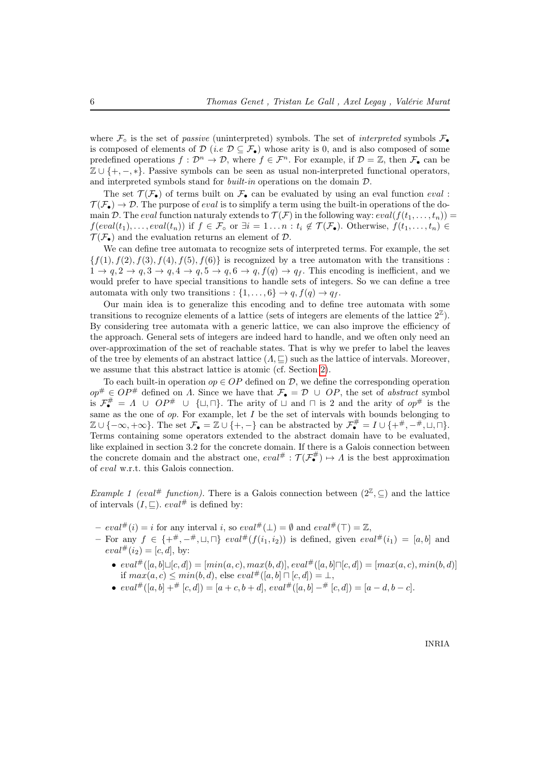where $\mathcal{F}_\circ$ is the set of *passive* (uninterpreted) symbols. The set of *interpreted* symbols $\mathcal{F}_\bullet$ is composed of elements of $\mathcal{D}$ (*i.e* $\mathcal{D} \subseteq \mathcal{F}_\bullet$) whose arity is 0, and is also composed of some predefined operations $f : \mathcal{D}^n \rightarrow \mathcal{D}$, where $f \in \mathcal{F}^n$. For example, if $\mathcal{D} = \mathbb{Z}$, then $\mathcal{F}_\bullet$ can be $\mathbb{Z} \cup \{+, -, *\}$. Passive symbols can be seen as usual non-interpreted functional operators, and interpreted symbols stand for *built-in* operations on the domain $\mathcal{D}$.

The set $\mathcal{T}(\mathcal{F}_\bullet)$ of terms built on $\mathcal{F}_\bullet$ can be evaluated by using an eval function $eval : \mathcal{T}(\mathcal{F}_\bullet) \rightarrow \mathcal{D}$. The purpose of $eval$ is to simplify a term using the built-in operations of the domain $\mathcal{D}$. The $eval$ function naturaly extends to $\mathcal{T}(\mathcal{F})$ in the following way: $eval(f(t_1, \ldots, t_n)) = f(eval(t_1), \ldots, eval(t_n))$ if $f \in \mathcal{F}_\circ$ or $\exists i = 1 \ldots n : t_i \notin \mathcal{T}(\mathcal{F}_\bullet)$. Otherwise, $f(t_1, \ldots, t_n) \in \mathcal{T}(\mathcal{F}_\bullet)$ and the evaluation returns an element of $\mathcal{D}$.

We can define tree automata to recognize sets of interpreted terms. For example, the set $\{f(1), f(2), f(3), f(4), f(5), f(6)\}$ is recognized by a tree automaton with the transitions : $1 \rightarrow q, 2 \rightarrow q, 3 \rightarrow q, 4 \rightarrow q, 5 \rightarrow q, 6 \rightarrow q, f(q) \rightarrow q_f$. This encoding is inefficient, and we would prefer to have special transitions to handle sets of integers. So we can define a tree automata with only two transitions : $\{1, \ldots, 6\} \rightarrow q, f(q) \rightarrow q_f$.

Our main idea is to generalize this encoding and to define tree automata with some transitions to recognize elements of a lattice (sets of integers are elements of the lattice $2^{\mathbb{Z}}$). By considering tree automata with a generic lattice, we can also improve the efficiency of the approach. General sets of integers are indeed hard to handle, and we often only need an over-approximation of the set of reachable states. That is why we prefer to label the leaves of the tree by elements of an abstract lattice $(\Lambda, \sqsubseteq)$ such as the lattice of intervals. Moreover, we assume that this abstract lattice is atomic (cf. Section 2).

To each built-in operation $op \in OP$ defined on $\mathcal{D}$, we define the corresponding operation $op^\# \in OP^\#$ defined on $\Lambda$. Since we have that $\mathcal{F}_\bullet = \mathcal{D} \cup OP$, the set of *abstract* symbol is $\mathcal{F}_\bullet^\# = \Lambda \cup OP^\# \cup \{\sqcup, \sqcap\}$. The arity of $\sqcup$ and $\sqcap$ is 2 and the arity of $op^\#$ is the same as the one of $op$. For example, let $I$ be the set of intervals with bounds belonging to $\mathbb{Z} \cup \{-\infty, +\infty\}$. The set $\mathcal{F}_\bullet = \mathbb{Z} \cup \{+, -\}$ can be abstracted by $\mathcal{F}_\bullet^\# = I \cup \{+^\#, -^\#, \sqcup, \sqcap\}$. Terms containing some operators extended to the abstract domain have to be evaluated, like explained in section 3.2 for the concrete domain. If there is a Galois connection between the concrete domain and the abstract one, $eval^\# : \mathcal{T}(\mathcal{F}_\bullet^\#) \mapsto \Lambda$ is the best approximation of $eval$ w.r.t. this Galois connection.

*Example 1 ($eval^\#$ function).* There is a Galois connection between $(2^{\mathbb{Z}}, \subseteq)$ and the lattice of intervals $(I, \sqsubseteq)$. $eval^\#$ is defined by:

- $eval^\#(i) = i$ for any interval $i$, so $eval^\#(\bot) = \emptyset$ and $eval^\#(\top) = \mathbb{Z}$,
- For any $f \in \{+^\#, -^\#, \sqcup, \sqcap\}$ $eval^\#(f(i_1, i_2))$ is defined, given $eval^\#(i_1) = [a, b]$ and $eval^\#(i_2) = [c, d]$, by:
  - $eval^\#([a, b] \sqcup [c, d]) = [min(a, c), max(b, d)]$, $eval^\#([a, b] \sqcap [c, d]) = [max(a, c), min(b, d)]$ if $max(a, c) \leq min(b, d)$, else $eval^\#([a, b] \sqcap [c, d]) = \bot$,
  - $eval^\#([a, b] +^\# [c, d]) = [a + c, b + d]$, $eval^\#([a, b] -^\# [c, d]) = [a - d, b - c]$.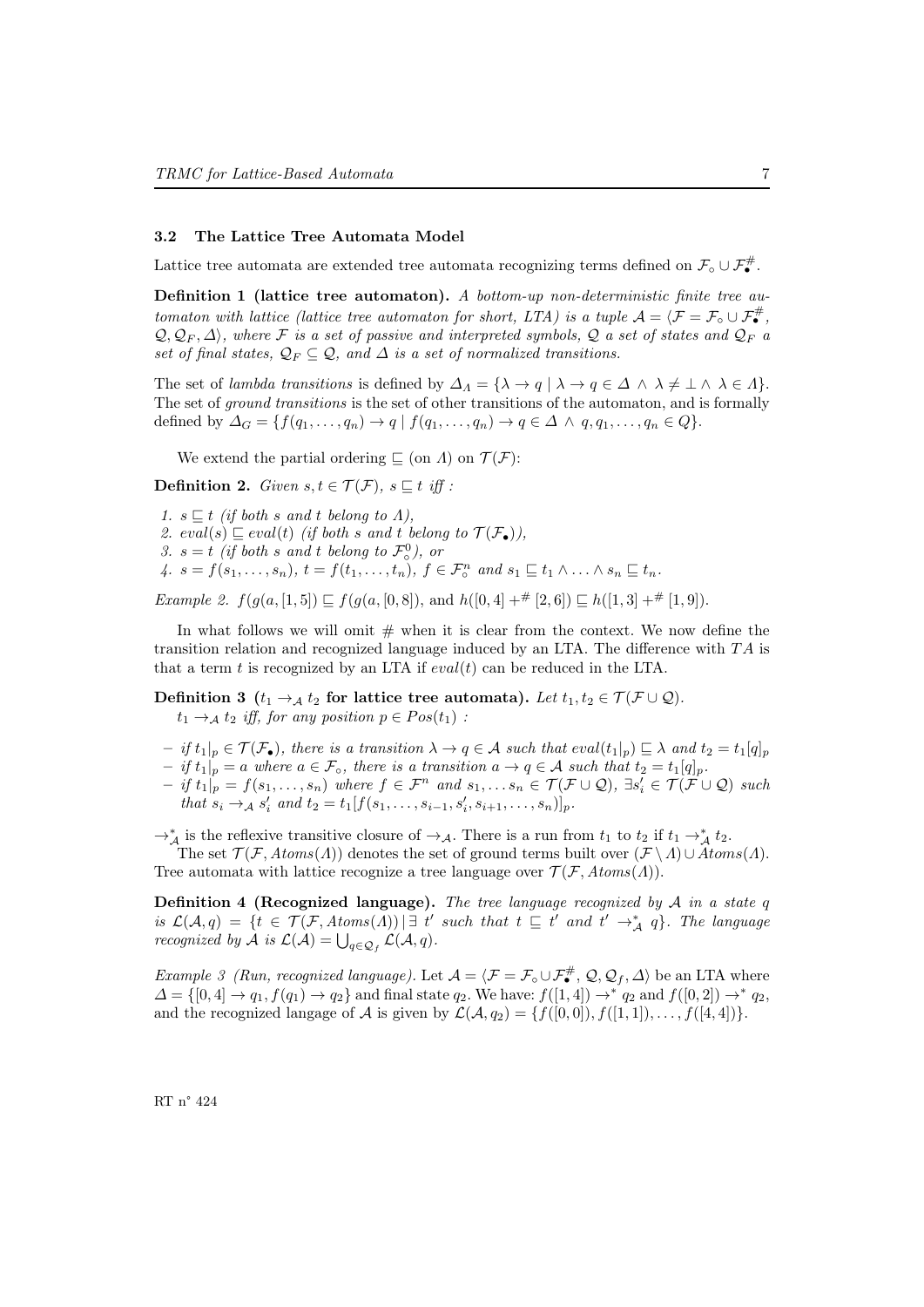### 3.2 The Lattice Tree Automata Model

Lattice tree automata are extended tree automata recognizing terms defined on $\mathcal{F}_\circ \cup \mathcal{F}_\bullet^\#$.

**Definition 1 (lattice tree automaton).** *A bottom-up non-deterministic finite tree automaton with lattice (lattice tree automaton for short, LTA) is a tuple $\mathcal{A} = \langle \mathcal{F} = \mathcal{F}_\circ \cup \mathcal{F}_\bullet^\#, \mathcal{Q}, \mathcal{Q}_F, \Delta \rangle$, where $\mathcal{F}$ is a set of passive and interpreted symbols, $\mathcal{Q}$ a set of states and $\mathcal{Q}_F$ a set of final states, $\mathcal{Q}_F \subseteq \mathcal{Q}$, and $\Delta$ is a set of normalized transitions.*

The set of *lambda transitions* is defined by $\Delta_\Lambda = \{\lambda \to q \mid \lambda \to q \in \Delta \wedge \lambda \neq \bot \wedge \lambda \in \Lambda\}$. The set of *ground transitions* is the set of other transitions of the automaton, and is formally defined by $\Delta_G = \{f(q_1, \ldots, q_n) \to q \mid f(q_1, \ldots, q_n) \to q \in \Delta \wedge q, q_1, \ldots, q_n \in Q\}$.

We extend the partial ordering $\sqsubseteq$ (on $\Lambda$) on $\mathcal{T}(\mathcal{F})$:

**Definition 2.** *Given $s, t \in \mathcal{T}(\mathcal{F})$, $s \sqsubseteq t$ iff :*

1. *$s \sqsubseteq t$ (if both $s$ and $t$ belong to $\Lambda$),*
2. *$eval(s) \sqsubseteq eval(t)$ (if both $s$ and $t$ belong to $\mathcal{T}(\mathcal{F}_\bullet)$),*
3. *$s = t$ (if both $s$ and $t$ belong to $\mathcal{F}_\circ^0$), or*
4. *$s = f(s_1, \ldots, s_n)$, $t = f(t_1, \ldots, t_n)$, $f \in \mathcal{F}_\circ^n$ and $s_1 \sqsubseteq t_1 \wedge \ldots \wedge s_n \sqsubseteq t_n$.*

*Example 2.* $f(g(a, [1, 5]) \sqsubseteq f(g(a, [0, 8]))$, and $h([0, 4] +^\# [2, 6]) \sqsubseteq h([1, 3] +^\# [1, 9])$.

In what follows we will omit # when it is clear from the context. We now define the transition relation and recognized language induced by an LTA. The difference with $TA$ is that a term $t$ is recognized by an LTA if $eval(t)$ can be reduced in the LTA.

**Definition 3 ($t_1 \to_\mathcal{A} t_2$ for lattice tree automata).** *Let $t_1, t_2 \in \mathcal{T}(\mathcal{F} \cup \mathcal{Q})$. $t_1 \to_\mathcal{A} t_2$ iff, for any position $p \in Pos(t_1)$ :*

- *if $t_1|_p \in \mathcal{T}(\mathcal{F}_\bullet)$, there is a transition $\lambda \to q \in \mathcal{A}$ such that $eval(t_1|_p) \sqsubseteq \lambda$ and $t_2 = t_1[q]_p$*
- *if $t_1|_p = a$ where $a \in \mathcal{F}_\circ$, there is a transition $a \to q \in \mathcal{A}$ such that $t_2 = t_1[q]_p$.*
- *if $t_1|_p = f(s_1, \ldots, s_n)$ where $f \in \mathcal{F}^n$ and $s_1, \ldots s_n \in \mathcal{T}(\mathcal{F} \cup \mathcal{Q})$, $\exists s_i' \in \mathcal{T}(\mathcal{F} \cup \mathcal{Q})$ such that $s_i \to_\mathcal{A} s_i'$ and $t_2 = t_1[f(s_1, \ldots, s_{i-1}, s_i', s_{i+1}, \ldots, s_n)]_p$.*

$\to_\mathcal{A}^*$ is the reflexive transitive closure of $\to_\mathcal{A}$. There is a run from $t_1$ to $t_2$ if $t_1 \to_\mathcal{A}^* t_2$.

The set $\mathcal{T}(\mathcal{F}, Atoms(\Lambda))$ denotes the set of ground terms built over $(\mathcal{F} \setminus \Lambda) \cup Atoms(\Lambda)$. Tree automata with lattice recognize a tree language over $\mathcal{T}(\mathcal{F}, Atoms(\Lambda))$.

**Definition 4 (Recognized language).** *The tree language recognized by $\mathcal{A}$ in a state $q$ is $\mathcal{L}(\mathcal{A}, q) = \{t \in \mathcal{T}(\mathcal{F}, Atoms(\Lambda)) \mid \exists\ t'$ such that $t \sqsubseteq t'$ and $t' \to_\mathcal{A}^* q\}$. The language recognized by $\mathcal{A}$ is $\mathcal{L}(\mathcal{A}) = \bigcup_{q \in \mathcal{Q}_f} \mathcal{L}(\mathcal{A}, q)$.*

*Example 3 (Run, recognized language).* Let $\mathcal{A} = \langle \mathcal{F} = \mathcal{F}_\circ \cup \mathcal{F}_\bullet^\#, \mathcal{Q}, \mathcal{Q}_f, \Delta \rangle$ be an LTA where $\Delta = \{[0, 4] \to q_1, f(q_1) \to q_2\}$ and final state $q_2$. We have: $f([1, 4]) \to^* q_2$ and $f([0, 2]) \to^* q_2$, and the recognized langage of $\mathcal{A}$ is given by $\mathcal{L}(\mathcal{A}, q_2) = \{f([0, 0]), f([1, 1]), \ldots, f([4, 4])\}$.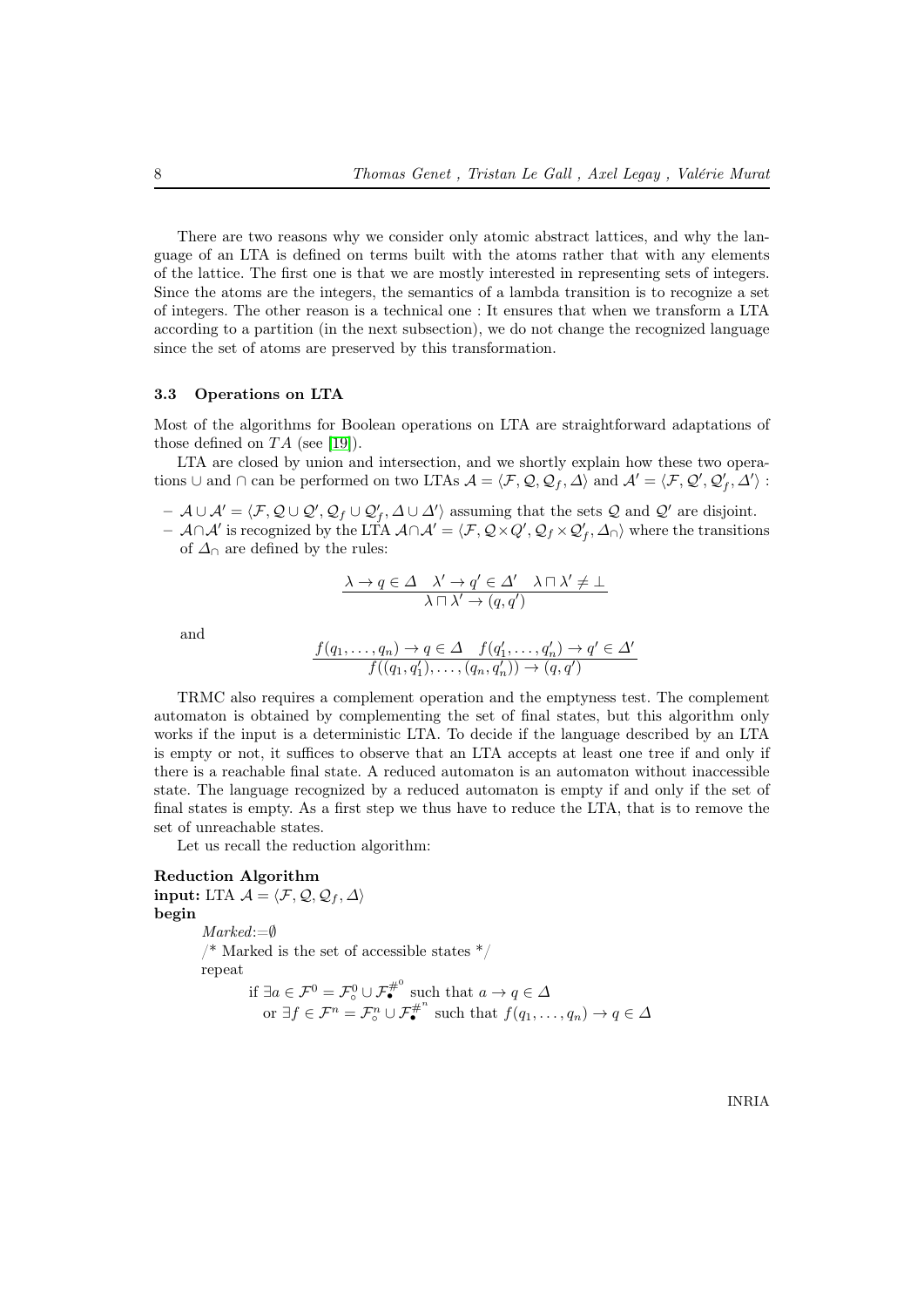There are two reasons why we consider only atomic abstract lattices, and why the language of an LTA is defined on terms built with the atoms rather that with any elements of the lattice. The first one is that we are mostly interested in representing sets of integers. Since the atoms are the integers, the semantics of a lambda transition is to recognize a set of integers. The other reason is a technical one : It ensures that when we transform a LTA according to a partition (in the next subsection), we do not change the recognized language since the set of atoms are preserved by this transformation.

### 3.3 Operations on LTA

Most of the algorithms for Boolean operations on LTA are straightforward adaptations of those defined on $TA$ (see [19]).

LTA are closed by union and intersection, and we shortly explain how these two operations $\cup$ and $\cap$ can be performed on two LTAs $\mathcal{A} = \langle \mathcal{F}, \mathcal{Q}, \mathcal{Q}_f, \Delta \rangle$ and $\mathcal{A}' = \langle \mathcal{F}, \mathcal{Q}', \mathcal{Q}'_f, \Delta' \rangle$ :

- $\mathcal{A} \cup \mathcal{A}' = \langle \mathcal{F}, \mathcal{Q} \cup \mathcal{Q}', \mathcal{Q}_f \cup \mathcal{Q}'_f, \Delta \cup \Delta' \rangle$ assuming that the sets $\mathcal{Q}$ and $\mathcal{Q}'$ are disjoint.
- $\mathcal{A} \cap \mathcal{A}'$ is recognized by the LTA $\mathcal{A} \cap \mathcal{A}' = \langle \mathcal{F}, \mathcal{Q} \times Q', \mathcal{Q}_f \times \mathcal{Q}'_f, \Delta_\cap \rangle$ where the transitions of $\Delta_\cap$ are defined by the rules:

$$\frac{\lambda \to q \in \Delta \quad \lambda' \to q' \in \Delta' \quad \lambda \sqcap \lambda' \neq \bot}{\lambda \sqcap \lambda' \to (q, q')}$$

and

$$\frac{f(q_1, \ldots, q_n) \to q \in \Delta \quad f(q'_1, \ldots, q'_n) \to q' \in \Delta'}{f((q_1, q'_1), \ldots, (q_n, q'_n)) \to (q, q')}$$

TRMC also requires a complement operation and the emptyness test. The complement automaton is obtained by complementing the set of final states, but this algorithm only works if the input is a deterministic LTA. To decide if the language described by an LTA is empty or not, it suffices to observe that an LTA accepts at least one tree if and only if there is a reachable final state. A reduced automaton is an automaton without inaccessible state. The language recognized by a reduced automaton is empty if and only if the set of final states is empty. As a first step we thus have to reduce the LTA, that is to remove the set of unreachable states.

Let us recall the reduction algorithm:

**Reduction Algorithm**
**input:** LTA $\mathcal{A} = \langle \mathcal{F}, \mathcal{Q}, \mathcal{Q}_f, \Delta \rangle$
**begin**

*Marked*$:=\emptyset$

/* Marked is the set of accessible states */

repeat

if $\exists a \in \mathcal{F}^0 = \mathcal{F}^0_\circ \cup \mathcal{F}^{\#^0}_\bullet$ such that $a \to q \in \Delta$

or $\exists f \in \mathcal{F}^n = \mathcal{F}^n_\circ \cup \mathcal{F}^{\#^n}_\bullet$ such that $f(q_1, \ldots, q_n) \to q \in \Delta$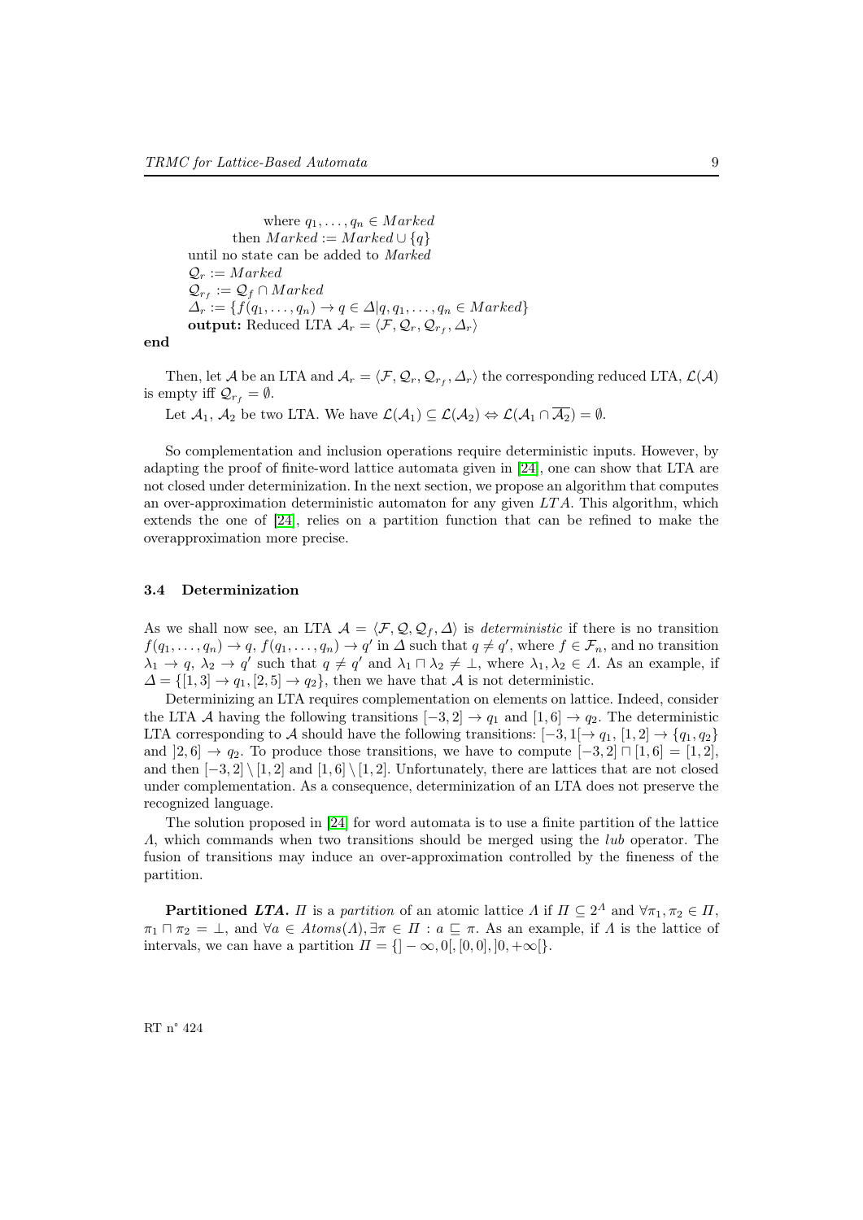```
            where q_1, ..., q_n ∈ Marked
        then Marked := Marked ∪ {q}
    until no state can be added to Marked
    Q_r := Marked
    Q_{r_f} := Q_f ∩ Marked
    Δ_r := {f(q_1, ..., q_n) → q ∈ Δ | q, q_1, ..., q_n ∈ Marked}
    output: Reduced LTA A_r = ⟨F, Q_r, Q_{r_f}, Δ_r⟩
end
```

Then, let $\mathcal{A}$ be an LTA and $\mathcal{A}_r = \langle \mathcal{F}, \mathcal{Q}_r, \mathcal{Q}_{r_f}, \Delta_r \rangle$ the corresponding reduced LTA, $\mathcal{L}(\mathcal{A})$ is empty iff $\mathcal{Q}_{r_f} = \emptyset$.

Let $\mathcal{A}_1$, $\mathcal{A}_2$ be two LTA. We have $\mathcal{L}(\mathcal{A}_1) \subseteq \mathcal{L}(\mathcal{A}_2) \Leftrightarrow \mathcal{L}(\mathcal{A}_1 \cap \overline{\mathcal{A}_2}) = \emptyset$.

So complementation and inclusion operations require deterministic inputs. However, by adapting the proof of finite-word lattice automata given in [24], one can show that LTA are not closed under determinization. In the next section, we propose an algorithm that computes an over-approximation deterministic automaton for any given $LTA$. This algorithm, which extends the one of [24], relies on a partition function that can be refined to make the overapproximation more precise.

### 3.4 Determinization

As we shall now see, an LTA $\mathcal{A} = \langle \mathcal{F}, \mathcal{Q}, \mathcal{Q}_f, \Delta \rangle$ is *deterministic* if there is no transition $f(q_1, \ldots, q_n) \to q$, $f(q_1, \ldots, q_n) \to q'$ in $\Delta$ such that $q \neq q'$, where $f \in \mathcal{F}_n$, and no transition $\lambda_1 \to q$, $\lambda_2 \to q'$ such that $q \neq q'$ and $\lambda_1 \sqcap \lambda_2 \neq \bot$, where $\lambda_1, \lambda_2 \in \Lambda$. As an example, if $\Delta = \{[1,3] \to q_1, [2,5] \to q_2\}$, then we have that $\mathcal{A}$ is not deterministic.

Determinizing an LTA requires complementation on elements on lattice. Indeed, consider the LTA $\mathcal{A}$ having the following transitions $[-3,2] \to q_1$ and $[1,6] \to q_2$. The deterministic LTA corresponding to $\mathcal{A}$ should have the following transitions: $[-3,1[ \to q_1$, $[1,2] \to \{q_1, q_2\}$ and $]2,6] \to q_2$. To produce those transitions, we have to compute $[-3,2] \sqcap [1,6] = [1,2]$, and then $[-3,2] \setminus [1,2]$ and $[1,6] \setminus [1,2]$. Unfortunately, there are lattices that are not closed under complementation. As a consequence, determinization of an LTA does not preserve the recognized language.

The solution proposed in [24] for word automata is to use a finite partition of the lattice $\Lambda$, which commands when two transitions should be merged using the *lub* operator. The fusion of transitions may induce an over-approximation controlled by the fineness of the partition.

**Partitioned *LTA*.** $\Pi$ is a *partition* of an atomic lattice $\Lambda$ if $\Pi \subseteq 2^{\Lambda}$ and $\forall \pi_1, \pi_2 \in \Pi$, $\pi_1 \sqcap \pi_2 = \bot$, and $\forall a \in Atoms(\Lambda), \exists \pi \in \Pi : a \sqsubseteq \pi$. As an example, if $\Lambda$ is the lattice of intervals, we can have a partition $\Pi = \{]-\infty, 0[, [0,0], ]0, +\infty[\}$.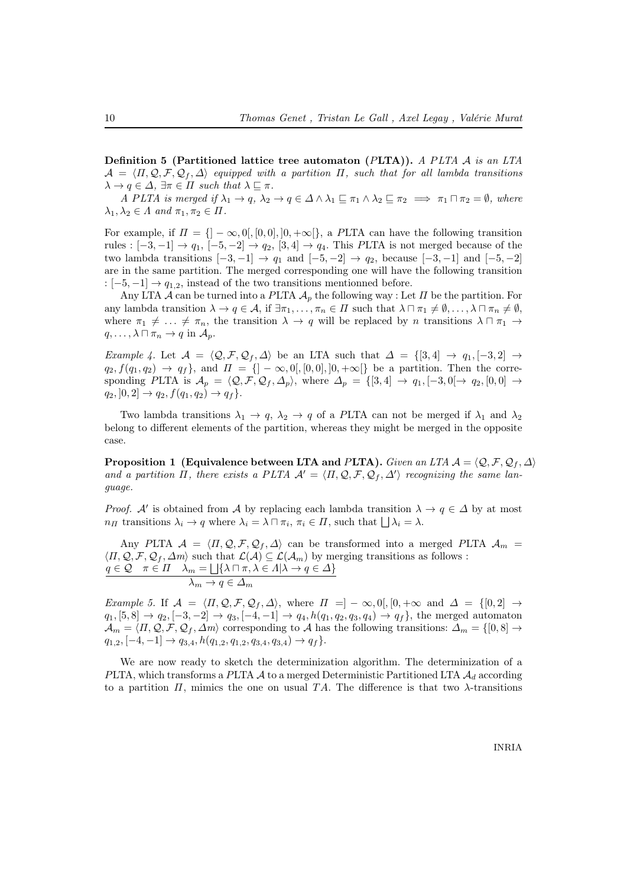**Definition 5 (Partitioned lattice tree automaton ($P$LTA)).** *A $PLTA$ $\mathcal{A}$ is an LTA $\mathcal{A} = \langle \Pi, \mathcal{Q}, \mathcal{F}, \mathcal{Q}_f, \Delta \rangle$ equipped with a partition $\Pi$, such that for all lambda transitions $\lambda \rightarrow q \in \Delta$, $\exists \pi \in \Pi$ such that $\lambda \sqsubseteq \pi$.*

*A $PLTA$ is merged if $\lambda_1 \rightarrow q$, $\lambda_2 \rightarrow q \in \Delta \wedge \lambda_1 \sqsubseteq \pi_1 \wedge \lambda_2 \sqsubseteq \pi_2 \implies \pi_1 \sqcap \pi_2 = \emptyset$, where $\lambda_1, \lambda_2 \in \Lambda$ and $\pi_1, \pi_2 \in \Pi$.*

For example, if $\Pi = \{]-\infty, 0[, [0,0], ]0, +\infty[\}$, a $P$LTA can have the following transition rules : $[-3,-1] \rightarrow q_1$, $[-5,-2] \rightarrow q_2$, $[3,4] \rightarrow q_4$. This $P$LTA is not merged because of the two lambda transitions $[-3,-1] \rightarrow q_1$ and $[-5,-2] \rightarrow q_2$, because $[-3,-1]$ and $[-5,-2]$ are in the same partition. The merged corresponding one will have the following transition : $[-5,-1] \rightarrow q_{1,2}$, instead of the two transitions mentionned before.

Any LTA $\mathcal{A}$ can be turned into a $P$LTA $\mathcal{A}_p$ the following way : Let $\Pi$ be the partition. For any lambda transition $\lambda \rightarrow q \in \mathcal{A}$, if $\exists \pi_1, \ldots, \pi_n \in \Pi$ such that $\lambda \sqcap \pi_1 \neq \emptyset, \ldots, \lambda \sqcap \pi_n \neq \emptyset$, where $\pi_1 \neq \ldots \neq \pi_n$, the transition $\lambda \rightarrow q$ will be replaced by $n$ transitions $\lambda \sqcap \pi_1 \rightarrow q, \ldots, \lambda \sqcap \pi_n \rightarrow q$ in $\mathcal{A}_p$.

*Example 4.* Let $\mathcal{A} = \langle \mathcal{Q}, \mathcal{F}, \mathcal{Q}_f, \Delta \rangle$ be an LTA such that $\Delta = \{[3,4] \rightarrow q_1, [-3,2] \rightarrow q_2, f(q_1, q_2) \rightarrow q_f\}$, and $\Pi = \{]-\infty, 0[, [0,0], ]0, +\infty[\}$ be a partition. Then the corresponding $P$LTA is $\mathcal{A}_p = \langle \mathcal{Q}, \mathcal{F}, \mathcal{Q}_f, \Delta_p \rangle$, where $\Delta_p = \{[3,4] \rightarrow q_1, [-3,0[\rightarrow q_2, [0,0] \rightarrow q_2, ]0,2] \rightarrow q_2, f(q_1,q_2) \rightarrow q_f\}$.

Two lambda transitions $\lambda_1 \rightarrow q$, $\lambda_2 \rightarrow q$ of a $P$LTA can not be merged if $\lambda_1$ and $\lambda_2$ belong to different elements of the partition, whereas they might be merged in the opposite case.

**Proposition 1 (Equivalence between LTA and $P$LTA).** *Given an LTA $\mathcal{A} = \langle \mathcal{Q}, \mathcal{F}, \mathcal{Q}_f, \Delta \rangle$ and a partition $\Pi$, there exists a $PLTA$ $\mathcal{A}' = \langle \Pi, \mathcal{Q}, \mathcal{F}, \mathcal{Q}_f, \Delta' \rangle$ recognizing the same language.*

*Proof.* $\mathcal{A}'$ is obtained from $\mathcal{A}$ by replacing each lambda transition $\lambda \rightarrow q \in \Delta$ by at most $n_\Pi$ transitions $\lambda_i \rightarrow q$ where $\lambda_i = \lambda \sqcap \pi_i$, $\pi_i \in \Pi$, such that $\bigsqcup \lambda_i = \lambda$.

Any $P$LTA $\mathcal{A} = \langle \Pi, \mathcal{Q}, \mathcal{F}, \mathcal{Q}_f, \Delta \rangle$ can be transformed into a merged $P$LTA $\mathcal{A}_m = \langle \Pi, \mathcal{Q}, \mathcal{F}, \mathcal{Q}_f, \Delta m \rangle$ such that $\mathcal{L}(\mathcal{A}) \subseteq \mathcal{L}(\mathcal{A}_m)$ by merging transitions as follows :

$$\frac{q \in \mathcal{Q} \quad \pi \in \Pi \quad \lambda_m = \bigsqcup \{\lambda \sqcap \pi, \lambda \in \Lambda | \lambda \rightarrow q \in \Delta\}}{\lambda_m \rightarrow q \in \Delta_m}$$

*Example 5.* If $\mathcal{A} = \langle \Pi, \mathcal{Q}, \mathcal{F}, \mathcal{Q}_f, \Delta \rangle$, where $\Pi = ]-\infty, 0[, [0, +\infty$ and $\Delta = \{[0,2] \rightarrow q_1, [5,8] \rightarrow q_2, [-3,-2] \rightarrow q_3, [-4,-1] \rightarrow q_4, h(q_1,q_2,q_3,q_4) \rightarrow q_f\}$, the merged automaton $\mathcal{A}_m = \langle \Pi, \mathcal{Q}, \mathcal{F}, \mathcal{Q}_f, \Delta m \rangle$ corresponding to $\mathcal{A}$ has the following transitions: $\Delta_m = \{[0,8] \rightarrow q_{1,2}, [-4,-1] \rightarrow q_{3,4}, h(q_{1,2}, q_{1,2}, q_{3,4}, q_{3,4}) \rightarrow q_f\}$.

We are now ready to sketch the determinization algorithm. The determinization of a $P$LTA, which transforms a $P$LTA $\mathcal{A}$ to a merged Deterministic Partitioned LTA $\mathcal{A}_d$ according to a partition $\Pi$, mimics the one on usual $TA$. The difference is that two $\lambda$-transitions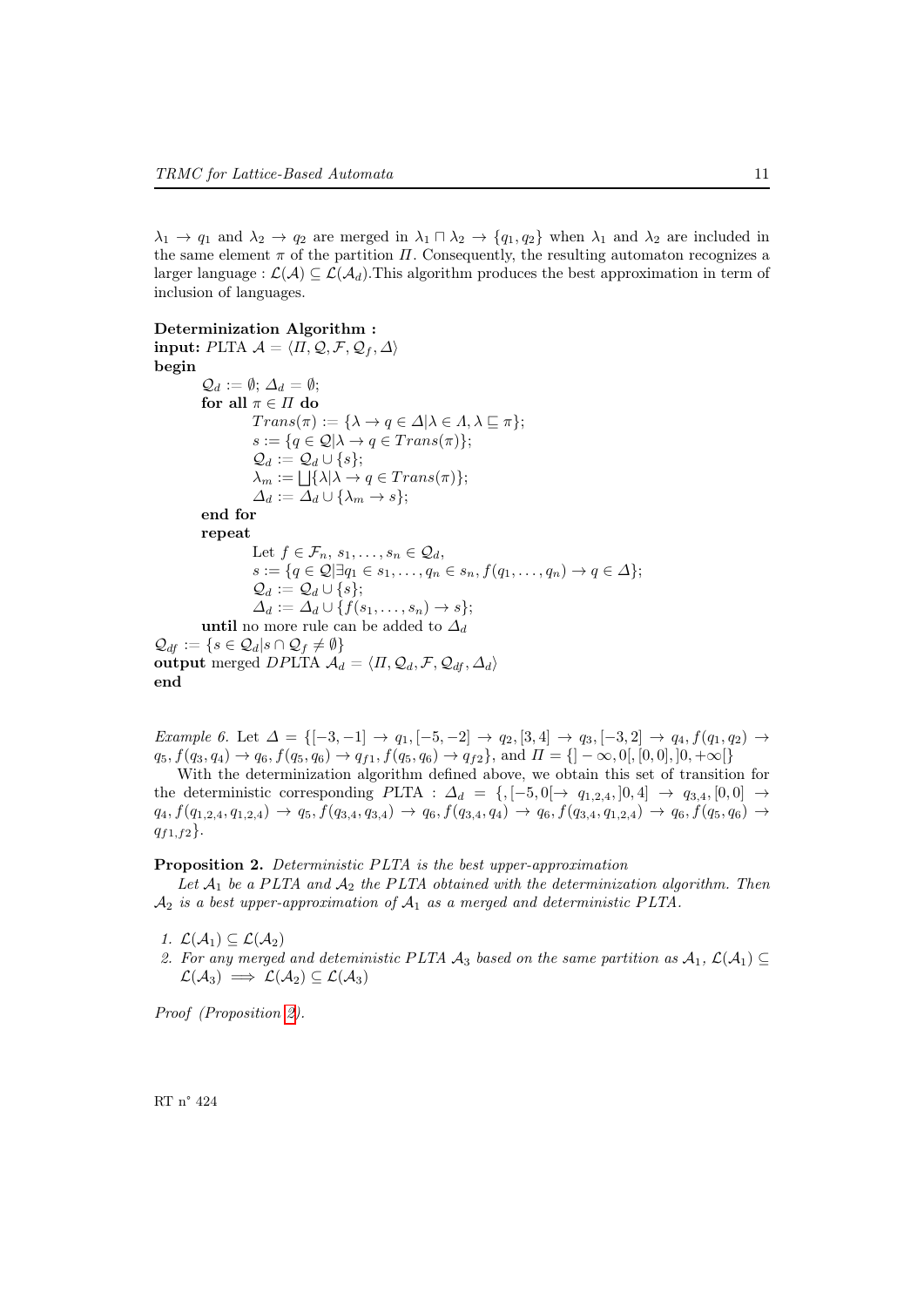$\lambda_1 \rightarrow q_1$ and $\lambda_2 \rightarrow q_2$ are merged in $\lambda_1 \sqcap \lambda_2 \rightarrow \{q_1, q_2\}$ when $\lambda_1$ and $\lambda_2$ are included in the same element $\pi$ of the partition $\Pi$. Consequently, the resulting automaton recognizes a larger language : $\mathcal{L}(\mathcal{A}) \subseteq \mathcal{L}(\mathcal{A}_d)$.This algorithm produces the best approximation in term of inclusion of languages.

**Determinization Algorithm :**
**input:** $PLTA$ $\mathcal{A} = \langle \Pi, \mathcal{Q}, \mathcal{F}, \mathcal{Q}_f, \Delta \rangle$
**begin**

$\mathcal{Q}_d := \emptyset$; $\Delta_d = \emptyset$;
**for all** $\pi \in \Pi$ **do**
  $Trans(\pi) := \{\lambda \rightarrow q \in \Delta | \lambda \in \Lambda, \lambda \sqsubseteq \pi\}$;
  $s := \{q \in \mathcal{Q} | \lambda \rightarrow q \in Trans(\pi)\}$;
  $\mathcal{Q}_d := \mathcal{Q}_d \cup \{s\}$;
  $\lambda_m := \bigsqcup \{\lambda | \lambda \rightarrow q \in Trans(\pi)\}$;
  $\Delta_d := \Delta_d \cup \{\lambda_m \rightarrow s\}$;
**end for**
**repeat**
  Let $f \in \mathcal{F}_n$, $s_1, \dots, s_n \in \mathcal{Q}_d$,
  $s := \{q \in \mathcal{Q} | \exists q_1 \in s_1, \dots, q_n \in s_n, f(q_1, \dots, q_n) \rightarrow q \in \Delta\}$;
  $\mathcal{Q}_d := \mathcal{Q}_d \cup \{s\}$;
  $\Delta_d := \Delta_d \cup \{f(s_1, \dots, s_n) \rightarrow s\}$;
**until** no more rule can be added to $\Delta_d$

$\mathcal{Q}_{df} := \{s \in \mathcal{Q}_d | s \cap \mathcal{Q}_f \neq \emptyset\}$
**output** merged $DPLTA$ $\mathcal{A}_d = \langle \Pi, \mathcal{Q}_d, \mathcal{F}, \mathcal{Q}_{df}, \Delta_d \rangle$
**end**

*Example 6.* Let $\Delta = \{[-3,-1] \rightarrow q_1, [-5,-2] \rightarrow q_2, [3,4] \rightarrow q_3, [-3,2] \rightarrow q_4, f(q_1,q_2) \rightarrow q_5, f(q_3,q_4) \rightarrow q_6, f(q_5,q_6) \rightarrow q_{f1}, f(q_5,q_6) \rightarrow q_{f2}\}$, and $\Pi = \{]-\infty, 0[, [0,0], ]0,+\infty[\}$

With the determinization algorithm defined above, we obtain this set of transition for the deterministic corresponding $PLTA$ : $\Delta_d = \{, [-5, 0[\rightarrow q_{1,2,4}, ]0, 4] \rightarrow q_{3,4}, [0,0] \rightarrow q_4, f(q_{1,2,4}, q_{1,2,4}) \rightarrow q_5, f(q_{3,4}, q_{3,4}) \rightarrow q_6, f(q_{3,4}, q_4) \rightarrow q_6, f(q_{3,4}, q_{1,2,4}) \rightarrow q_6, f(q_5, q_6) \rightarrow q_{f1,f2}\}$.

**Proposition 2.** *Deterministic $PLTA$ is the best upper-approximation*

*Let $\mathcal{A}_1$ be a $PLTA$ and $\mathcal{A}_2$ the $PLTA$ obtained with the determinization algorithm. Then $\mathcal{A}_2$ is a best upper-approximation of $\mathcal{A}_1$ as a merged and deterministic $PLTA$.*

1. $\mathcal{L}(\mathcal{A}_1) \subseteq \mathcal{L}(\mathcal{A}_2)$
2. *For any merged and deteministic $PLTA$ $\mathcal{A}_3$ based on the same partition as $\mathcal{A}_1$, $\mathcal{L}(\mathcal{A}_1) \subseteq \mathcal{L}(\mathcal{A}_3) \implies \mathcal{L}(\mathcal{A}_2) \subseteq \mathcal{L}(\mathcal{A}_3)$*

*Proof (Proposition 2).*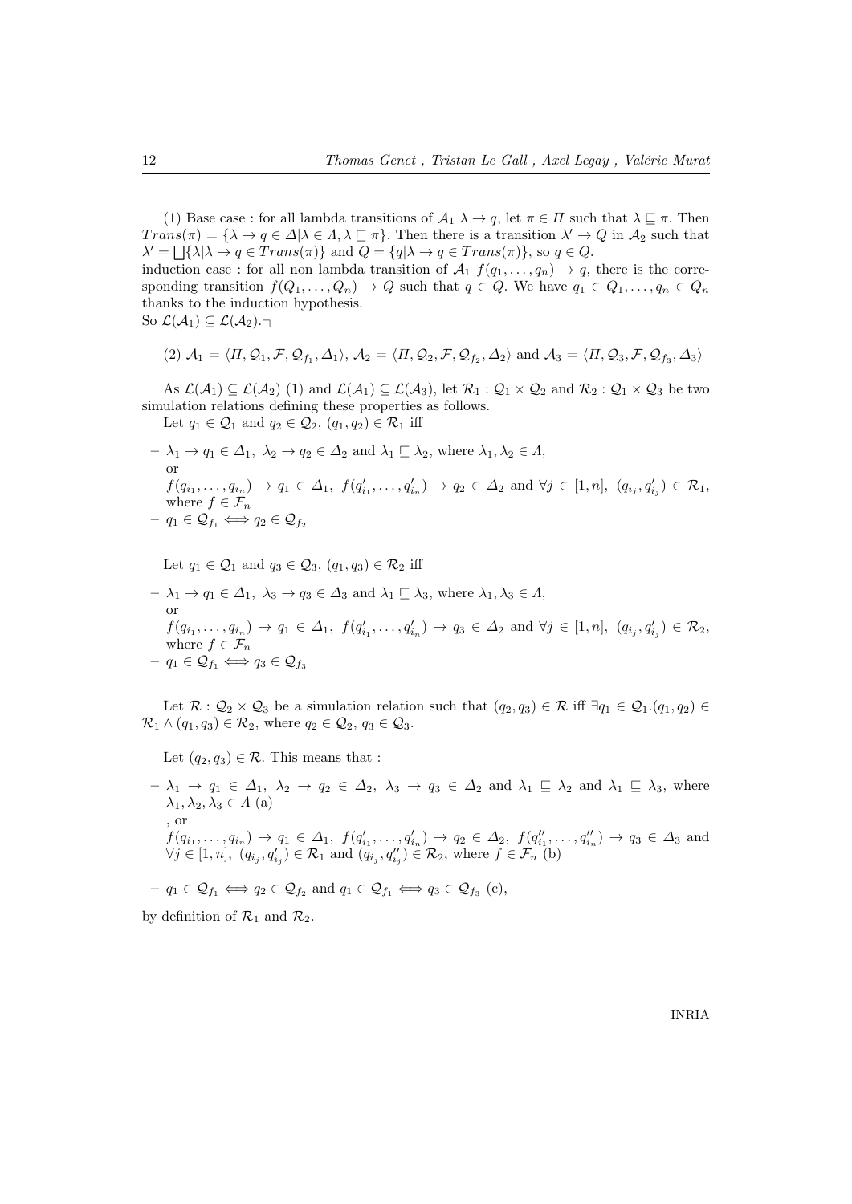(1) Base case : for all lambda transitions of $\mathcal{A}_1$ $\lambda \rightarrow q$, let $\pi \in \Pi$ such that $\lambda \sqsubseteq \pi$. Then $Trans(\pi) = \{\lambda \rightarrow q \in \Delta | \lambda \in \Lambda, \lambda \sqsubseteq \pi\}$. Then there is a transition $\lambda' \rightarrow Q$ in $\mathcal{A}_2$ such that $\lambda' = \bigsqcup\{\lambda | \lambda \rightarrow q \in Trans(\pi)\}$ and $Q = \{q | \lambda \rightarrow q \in Trans(\pi)\}$, so $q \in Q$.
induction case : for all non lambda transition of $\mathcal{A}_1$ $f(q_1, \ldots, q_n) \rightarrow q$, there is the corresponding transition $f(Q_1, \ldots, Q_n) \rightarrow Q$ such that $q \in Q$. We have $q_1 \in Q_1, \ldots, q_n \in Q_n$ thanks to the induction hypothesis.
So $\mathcal{L}(\mathcal{A}_1) \subseteq \mathcal{L}(\mathcal{A}_2)$.$\square$

(2) $\mathcal{A}_1 = \langle \Pi, \mathcal{Q}_1, \mathcal{F}, \mathcal{Q}_{f_1}, \Delta_1 \rangle$, $\mathcal{A}_2 = \langle \Pi, \mathcal{Q}_2, \mathcal{F}, \mathcal{Q}_{f_2}, \Delta_2 \rangle$ and $\mathcal{A}_3 = \langle \Pi, \mathcal{Q}_3, \mathcal{F}, \mathcal{Q}_{f_3}, \Delta_3 \rangle$

As $\mathcal{L}(\mathcal{A}_1) \subseteq \mathcal{L}(\mathcal{A}_2)$ (1) and $\mathcal{L}(\mathcal{A}_1) \subseteq \mathcal{L}(\mathcal{A}_3)$, let $\mathcal{R}_1 : \mathcal{Q}_1 \times \mathcal{Q}_2$ and $\mathcal{R}_2 : \mathcal{Q}_1 \times \mathcal{Q}_3$ be two simulation relations defining these properties as follows.
Let $q_1 \in \mathcal{Q}_1$ and $q_2 \in \mathcal{Q}_2$, $(q_1, q_2) \in \mathcal{R}_1$ iff

- $\lambda_1 \rightarrow q_1 \in \Delta_1$, $\lambda_2 \rightarrow q_2 \in \Delta_2$ and $\lambda_1 \sqsubseteq \lambda_2$, where $\lambda_1, \lambda_2 \in \Lambda$,
  or
  $f(q_{i_1}, \ldots, q_{i_n}) \rightarrow q_1 \in \Delta_1$, $f(q'_{i_1}, \ldots, q'_{i_n}) \rightarrow q_2 \in \Delta_2$ and $\forall j \in [1, n]$, $(q_{i_j}, q'_{i_j}) \in \mathcal{R}_1$, where $f \in \mathcal{F}_n$
- $q_1 \in \mathcal{Q}_{f_1} \Longleftrightarrow q_2 \in \mathcal{Q}_{f_2}$

Let $q_1 \in \mathcal{Q}_1$ and $q_3 \in \mathcal{Q}_3$, $(q_1, q_3) \in \mathcal{R}_2$ iff

- $\lambda_1 \rightarrow q_1 \in \Delta_1$, $\lambda_3 \rightarrow q_3 \in \Delta_3$ and $\lambda_1 \sqsubseteq \lambda_3$, where $\lambda_1, \lambda_3 \in \Lambda$,
  or
  $f(q_{i_1}, \ldots, q_{i_n}) \rightarrow q_1 \in \Delta_1$, $f(q'_{i_1}, \ldots, q'_{i_n}) \rightarrow q_3 \in \Delta_2$ and $\forall j \in [1, n]$, $(q_{i_j}, q'_{i_j}) \in \mathcal{R}_2$, where $f \in \mathcal{F}_n$
- $q_1 \in \mathcal{Q}_{f_1} \Longleftrightarrow q_3 \in \mathcal{Q}_{f_3}$

Let $\mathcal{R} : \mathcal{Q}_2 \times \mathcal{Q}_3$ be a simulation relation such that $(q_2, q_3) \in \mathcal{R}$ iff $\exists q_1 \in \mathcal{Q}_1.(q_1, q_2) \in \mathcal{R}_1 \wedge (q_1, q_3) \in \mathcal{R}_2$, where $q_2 \in \mathcal{Q}_2$, $q_3 \in \mathcal{Q}_3$.

Let $(q_2, q_3) \in \mathcal{R}$. This means that :

- $\lambda_1 \rightarrow q_1 \in \Delta_1$, $\lambda_2 \rightarrow q_2 \in \Delta_2$, $\lambda_3 \rightarrow q_3 \in \Delta_2$ and $\lambda_1 \sqsubseteq \lambda_2$ and $\lambda_1 \sqsubseteq \lambda_3$, where $\lambda_1, \lambda_2, \lambda_3 \in \Lambda$ (a)
  , or
  $f(q_{i_1}, \ldots, q_{i_n}) \rightarrow q_1 \in \Delta_1$, $f(q'_{i_1}, \ldots, q'_{i_n}) \rightarrow q_2 \in \Delta_2$, $f(q''_{i_1}, \ldots, q''_{i_n}) \rightarrow q_3 \in \Delta_3$ and $\forall j \in [1, n]$, $(q_{i_j}, q'_{i_j}) \in \mathcal{R}_1$ and $(q_{i_j}, q''_{i_j}) \in \mathcal{R}_2$, where $f \in \mathcal{F}_n$ (b)
- $q_1 \in \mathcal{Q}_{f_1} \Longleftrightarrow q_2 \in \mathcal{Q}_{f_2}$ and $q_1 \in \mathcal{Q}_{f_1} \Longleftrightarrow q_3 \in \mathcal{Q}_{f_3}$ (c),

by definition of $\mathcal{R}_1$ and $\mathcal{R}_2$.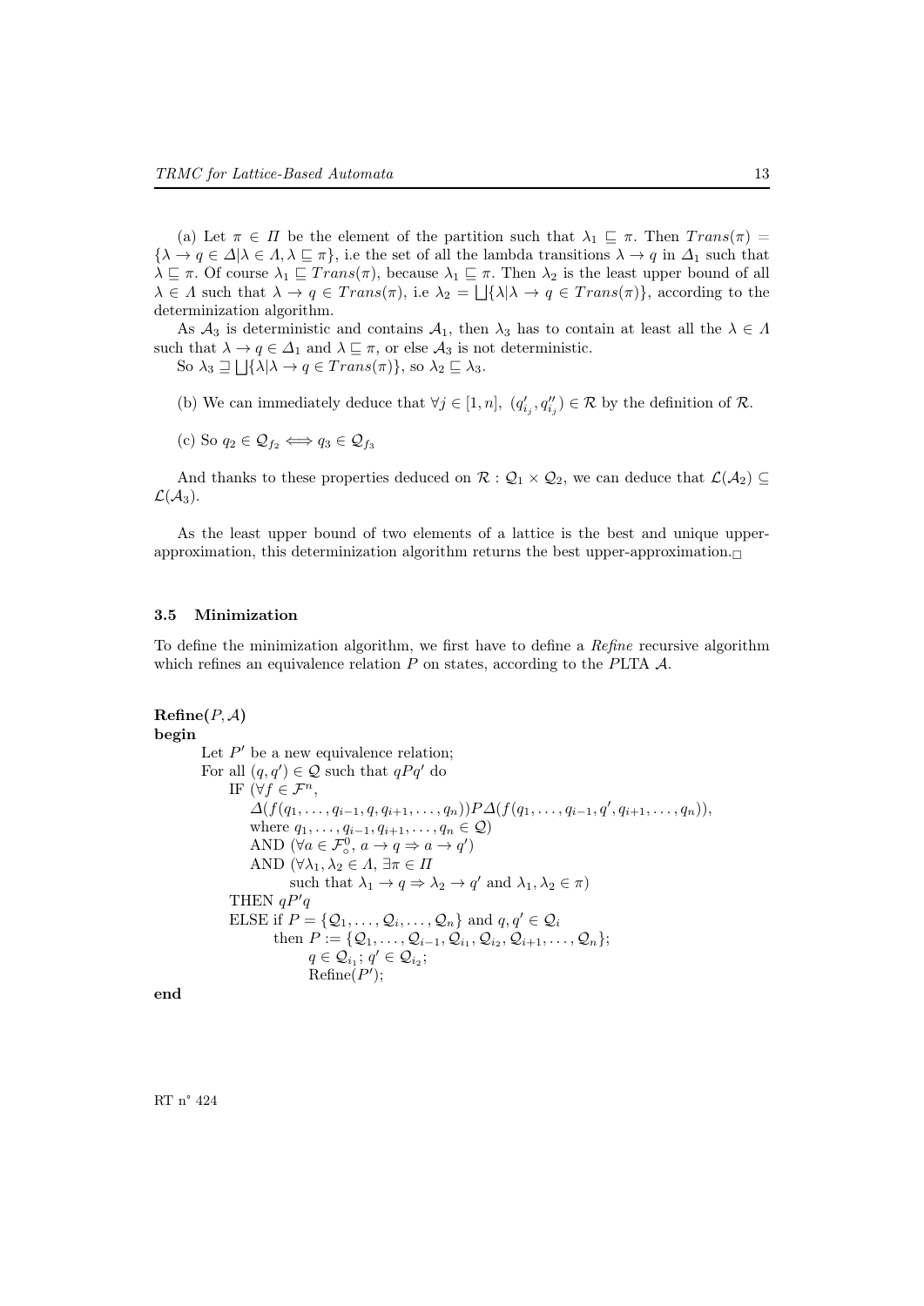(a) Let $\pi \in \Pi$ be the element of the partition such that $\lambda_1 \sqsubseteq \pi$. Then $Trans(\pi) = \{\lambda \to q \in \Delta | \lambda \in \Lambda, \lambda \sqsubseteq \pi\}$, i.e the set of all the lambda transitions $\lambda \to q$ in $\Delta_1$ such that $\lambda \sqsubseteq \pi$. Of course $\lambda_1 \sqsubseteq Trans(\pi)$, because $\lambda_1 \sqsubseteq \pi$. Then $\lambda_2$ is the least upper bound of all $\lambda \in \Lambda$ such that $\lambda \to q \in Trans(\pi)$, i.e $\lambda_2 = \bigsqcup\{\lambda | \lambda \to q \in Trans(\pi)\}$, according to the determinization algorithm.

As $\mathcal{A}_3$ is deterministic and contains $\mathcal{A}_1$, then $\lambda_3$ has to contain at least all the $\lambda \in \Lambda$ such that $\lambda \to q \in \Delta_1$ and $\lambda \sqsubseteq \pi$, or else $\mathcal{A}_3$ is not deterministic.

So $\lambda_3 \sqsupseteq \bigsqcup\{\lambda | \lambda \to q \in Trans(\pi)\}$, so $\lambda_2 \sqsubseteq \lambda_3$.

(b) We can immediately deduce that $\forall j \in [1, n],\ (q'_{i_j}, q''_{i_j}) \in \mathcal{R}$ by the definition of $\mathcal{R}$.

(c) So $q_2 \in \mathcal{Q}_{f_2} \iff q_3 \in \mathcal{Q}_{f_3}$

And thanks to these properties deduced on $\mathcal{R} : \mathcal{Q}_1 \times \mathcal{Q}_2$, we can deduce that $\mathcal{L}(\mathcal{A}_2) \subseteq \mathcal{L}(\mathcal{A}_3)$.

As the least upper bound of two elements of a lattice is the best and unique upper-approximation, this determinization algorithm returns the best upper-approximation.□

### 3.5 Minimization

To define the minimization algorithm, we first have to define a *Refine* recursive algorithm which refines an equivalence relation $P$ on states, according to the $P$LTA $\mathcal{A}$.

**Refine**$(P, \mathcal{A})$
**begin**

Let $P'$ be a new equivalence relation;
For all $(q, q') \in \mathcal{Q}$ such that $qPq'$ do
  IF $(\forall f \in \mathcal{F}^n$,
    $\Delta(f(q_1, \ldots, q_{i-1}, q, q_{i+1}, \ldots, q_n)) P \Delta(f(q_1, \ldots, q_{i-1}, q', q_{i+1}, \ldots, q_n))$,
    where $q_1, \ldots, q_{i-1}, q_{i+1}, \ldots, q_n \in \mathcal{Q})$
    AND $(\forall a \in \mathcal{F}^0_\circ,\ a \to q \Rightarrow a \to q')$
    AND $(\forall \lambda_1, \lambda_2 \in \Lambda,\ \exists \pi \in \Pi$
      such that $\lambda_1 \to q \Rightarrow \lambda_2 \to q'$ and $\lambda_1, \lambda_2 \in \pi)$
  THEN $qP'q$
  ELSE if $P = \{\mathcal{Q}_1, \ldots, \mathcal{Q}_i, \ldots, \mathcal{Q}_n\}$ and $q, q' \in \mathcal{Q}_i$
    then $P := \{\mathcal{Q}_1, \ldots, \mathcal{Q}_{i-1}, \mathcal{Q}_{i_1}, \mathcal{Q}_{i_2}, \mathcal{Q}_{i+1}, \ldots, \mathcal{Q}_n\}$;
      $q \in \mathcal{Q}_{i_1}$; $q' \in \mathcal{Q}_{i_2}$;
      Refine$(P')$;

**end**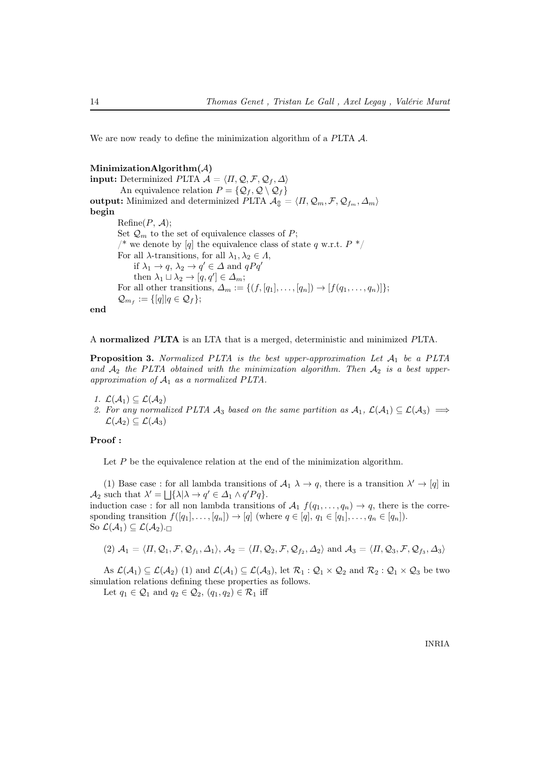We are now ready to define the minimization algorithm of a $P$LTA $\mathcal{A}$.

**MinimizationAlgorithm($\mathcal{A}$)**
**input:** Determinized $P$LTA $\mathcal{A} = \langle \Pi, \mathcal{Q}, \mathcal{F}, \mathcal{Q}_f, \Delta \rangle$
An equivalence relation $P = \{\mathcal{Q}_f, \mathcal{Q} \setminus \mathcal{Q}_f\}$
**output:** Minimized and determinized $P$LTA $\mathcal{A}_{\Updownarrow} = \langle \Pi, \mathcal{Q}_m, \mathcal{F}, \mathcal{Q}_{f_m}, \Delta_m \rangle$
**begin**
Refine($P$, $\mathcal{A}$);
Set $\mathcal{Q}_m$ to the set of equivalence classes of $P$;
/* we denote by $[q]$ the equivalence class of state $q$ w.r.t. $P$ */
For all $\lambda$-transitions, for all $\lambda_1, \lambda_2 \in \Lambda$,
if $\lambda_1 \to q$, $\lambda_2 \to q' \in \Delta$ and $qPq'$
then $\lambda_1 \sqcup \lambda_2 \to [q, q'] \in \Delta_m$;
For all other transitions, $\Delta_m := \{(f, [q_1], \ldots, [q_n]) \to [f(q_1, \ldots, q_n)]\}$;
$\mathcal{Q}_{m_f} := \{[q] | q \in \mathcal{Q}_f\}$;
**end**

A **normalized** $P$**LTA** is an LTA that is a merged, deterministic and minimized $P$LTA.

**Proposition 3.** *Normalized PLTA is the best upper-approximation Let $\mathcal{A}_1$ be a PLTA and $\mathcal{A}_2$ the PLTA obtained with the minimization algorithm. Then $\mathcal{A}_2$ is a best upper-approximation of $\mathcal{A}_1$ as a normalized PLTA.*

1. $\mathcal{L}(\mathcal{A}_1) \subseteq \mathcal{L}(\mathcal{A}_2)$
2. *For any normalized PLTA $\mathcal{A}_3$ based on the same partition as $\mathcal{A}_1$, $\mathcal{L}(\mathcal{A}_1) \subseteq \mathcal{L}(\mathcal{A}_3) \implies \mathcal{L}(\mathcal{A}_2) \subseteq \mathcal{L}(\mathcal{A}_3)$*

**Proof :**

Let $P$ be the equivalence relation at the end of the minimization algorithm.

(1) Base case : for all lambda transitions of $\mathcal{A}_1$ $\lambda \to q$, there is a transition $\lambda' \to [q]$ in $\mathcal{A}_2$ such that $\lambda' = \bigsqcup\{\lambda | \lambda \to q' \in \Delta_1 \wedge q'Pq\}$.
induction case : for all non lambda transitions of $\mathcal{A}_1$ $f(q_1, \ldots, q_n) \to q$, there is the corresponding transition $f([q_1], \ldots, [q_n]) \to [q]$ (where $q \in [q]$, $q_1 \in [q_1], \ldots, q_n \in [q_n]$).
So $\mathcal{L}(\mathcal{A}_1) \subseteq \mathcal{L}(\mathcal{A}_2)$.$\square$

(2) $\mathcal{A}_1 = \langle \Pi, \mathcal{Q}_1, \mathcal{F}, \mathcal{Q}_{f_1}, \Delta_1 \rangle$, $\mathcal{A}_2 = \langle \Pi, \mathcal{Q}_2, \mathcal{F}, \mathcal{Q}_{f_2}, \Delta_2 \rangle$ and $\mathcal{A}_3 = \langle \Pi, \mathcal{Q}_3, \mathcal{F}, \mathcal{Q}_{f_3}, \Delta_3 \rangle$

As $\mathcal{L}(\mathcal{A}_1) \subseteq \mathcal{L}(\mathcal{A}_2)$ (1) and $\mathcal{L}(\mathcal{A}_1) \subseteq \mathcal{L}(\mathcal{A}_3)$, let $\mathcal{R}_1 : \mathcal{Q}_1 \times \mathcal{Q}_2$ and $\mathcal{R}_2 : \mathcal{Q}_1 \times \mathcal{Q}_3$ be two simulation relations defining these properties as follows.

Let $q_1 \in \mathcal{Q}_1$ and $q_2 \in \mathcal{Q}_2$, $(q_1, q_2) \in \mathcal{R}_1$ iff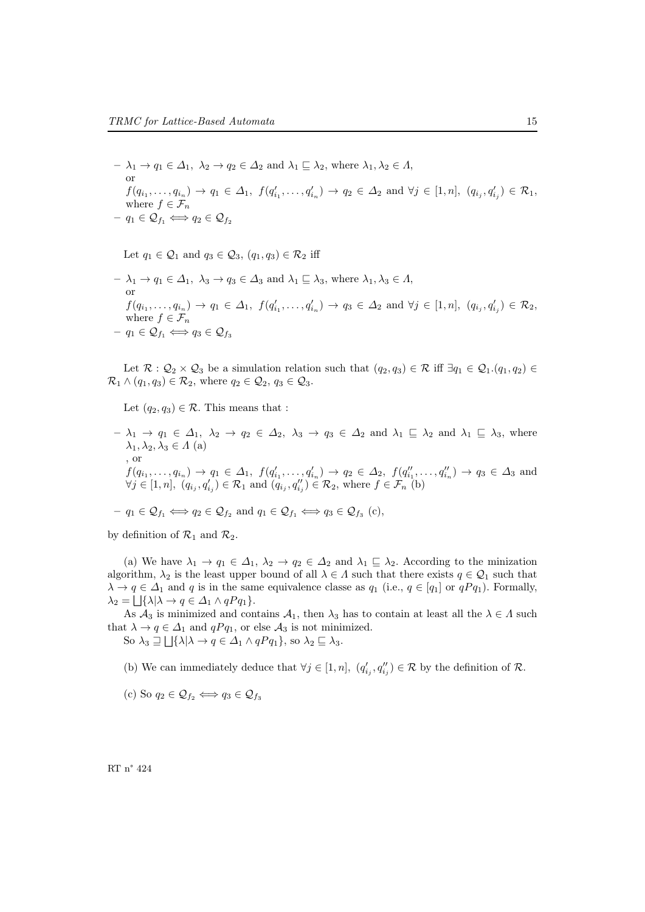- $\lambda_1 \rightarrow q_1 \in \Delta_1,\ \lambda_2 \rightarrow q_2 \in \Delta_2$ and $\lambda_1 \sqsubseteq \lambda_2$, where $\lambda_1, \lambda_2 \in \Lambda$,
  or
  $f(q_{i_1}, \ldots, q_{i_n}) \rightarrow q_1 \in \Delta_1,\ f(q'_{i_1}, \ldots, q'_{i_n}) \rightarrow q_2 \in \Delta_2$ and $\forall j \in [1, n],\ (q_{i_j}, q'_{i_j}) \in \mathcal{R}_1$, where $f \in \mathcal{F}_n$
- $q_1 \in \mathcal{Q}_{f_1} \iff q_2 \in \mathcal{Q}_{f_2}$

Let $q_1 \in \mathcal{Q}_1$ and $q_3 \in \mathcal{Q}_3$, $(q_1, q_3) \in \mathcal{R}_2$ iff

- $\lambda_1 \rightarrow q_1 \in \Delta_1,\ \lambda_3 \rightarrow q_3 \in \Delta_3$ and $\lambda_1 \sqsubseteq \lambda_3$, where $\lambda_1, \lambda_3 \in \Lambda$,
  or
  $f(q_{i_1}, \ldots, q_{i_n}) \rightarrow q_1 \in \Delta_1,\ f(q'_{i_1}, \ldots, q'_{i_n}) \rightarrow q_3 \in \Delta_2$ and $\forall j \in [1, n],\ (q_{i_j}, q'_{i_j}) \in \mathcal{R}_2$, where $f \in \mathcal{F}_n$
- $q_1 \in \mathcal{Q}_{f_1} \iff q_3 \in \mathcal{Q}_{f_3}$

Let $\mathcal{R} : \mathcal{Q}_2 \times \mathcal{Q}_3$ be a simulation relation such that $(q_2, q_3) \in \mathcal{R}$ iff $\exists q_1 \in \mathcal{Q}_1.(q_1, q_2) \in \mathcal{R}_1 \wedge (q_1, q_3) \in \mathcal{R}_2$, where $q_2 \in \mathcal{Q}_2$, $q_3 \in \mathcal{Q}_3$.

Let $(q_2, q_3) \in \mathcal{R}$. This means that :

- $\lambda_1 \rightarrow q_1 \in \Delta_1,\ \lambda_2 \rightarrow q_2 \in \Delta_2,\ \lambda_3 \rightarrow q_3 \in \Delta_2$ and $\lambda_1 \sqsubseteq \lambda_2$ and $\lambda_1 \sqsubseteq \lambda_3$, where $\lambda_1, \lambda_2, \lambda_3 \in \Lambda$ (a)
  , or
  $f(q_{i_1}, \ldots, q_{i_n}) \rightarrow q_1 \in \Delta_1,\ f(q'_{i_1}, \ldots, q'_{i_n}) \rightarrow q_2 \in \Delta_2,\ f(q''_{i_1}, \ldots, q''_{i_n}) \rightarrow q_3 \in \Delta_3$ and $\forall j \in [1, n],\ (q_{i_j}, q'_{i_j}) \in \mathcal{R}_1$ and $(q_{i_j}, q''_{i_j}) \in \mathcal{R}_2$, where $f \in \mathcal{F}_n$ (b)
- $q_1 \in \mathcal{Q}_{f_1} \iff q_2 \in \mathcal{Q}_{f_2}$ and $q_1 \in \mathcal{Q}_{f_1} \iff q_3 \in \mathcal{Q}_{f_3}$ (c),

by definition of $\mathcal{R}_1$ and $\mathcal{R}_2$.

(a) We have $\lambda_1 \rightarrow q_1 \in \Delta_1$, $\lambda_2 \rightarrow q_2 \in \Delta_2$ and $\lambda_1 \sqsubseteq \lambda_2$. According to the minization algorithm, $\lambda_2$ is the least upper bound of all $\lambda \in \Lambda$ such that there exists $q \in \mathcal{Q}_1$ such that $\lambda \rightarrow q \in \Delta_1$ and $q$ is in the same equivalence classe as $q_1$ (i.e., $q \in [q_1]$ or $qPq_1$). Formally, $\lambda_2 = \bigsqcup\{\lambda | \lambda \rightarrow q \in \Delta_1 \wedge qPq_1\}$.

As $\mathcal{A}_3$ is minimized and contains $\mathcal{A}_1$, then $\lambda_3$ has to contain at least all the $\lambda \in \Lambda$ such that $\lambda \rightarrow q \in \Delta_1$ and $qPq_1$, or else $\mathcal{A}_3$ is not minimized.

So $\lambda_3 \sqsupseteq \bigsqcup\{\lambda | \lambda \rightarrow q \in \Delta_1 \wedge qPq_1\}$, so $\lambda_2 \sqsubseteq \lambda_3$.

(b) We can immediately deduce that $\forall j \in [1, n],\ (q'_{i_j}, q''_{i_j}) \in \mathcal{R}$ by the definition of $\mathcal{R}$.

(c) So $q_2 \in \mathcal{Q}_{f_2} \iff q_3 \in \mathcal{Q}_{f_3}$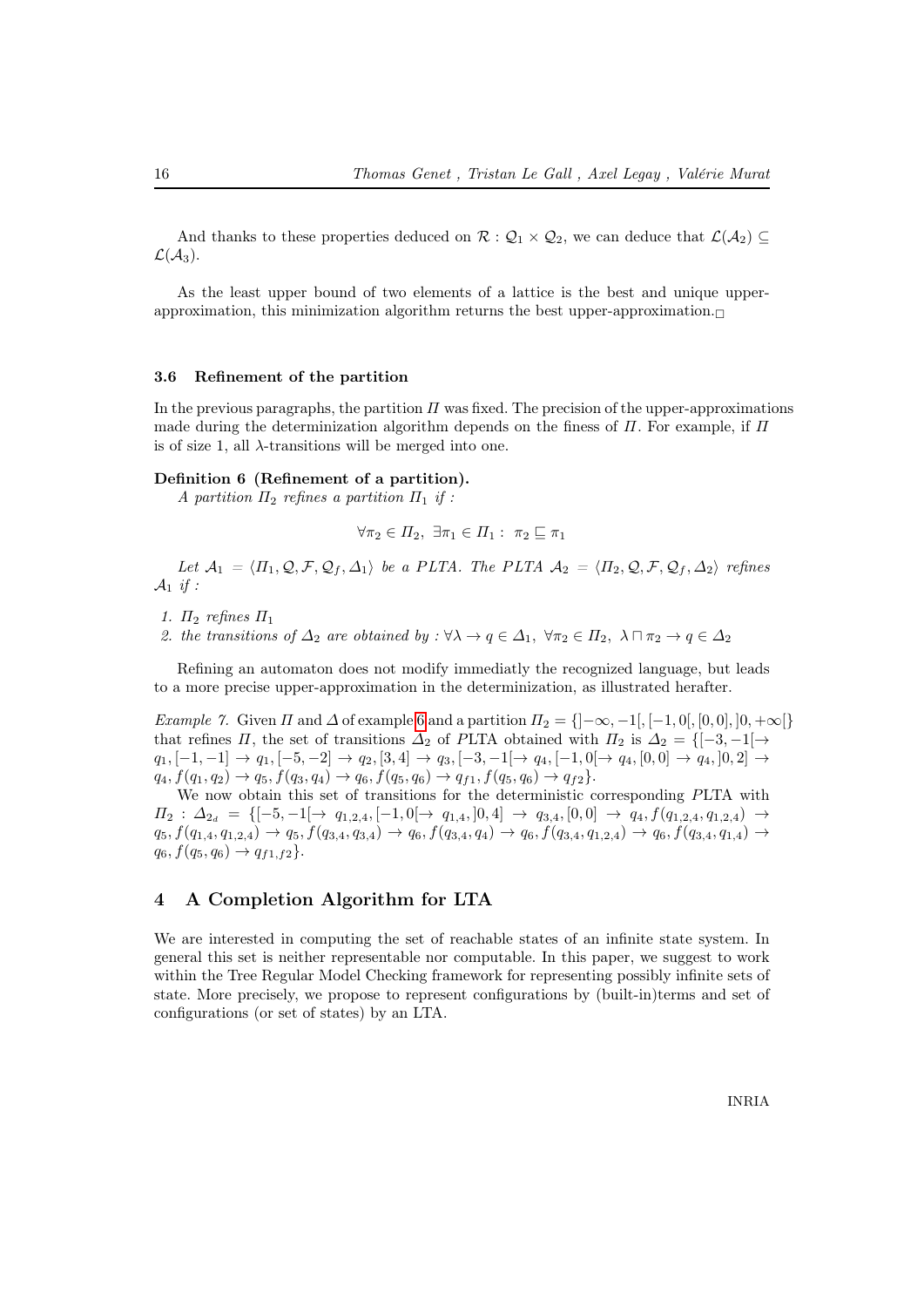And thanks to these properties deduced on $\mathcal{R} : \mathcal{Q}_1 \times \mathcal{Q}_2$, we can deduce that $\mathcal{L}(\mathcal{A}_2) \subseteq \mathcal{L}(\mathcal{A}_3)$.

As the least upper bound of two elements of a lattice is the best and unique upper-approximation, this minimization algorithm returns the best upper-approximation.$\square$

### 3.6 Refinement of the partition

In the previous paragraphs, the partition $\Pi$ was fixed. The precision of the upper-approximations made during the determinization algorithm depends on the finess of $\Pi$. For example, if $\Pi$ is of size 1, all $\lambda$-transitions will be merged into one.

**Definition 6 (Refinement of a partition).**
*A partition $\Pi_2$ refines a partition $\Pi_1$ if :*

$$\forall \pi_2 \in \Pi_2,\ \exists \pi_1 \in \Pi_1 :\ \pi_2 \sqsubseteq \pi_1$$

*Let $\mathcal{A}_1 = \langle \Pi_1, \mathcal{Q}, \mathcal{F}, \mathcal{Q}_f, \Delta_1 \rangle$ be a PLTA. The PLTA $\mathcal{A}_2 = \langle \Pi_2, \mathcal{Q}, \mathcal{F}, \mathcal{Q}_f, \Delta_2 \rangle$ refines $\mathcal{A}_1$ if :*

1. *$\Pi_2$ refines $\Pi_1$*
2. *the transitions of $\Delta_2$ are obtained by : $\forall \lambda \to q \in \Delta_1,\ \forall \pi_2 \in \Pi_2,\ \lambda \sqcap \pi_2 \to q \in \Delta_2$*

Refining an automaton does not modify immediatly the recognized language, but leads to a more precise upper-approximation in the determinization, as illustrated herafter.

*Example 7.* Given $\Pi$ and $\Delta$ of example 6 and a partition $\Pi_2 = \{]-\infty, -1[, [-1, 0[, [0, 0], ]0, +\infty[\}$ that refines $\Pi$, the set of transitions $\Delta_2$ of $P$LTA obtained with $\Pi_2$ is $\Delta_2 = \{[-3, -1[\to q_1, [-1, -1] \to q_1, [-5, -2] \to q_2, [3, 4] \to q_3, [-3, -1[\to q_4, [-1, 0[\to q_4, [0, 0] \to q_4, ]0, 2] \to q_4, f(q_1, q_2) \to q_5, f(q_3, q_4) \to q_6, f(q_5, q_6) \to q_{f1}, f(q_5, q_6) \to q_{f2}\}$.

We now obtain this set of transitions for the deterministic corresponding $P$LTA with $\Pi_2$ : $\Delta_{2_d} = \{[-5, -1[\to q_{1,2,4}, [-1, 0[\to q_{1,4}, ]0, 4] \to q_{3,4}, [0, 0] \to q_4, f(q_{1,2,4}, q_{1,2,4}) \to q_5, f(q_{1,4}, q_{1,2,4}) \to q_5, f(q_{3,4}, q_{3,4}) \to q_6, f(q_{3,4}, q_4) \to q_6, f(q_{3,4}, q_{1,2,4}) \to q_6, f(q_{3,4}, q_{1,4}) \to q_6, f(q_5, q_6) \to q_{f1,f2}\}$.

## 4 A Completion Algorithm for LTA

We are interested in computing the set of reachable states of an infinite state system. In general this set is neither representable nor computable. In this paper, we suggest to work within the Tree Regular Model Checking framework for representing possibly infinite sets of state. More precisely, we propose to represent configurations by (built-in)terms and set of configurations (or set of states) by an LTA.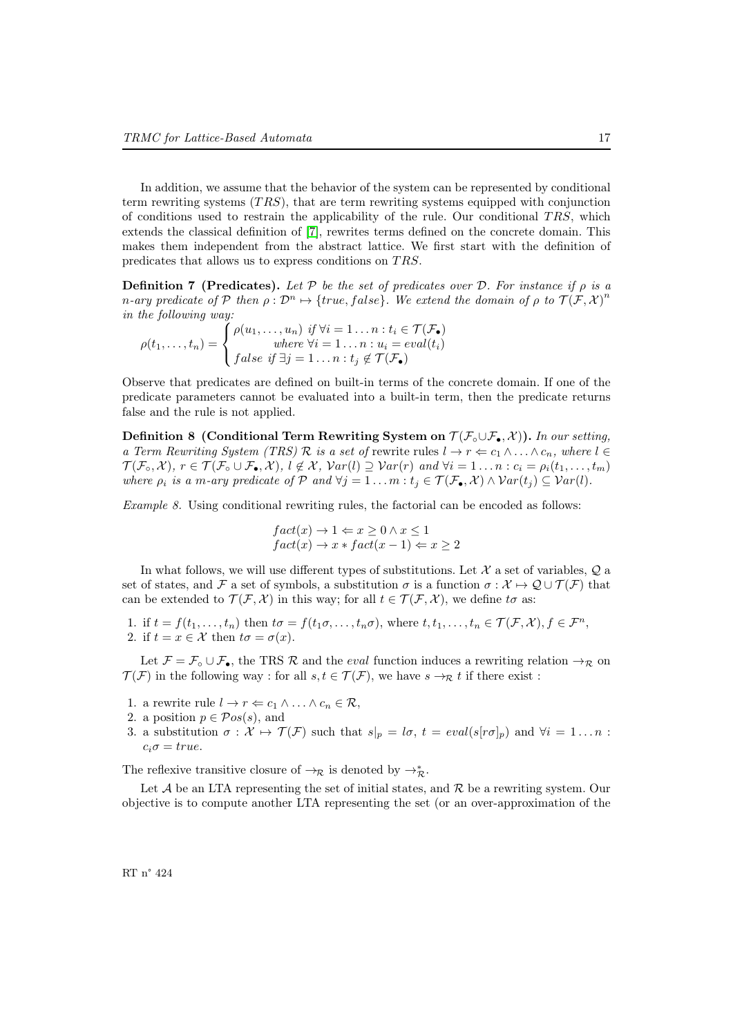In addition, we assume that the behavior of the system can be represented by conditional term rewriting systems ($TRS$), that are term rewriting systems equipped with conjunction of conditions used to restrain the applicability of the rule. Our conditional $TRS$, which extends the classical definition of [7], rewrites terms defined on the concrete domain. This makes them independent from the abstract lattice. We first start with the definition of predicates that allows us to express conditions on $TRS$.

**Definition 7 (Predicates).** *Let $\mathcal{P}$ be the set of predicates over $\mathcal{D}$. For instance if $\rho$ is a $n$-ary predicate of $\mathcal{P}$ then $\rho : \mathcal{D}^n \mapsto \{true, false\}$. We extend the domain of $\rho$ to $\mathcal{T}(\mathcal{F}, \mathcal{X})^n$ in the following way:*

$$\rho(t_1, \ldots, t_n) = \begin{cases} \rho(u_1, \ldots, u_n) \text{ if } \forall i = 1 \ldots n : t_i \in \mathcal{T}(\mathcal{F}_\bullet) \\ \qquad \text{where } \forall i = 1 \ldots n : u_i = eval(t_i) \\ false \text{ if } \exists j = 1 \ldots n : t_j \notin \mathcal{T}(\mathcal{F}_\bullet) \end{cases}$$

Observe that predicates are defined on built-in terms of the concrete domain. If one of the predicate parameters cannot be evaluated into a built-in term, then the predicate returns false and the rule is not applied.

**Definition 8 (Conditional Term Rewriting System on $\mathcal{T}(\mathcal{F}_\circ \cup \mathcal{F}_\bullet, \mathcal{X})$).** *In our setting, a Term Rewriting System (TRS) $\mathcal{R}$ is a set of* rewrite rules *$l \to r \Leftarrow c_1 \wedge \ldots \wedge c_n$, where $l \in \mathcal{T}(\mathcal{F}_\circ, \mathcal{X})$, $r \in \mathcal{T}(\mathcal{F}_\circ \cup \mathcal{F}_\bullet, \mathcal{X})$, $l \notin \mathcal{X}$, $\mathcal{V}ar(l) \supseteq \mathcal{V}ar(r)$ and $\forall i = 1 \ldots n : c_i = \rho_i(t_1, \ldots, t_m)$ where $\rho_i$ is a $m$-ary predicate of $\mathcal{P}$ and $\forall j = 1 \ldots m : t_j \in \mathcal{T}(\mathcal{F}_\bullet, \mathcal{X}) \wedge \mathcal{V}ar(t_j) \subseteq \mathcal{V}ar(l)$.*

*Example 8.* Using conditional rewriting rules, the factorial can be encoded as follows:

$$\begin{array}{l} fact(x) \to 1 \Leftarrow x \geq 0 \wedge x \leq 1 \\ fact(x) \to x * fact(x-1) \Leftarrow x \geq 2 \end{array}$$

In what follows, we will use different types of substitutions. Let $\mathcal{X}$ a set of variables, $\mathcal{Q}$ a set of states, and $\mathcal{F}$ a set of symbols, a substitution $\sigma$ is a function $\sigma : \mathcal{X} \mapsto \mathcal{Q} \cup \mathcal{T}(\mathcal{F})$ that can be extended to $\mathcal{T}(\mathcal{F}, \mathcal{X})$ in this way; for all $t \in \mathcal{T}(\mathcal{F}, \mathcal{X})$, we define $t\sigma$ as:

1. if $t = f(t_1, \ldots, t_n)$ then $t\sigma = f(t_1\sigma, \ldots, t_n\sigma)$, where $t, t_1, \ldots, t_n \in \mathcal{T}(\mathcal{F}, \mathcal{X}), f \in \mathcal{F}^n$,
2. if $t = x \in \mathcal{X}$ then $t\sigma = \sigma(x)$.

Let $\mathcal{F} = \mathcal{F}_\circ \cup \mathcal{F}_\bullet$, the TRS $\mathcal{R}$ and the *eval* function induces a rewriting relation $\to_\mathcal{R}$ on $\mathcal{T}(\mathcal{F})$ in the following way : for all $s, t \in \mathcal{T}(\mathcal{F})$, we have $s \to_\mathcal{R} t$ if there exist :

1. a rewrite rule $l \to r \Leftarrow c_1 \wedge \ldots \wedge c_n \in \mathcal{R}$,
2. a position $p \in \mathcal{P}os(s)$, and
3. a substitution $\sigma : \mathcal{X} \mapsto \mathcal{T}(\mathcal{F})$ such that $s|_p = l\sigma$, $t = eval(s[r\sigma]_p)$ and $\forall i = 1 \ldots n$ : $c_i\sigma = true$.

The reflexive transitive closure of $\to_\mathcal{R}$ is denoted by $\to_\mathcal{R}^*$.

Let $\mathcal{A}$ be an LTA representing the set of initial states, and $\mathcal{R}$ be a rewriting system. Our objective is to compute another LTA representing the set (or an over-approximation of the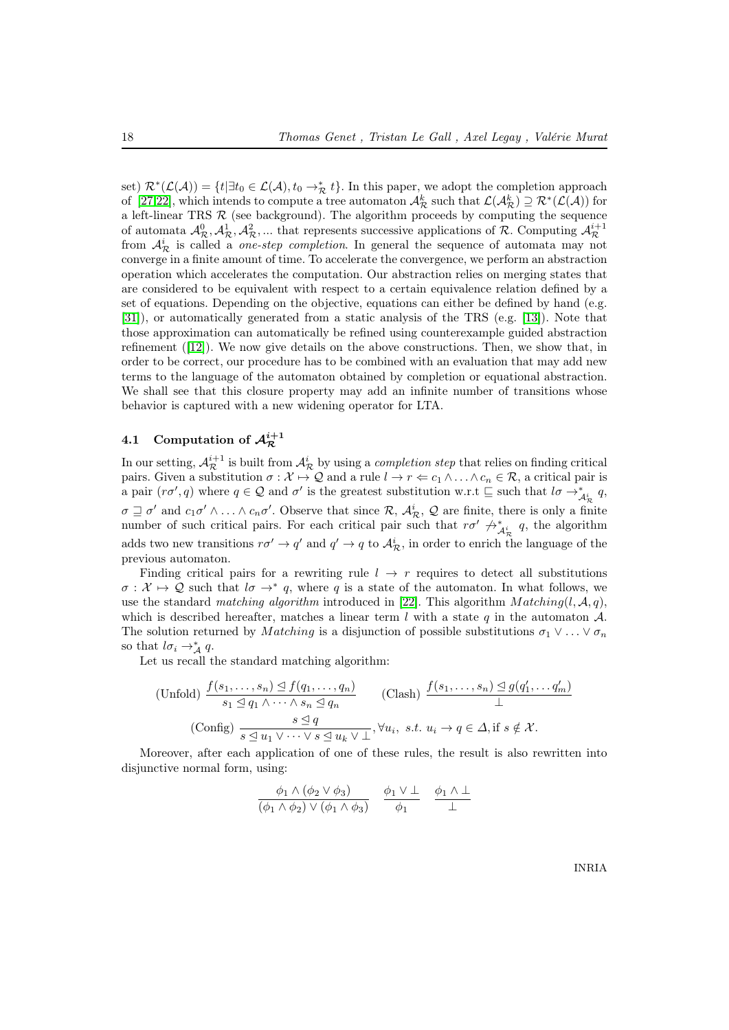set) $\mathcal{R}^*(\mathcal{L}(\mathcal{A})) = \{t | \exists t_0 \in \mathcal{L}(\mathcal{A}), t_0 \rightarrow^*_{\mathcal{R}} t\}$. In this paper, we adopt the completion approach of [27,22], which intends to compute a tree automaton $\mathcal{A}^k_{\mathcal{R}}$ such that $\mathcal{L}(\mathcal{A}^k_{\mathcal{R}}) \supseteq \mathcal{R}^*(\mathcal{L}(\mathcal{A}))$ for a left-linear TRS $\mathcal{R}$ (see background). The algorithm proceeds by computing the sequence of automata $\mathcal{A}^0_{\mathcal{R}}, \mathcal{A}^1_{\mathcal{R}}, \mathcal{A}^2_{\mathcal{R}}, ...$ that represents successive applications of $\mathcal{R}$. Computing $\mathcal{A}^{i+1}_{\mathcal{R}}$ from $\mathcal{A}^i_{\mathcal{R}}$ is called a *one-step completion*. In general the sequence of automata may not converge in a finite amount of time. To accelerate the convergence, we perform an abstraction operation which accelerates the computation. Our abstraction relies on merging states that are considered to be equivalent with respect to a certain equivalence relation defined by a set of equations. Depending on the objective, equations can either be defined by hand (e.g. [31]), or automatically generated from a static analysis of the TRS (e.g. [13]). Note that those approximation can automatically be refined using counterexample guided abstraction refinement ([12]). We now give details on the above constructions. Then, we show that, in order to be correct, our procedure has to be combined with an evaluation that may add new terms to the language of the automaton obtained by completion or equational abstraction. We shall see that this closure property may add an infinite number of transitions whose behavior is captured with a new widening operator for LTA.

## 4.1 Computation of $\mathcal{A}^{i+1}_{\mathcal{R}}$

In our setting, $\mathcal{A}^{i+1}_{\mathcal{R}}$ is built from $\mathcal{A}^i_{\mathcal{R}}$ by using a *completion step* that relies on finding critical pairs. Given a substitution $\sigma : \mathcal{X} \mapsto \mathcal{Q}$ and a rule $l \rightarrow r \Leftarrow c_1 \wedge \ldots \wedge c_n \in \mathcal{R}$, a critical pair is a pair $(r\sigma', q)$ where $q \in \mathcal{Q}$ and $\sigma'$ is the greatest substitution w.r.t $\sqsubseteq$ such that $l\sigma \rightarrow^*_{\mathcal{A}^i_{\mathcal{R}}} q$, $\sigma \sqsupseteq \sigma'$ and $c_1\sigma' \wedge \ldots \wedge c_n\sigma'$. Observe that since $\mathcal{R}$, $\mathcal{A}^i_{\mathcal{R}}$, $\mathcal{Q}$ are finite, there is only a finite number of such critical pairs. For each critical pair such that $r\sigma' \not\rightarrow^*_{\mathcal{A}^i_{\mathcal{R}}} q$, the algorithm adds two new transitions $r\sigma' \rightarrow q'$ and $q' \rightarrow q$ to $\mathcal{A}^i_{\mathcal{R}}$, in order to enrich the language of the previous automaton.

Finding critical pairs for a rewriting rule $l \rightarrow r$ requires to detect all substitutions $\sigma : \mathcal{X} \mapsto \mathcal{Q}$ such that $l\sigma \rightarrow^* q$, where $q$ is a state of the automaton. In what follows, we use the standard *matching algorithm* introduced in [22]. This algorithm $Matching(l, \mathcal{A}, q)$, which is described hereafter, matches a linear term $l$ with a state $q$ in the automaton $\mathcal{A}$. The solution returned by $Matching$ is a disjunction of possible substitutions $\sigma_1 \vee \ldots \vee \sigma_n$ so that $l\sigma_i \rightarrow^*_{\mathcal{A}} q$.

Let us recall the standard matching algorithm:

$$\text{(Unfold)}\ \frac{f(s_1, \ldots, s_n) \trianglelefteq f(q_1, \ldots, q_n)}{s_1 \trianglelefteq q_1 \wedge \cdots \wedge s_n \trianglelefteq q_n} \qquad \text{(Clash)}\ \frac{f(s_1, \ldots, s_n) \trianglelefteq g(q'_1, \ldots q'_m)}{\bot}$$

$$\text{(Config)}\ \frac{s \trianglelefteq q}{s \trianglelefteq u_1 \vee \cdots \vee s \trianglelefteq u_k \vee \bot}, \forall u_i,\ s.t.\ u_i \rightarrow q \in \Delta, \text{if } s \notin \mathcal{X}.$$

Moreover, after each application of one of these rules, the result is also rewritten into disjunctive normal form, using:

$$\frac{\phi_1 \wedge (\phi_2 \vee \phi_3)}{(\phi_1 \wedge \phi_2) \vee (\phi_1 \wedge \phi_3)} \qquad \frac{\phi_1 \vee \bot}{\phi_1} \qquad \frac{\phi_1 \wedge \bot}{\bot}$$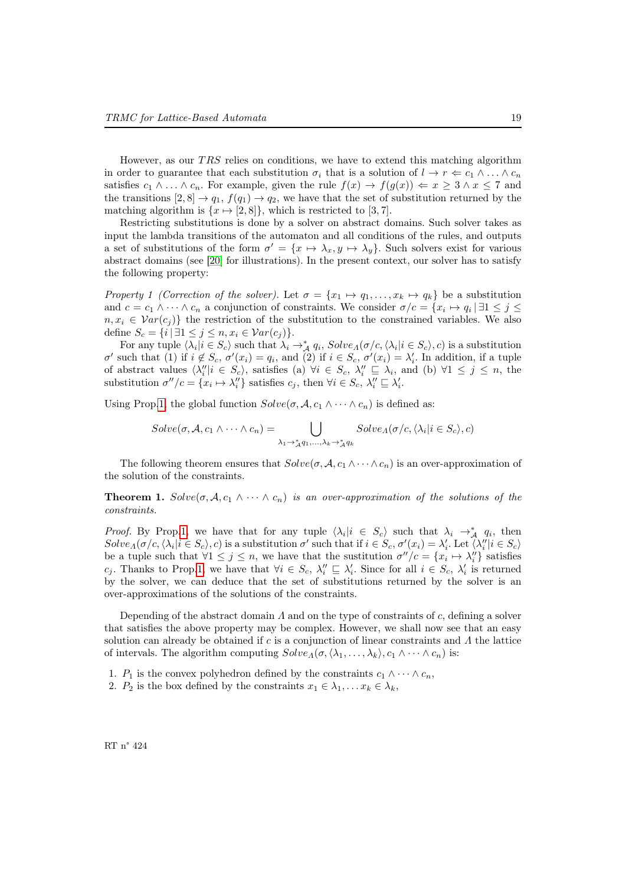However, as our $TRS$ relies on conditions, we have to extend this matching algorithm in order to guarantee that each substitution $\sigma_i$ that is a solution of $l \to r \Leftarrow c_1 \wedge \ldots \wedge c_n$ satisfies $c_1 \wedge \ldots \wedge c_n$. For example, given the rule $f(x) \to f(g(x)) \Leftarrow x \geq 3 \wedge x \leq 7$ and the transitions $[2, 8] \to q_1$, $f(q_1) \to q_2$, we have that the set of substitution returned by the matching algorithm is $\{x \mapsto [2, 8]\}$, which is restricted to $[3, 7]$.

Restricting substitutions is done by a solver on abstract domains. Such solver takes as input the lambda transitions of the automaton and all conditions of the rules, and outputs a set of substitutions of the form $\sigma' = \{x \mapsto \lambda_x, y \mapsto \lambda_y\}$. Such solvers exist for various abstract domains (see [20] for illustrations). In the present context, our solver has to satisfy the following property:

*Property 1 (Correction of the solver).* Let $\sigma = \{x_1 \mapsto q_1, \ldots, x_k \mapsto q_k\}$ be a substitution and $c = c_1 \wedge \cdots \wedge c_n$ a conjunction of constraints. We consider $\sigma/c = \{x_i \mapsto q_i \,|\, \exists 1 \leq j \leq n, x_i \in \mathcal{V}ar(c_j)\}$ the restriction of the substitution to the constrained variables. We also define $S_c = \{i \,|\, \exists 1 \leq j \leq n, x_i \in \mathcal{V}ar(c_j)\}$.

For any tuple $\langle \lambda_i | i \in S_c \rangle$ such that $\lambda_i \to^*_{\mathcal{A}} q_i$, $Solve_\Lambda(\sigma/c, \langle \lambda_i | i \in S_c \rangle, c)$ is a substitution $\sigma'$ such that (1) if $i \notin S_c$, $\sigma'(x_i) = q_i$, and (2) if $i \in S_c$, $\sigma'(x_i) = \lambda'_i$. In addition, if a tuple of abstract values $\langle \lambda''_i | i \in S_c \rangle$, satisfies (a) $\forall i \in S_c$, $\lambda''_i \sqsubseteq \lambda_i$, and (b) $\forall 1 \leq j \leq n$, the substitution $\sigma''/c = \{x_i \mapsto \lambda''_i\}$ satisfies $c_j$, then $\forall i \in S_c$, $\lambda''_i \sqsubseteq \lambda'_i$.

Using Prop.1, the global function $Solve(\sigma, \mathcal{A}, c_1 \wedge \cdots \wedge c_n)$ is defined as:

$$Solve(\sigma, \mathcal{A}, c_1 \wedge \cdots \wedge c_n) = \bigcup_{\lambda_1 \to^*_{\mathcal{A}} q_1, \ldots, \lambda_k \to^*_{\mathcal{A}} q_k} Solve_\Lambda(\sigma/c, \langle \lambda_i | i \in S_c \rangle, c)$$

The following theorem ensures that $Solve(\sigma, \mathcal{A}, c_1 \wedge \cdots \wedge c_n)$ is an over-approximation of the solution of the constraints.

**Theorem 1.** *$Solve(\sigma, \mathcal{A}, c_1 \wedge \cdots \wedge c_n)$ is an over-approximation of the solutions of the constraints.*

*Proof.* By Prop.1, we have that for any tuple $\langle \lambda_i | i \in S_c \rangle$ such that $\lambda_i \to^*_{\mathcal{A}} q_i$, then $Solve_\Lambda(\sigma/c, \langle \lambda_i | i \in S_c \rangle, c)$ is a substitution $\sigma'$ such that if $i \in S_c$, $\sigma'(x_i) = \lambda'_i$. Let $\langle \lambda''_i | i \in S_c \rangle$ be a tuple such that $\forall 1 \leq j \leq n$, we have that the sustitution $\sigma''/c = \{x_i \mapsto \lambda''_i\}$ satisfies $c_j$. Thanks to Prop.1, we have that $\forall i \in S_c$, $\lambda''_i \sqsubseteq \lambda'_i$. Since for all $i \in S_c$, $\lambda'_i$ is returned by the solver, we can deduce that the set of substitutions returned by the solver is an over-approximations of the solutions of the constraints.

Depending of the abstract domain $\Lambda$ and on the type of constraints of $c$, defining a solver that satisfies the above property may be complex. However, we shall now see that an easy solution can already be obtained if $c$ is a conjunction of linear constraints and $\Lambda$ the lattice of intervals. The algorithm computing $Solve_\Lambda(\sigma, \langle \lambda_1, \ldots, \lambda_k \rangle, c_1 \wedge \cdots \wedge c_n)$ is:

1. $P_1$ is the convex polyhedron defined by the constraints $c_1 \wedge \cdots \wedge c_n$,
2. $P_2$ is the box defined by the constraints $x_1 \in \lambda_1, \ldots x_k \in \lambda_k$,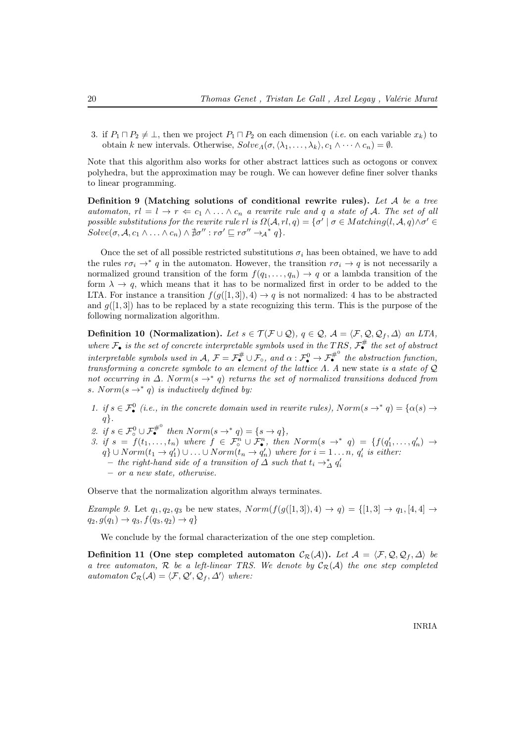3. if $P_1 \sqcap P_2 \neq \bot$, then we project $P_1 \sqcap P_2$ on each dimension (*i.e.* on each variable $x_k$) to obtain $k$ new intervals. Otherwise, $Solve_\Lambda(\sigma, \langle \lambda_1, \ldots, \lambda_k \rangle, c_1 \wedge \cdots \wedge c_n) = \emptyset$.

Note that this algorithm also works for other abstract lattices such as octogons or convex polyhedra, but the approximation may be rough. We can however define finer solver thanks to linear programming.

**Definition 9 (Matching solutions of conditional rewrite rules).** *Let $\mathcal{A}$ be a tree automaton, $rl = l \to r \Leftarrow c_1 \wedge \ldots \wedge c_n$ a rewrite rule and $q$ a state of $\mathcal{A}$. The set of all possible substitutions for the rewrite rule $rl$ is $\Omega(\mathcal{A}, rl, q) = \{\sigma' \mid \sigma \in Matching(l, \mathcal{A}, q) \wedge \sigma' \in Solve(\sigma, \mathcal{A}, c_1 \wedge \ldots \wedge c_n) \wedge \nexists \sigma'' : r\sigma' \sqsubseteq r\sigma'' \to_{\mathcal{A}}{}^* q\}$.*

Once the set of all possible restricted substitutions $\sigma_i$ has been obtained, we have to add the rules $r\sigma_i \to^* q$ in the automaton. However, the transition $r\sigma_i \to q$ is not necessarily a normalized ground transition of the form $f(q_1, \ldots, q_n) \to q$ or a lambda transition of the form $\lambda \to q$, which means that it has to be normalized first in order to be added to the LTA. For instance a transition $f(g([1,3]), 4) \to q$ is not normalized: 4 has to be abstracted and $g([1,3])$ has to be replaced by a state recognizing this term. This is the purpose of the following normalization algorithm.

**Definition 10 (Normalization).** *Let $s \in \mathcal{T}(\mathcal{F} \cup \mathcal{Q})$, $q \in \mathcal{Q}$, $\mathcal{A} = \langle \mathcal{F}, \mathcal{Q}, \mathcal{Q}_f, \Delta \rangle$ an LTA, where $\mathcal{F}_\bullet$ is the set of concrete interpretable symbols used in the $TRS$, $\mathcal{F}_\bullet^\#$ the set of abstract interpretable symbols used in $\mathcal{A}$, $\mathcal{F} = \mathcal{F}_\bullet^\# \cup \mathcal{F}_\circ$, and $\alpha : \mathcal{F}_\bullet^0 \to \mathcal{F}_\bullet^{\#^0}$ the abstraction function, transforming a concrete symbole to an element of the lattice $\Lambda$. A* new state *is a state of $\mathcal{Q}$ not occurring in $\Delta$. $Norm(s \to^* q)$ returns the set of normalized transitions deduced from $s$. $Norm(s \to^* q)$ is inductively defined by:*

1. *if $s \in \mathcal{F}_\bullet^0$ (i.e., in the concrete domain used in rewrite rules), $Norm(s \to^* q) = \{\alpha(s) \to q\}$.*
2. *if $s \in \mathcal{F}_\circ^0 \cup \mathcal{F}_\bullet^{\#^0}$ then $Norm(s \to^* q) = \{s \to q\}$,*
3. *if $s = f(t_1, \ldots, t_n)$ where $f \in \mathcal{F}_\circ^n \cup \mathcal{F}_\bullet^n$, then $Norm(s \to^* q) = \{f(q'_1, \ldots, q'_n) \to q\} \cup Norm(t_1 \to q'_1) \cup \ldots \cup Norm(t_n \to q'_n)$ where for $i = 1 \ldots n$, $q'_i$ is either:*
   - *the right-hand side of a transition of $\Delta$ such that $t_i \to_\Delta^* q'_i$*
   - *or a new state, otherwise.*

Observe that the normalization algorithm always terminates.

*Example 9.* Let $q_1, q_2, q_3$ be new states, $Norm(f(g([1,3]), 4) \to q) = \{[1,3] \to q_1, [4,4] \to q_2, g(q_1) \to q_3, f(q_3, q_2) \to q\}$

We conclude by the formal characterization of the one step completion.

**Definition 11 (One step completed automaton $\mathcal{C}_\mathcal{R}(\mathcal{A})$).** *Let $\mathcal{A} = \langle \mathcal{F}, \mathcal{Q}, \mathcal{Q}_f, \Delta \rangle$ be a tree automaton, $\mathcal{R}$ be a left-linear TRS. We denote by $\mathcal{C}_\mathcal{R}(\mathcal{A})$ the one step completed automaton $\mathcal{C}_\mathcal{R}(\mathcal{A}) = \langle \mathcal{F}, \mathcal{Q}', \mathcal{Q}_f, \Delta' \rangle$ where:*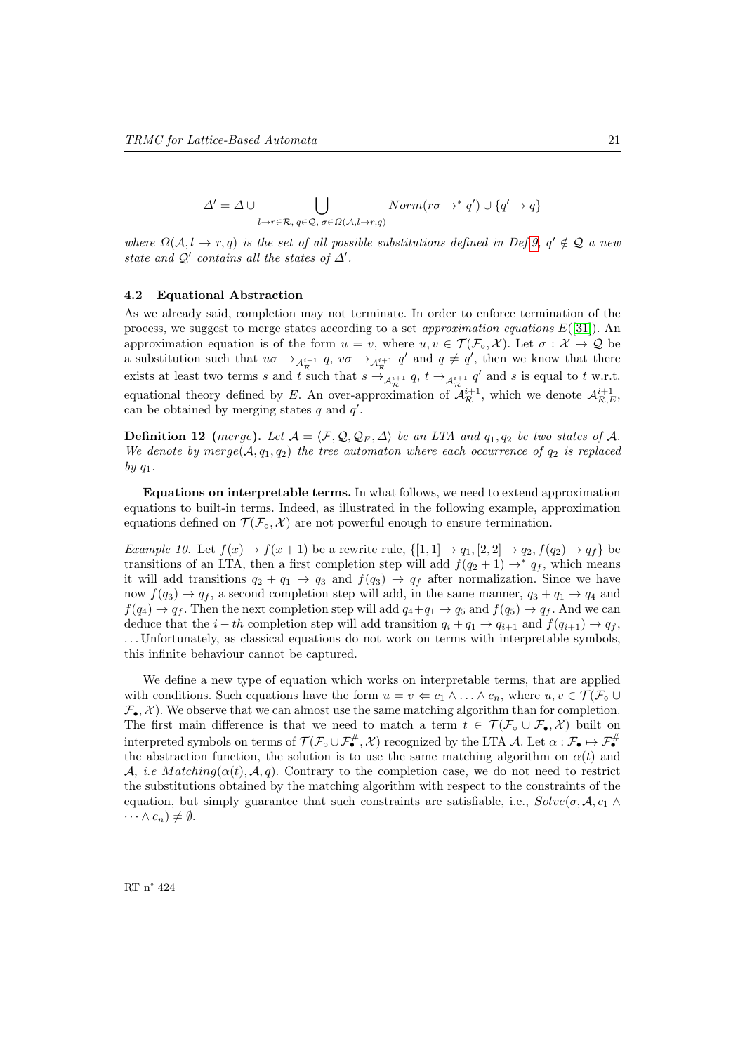$$\Delta' = \Delta \cup \bigcup_{l \to r \in \mathcal{R},\, q \in \mathcal{Q},\, \sigma \in \Omega(\mathcal{A}, l \to r, q)} Norm(r\sigma \to^* q') \cup \{q' \to q\}$$

*where $\Omega(\mathcal{A}, l \to r, q)$ is the set of all possible substitutions defined in Def.9, $q' \notin \mathcal{Q}$ a new state and $\mathcal{Q}'$ contains all the states of $\Delta'$.*

### 4.2 Equational Abstraction

As we already said, completion may not terminate. In order to enforce termination of the process, we suggest to merge states according to a set *approximation equations* $E$([31]). An approximation equation is of the form $u = v$, where $u, v \in \mathcal{T}(\mathcal{F}_\circ, \mathcal{X})$. Let $\sigma : \mathcal{X} \mapsto \mathcal{Q}$ be a substitution such that $u\sigma \to_{\mathcal{A}_\mathcal{R}^{i+1}} q$, $v\sigma \to_{\mathcal{A}_\mathcal{R}^{i+1}} q'$ and $q \neq q'$, then we know that there exists at least two terms $s$ and $t$ such that $s \to_{\mathcal{A}_\mathcal{R}^{i+1}} q$, $t \to_{\mathcal{A}_\mathcal{R}^{i+1}} q'$ and $s$ is equal to $t$ w.r.t. equational theory defined by $E$. An over-approximation of $\mathcal{A}_\mathcal{R}^{i+1}$, which we denote $\mathcal{A}_{\mathcal{R},E}^{i+1}$, can be obtained by merging states $q$ and $q'$.

**Definition 12** (*merge*)**.** *Let $\mathcal{A} = \langle \mathcal{F}, \mathcal{Q}, \mathcal{Q}_F, \Delta \rangle$ be an LTA and $q_1, q_2$ be two states of $\mathcal{A}$. We denote by $merge(\mathcal{A}, q_1, q_2)$ the tree automaton where each occurrence of $q_2$ is replaced by $q_1$.*

**Equations on interpretable terms.** In what follows, we need to extend approximation equations to built-in terms. Indeed, as illustrated in the following example, approximation equations defined on $\mathcal{T}(\mathcal{F}_\circ, \mathcal{X})$ are not powerful enough to ensure termination.

*Example 10.* Let $f(x) \to f(x+1)$ be a rewrite rule, $\{[1,1] \to q_1, [2,2] \to q_2, f(q_2) \to q_f\}$ be transitions of an LTA, then a first completion step will add $f(q_2 + 1) \to^* q_f$, which means it will add transitions $q_2 + q_1 \to q_3$ and $f(q_3) \to q_f$ after normalization. Since we have now $f(q_3) \to q_f$, a second completion step will add, in the same manner, $q_3 + q_1 \to q_4$ and $f(q_4) \to q_f$. Then the next completion step will add $q_4 + q_1 \to q_5$ and $f(q_5) \to q_f$. And we can deduce that the $i-th$ completion step will add transition $q_i + q_1 \to q_{i+1}$ and $f(q_{i+1}) \to q_f$, ... Unfortunately, as classical equations do not work on terms with interpretable symbols, this infinite behaviour cannot be captured.

We define a new type of equation which works on interpretable terms, that are applied with conditions. Such equations have the form $u = v \Leftarrow c_1 \wedge \ldots \wedge c_n$, where $u, v \in \mathcal{T}(\mathcal{F}_\circ \cup \mathcal{F}_\bullet, \mathcal{X})$. We observe that we can almost use the same matching algorithm than for completion. The first main difference is that we need to match a term $t \in \mathcal{T}(\mathcal{F}_\circ \cup \mathcal{F}_\bullet, \mathcal{X})$ built on interpreted symbols on terms of $\mathcal{T}(\mathcal{F}_\circ \cup \mathcal{F}_\bullet^\#, \mathcal{X})$ recognized by the LTA $\mathcal{A}$. Let $\alpha : \mathcal{F}_\bullet \mapsto \mathcal{F}_\bullet^\#$ the abstraction function, the solution is to use the same matching algorithm on $\alpha(t)$ and $\mathcal{A}$, *i.e* $Matching(\alpha(t), \mathcal{A}, q)$. Contrary to the completion case, we do not need to restrict the substitutions obtained by the matching algorithm with respect to the constraints of the equation, but simply guarantee that such constraints are satisfiable, i.e., $Solve(\sigma, \mathcal{A}, c_1 \wedge \cdots \wedge c_n) \neq \emptyset$.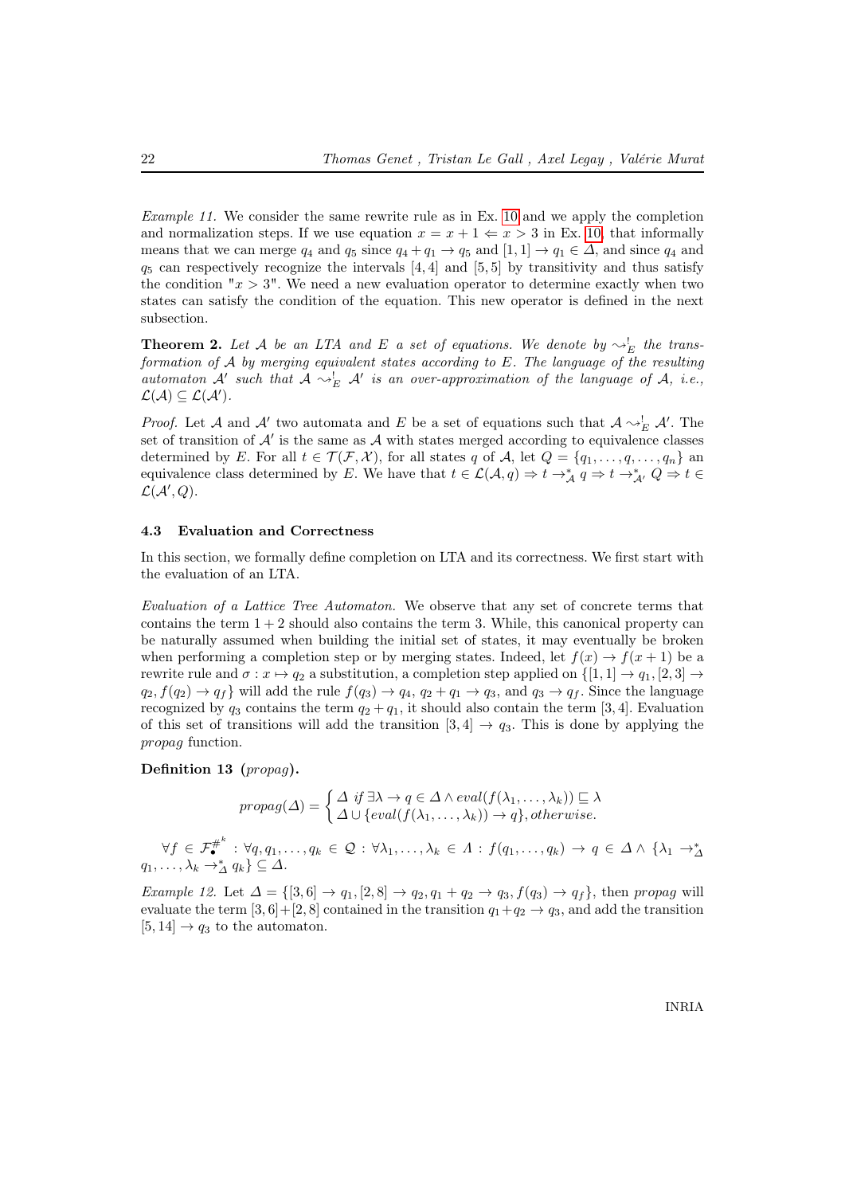*Example 11.* We consider the same rewrite rule as in Ex. 10 and we apply the completion and normalization steps. If we use equation $x = x + 1 \Leftarrow x > 3$ in Ex. 10, that informally means that we can merge $q_4$ and $q_5$ since $q_4 + q_1 \to q_5$ and $[1, 1] \to q_1 \in \Delta$, and since $q_4$ and $q_5$ can respectively recognize the intervals $[4, 4]$ and $[5, 5]$ by transitivity and thus satisfy the condition "$x > 3$". We need a new evaluation operator to determine exactly when two states can satisfy the condition of the equation. This new operator is defined in the next subsection.

**Theorem 2.** *Let $\mathcal{A}$ be an LTA and $E$ a set of equations. We denote by $\leadsto^!_E$ the transformation of $\mathcal{A}$ by merging equivalent states according to $E$. The language of the resulting automaton $\mathcal{A}'$ such that $\mathcal{A} \leadsto^!_E \mathcal{A}'$ is an over-approximation of the language of $\mathcal{A}$, i.e., $\mathcal{L}(\mathcal{A}) \subseteq \mathcal{L}(\mathcal{A}')$.*

*Proof.* Let $\mathcal{A}$ and $\mathcal{A}'$ two automata and $E$ be a set of equations such that $\mathcal{A} \leadsto^!_E \mathcal{A}'$. The set of transition of $\mathcal{A}'$ is the same as $\mathcal{A}$ with states merged according to equivalence classes determined by $E$. For all $t \in \mathcal{T}(\mathcal{F}, \mathcal{X})$, for all states $q$ of $\mathcal{A}$, let $Q = \{q_1, \ldots, q, \ldots, q_n\}$ an equivalence class determined by $E$. We have that $t \in \mathcal{L}(\mathcal{A}, q) \Rightarrow t \to^*_{\mathcal{A}} q \Rightarrow t \to^*_{\mathcal{A}'} Q \Rightarrow t \in \mathcal{L}(\mathcal{A}', Q)$.

### 4.3 Evaluation and Correctness

In this section, we formally define completion on LTA and its correctness. We first start with the evaluation of an LTA.

*Evaluation of a Lattice Tree Automaton.* We observe that any set of concrete terms that contains the term $1 + 2$ should also contains the term 3. While, this canonical property can be naturally assumed when building the initial set of states, it may eventually be broken when performing a completion step or by merging states. Indeed, let $f(x) \to f(x + 1)$ be a rewrite rule and $\sigma : x \mapsto q_2$ a substitution, a completion step applied on $\{[1, 1] \to q_1, [2, 3] \to q_2, f(q_2) \to q_f\}$ will add the rule $f(q_3) \to q_4$, $q_2 + q_1 \to q_3$, and $q_3 \to q_f$. Since the language recognized by $q_3$ contains the term $q_2 + q_1$, it should also contain the term $[3, 4]$. Evaluation of this set of transitions will add the transition $[3, 4] \to q_3$. This is done by applying the *propag* function.

**Definition 13** (*propag*)**.**

$$
propag(\Delta) = \begin{cases} \Delta \text{ } if\ \exists \lambda \to q \in \Delta \wedge eval(f(\lambda_1, \ldots, \lambda_k)) \sqsubseteq \lambda \\ \Delta \cup \{eval(f(\lambda_1, \ldots, \lambda_k)) \to q\}, otherwise. \end{cases}
$$

$\forall f \in \mathcal{F}^{\#^k}_{\bullet} : \forall q, q_1, \ldots, q_k \in \mathcal{Q} : \forall \lambda_1, \ldots, \lambda_k \in \Lambda : f(q_1, \ldots, q_k) \to q \in \Delta \wedge \{\lambda_1 \to^*_{\Delta} q_1, \ldots, \lambda_k \to^*_{\Delta} q_k\} \subseteq \Delta$.

*Example 12.* Let $\Delta = \{[3, 6] \to q_1, [2, 8] \to q_2, q_1 + q_2 \to q_3, f(q_3) \to q_f\}$, then *propag* will evaluate the term $[3, 6] + [2, 8]$ contained in the transition $q_1 + q_2 \to q_3$, and add the transition $[5, 14] \to q_3$ to the automaton.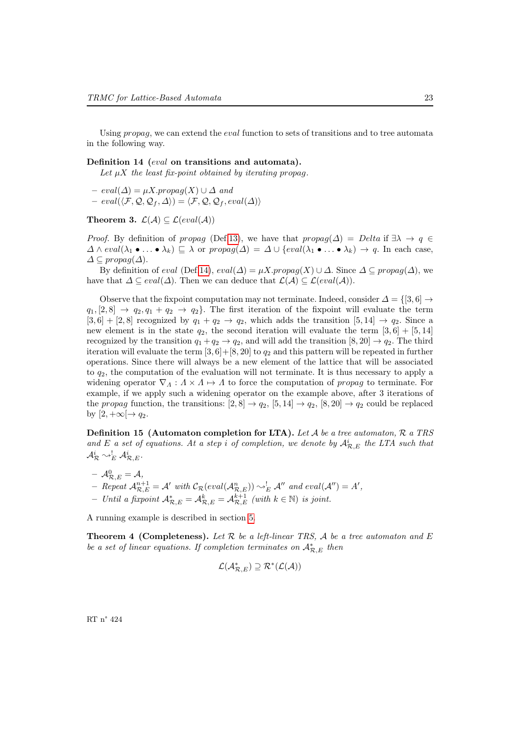Using *propag*, we can extend the *eval* function to sets of transitions and to tree automata in the following way.

**Definition 14 (*eval* on transitions and automata).** *Let $\mu X$ the least fix-point obtained by iterating propag.*

- $eval(\Delta) = \mu X.propag(X) \cup \Delta$ *and*
- $eval(\langle \mathcal{F}, \mathcal{Q}, \mathcal{Q}_f, \Delta \rangle) = \langle \mathcal{F}, \mathcal{Q}, \mathcal{Q}_f, eval(\Delta) \rangle$

**Theorem 3.** $\mathcal{L}(\mathcal{A}) \subseteq \mathcal{L}(eval(\mathcal{A}))$

*Proof.* By definition of *propag* (Def 13), we have that $propag(\Delta) = Delta$ if $\exists \lambda \to q \in \Delta \wedge eval(\lambda_1 \bullet \ldots \bullet \lambda_k) \sqsubseteq \lambda$ or $propag(\Delta) = \Delta \cup \{eval(\lambda_1 \bullet \ldots \bullet \lambda_k) \to q$. In each case, $\Delta \subseteq propag(\Delta)$.

By definition of *eval* (Def 14), $eval(\Delta) = \mu X.propag(X) \cup \Delta$. Since $\Delta \subseteq propag(\Delta)$, we have that $\Delta \subseteq eval(\Delta)$. Then we can deduce that $\mathcal{L}(\mathcal{A}) \subseteq \mathcal{L}(eval(\mathcal{A}))$.

Observe that the fixpoint computation may not terminate. Indeed, consider $\Delta = \{[3,6] \to q_1, [2,8] \to q_2, q_1 + q_2 \to q_2\}$. The first iteration of the fixpoint will evaluate the term $[3,6] + [2,8]$ recognized by $q_1 + q_2 \to q_2$, which adds the transition $[5,14] \to q_2$. Since a new element is in the state $q_2$, the second iteration will evaluate the term $[3,6] + [5,14]$ recognized by the transition $q_1 + q_2 \to q_2$, and will add the transition $[8,20] \to q_2$. The third iteration will evaluate the term $[3,6]+[8,20]$ to $q_2$ and this pattern will be repeated in further operations. Since there will always be a new element of the lattice that will be associated to $q_2$, the computation of the evaluation will not terminate. It is thus necessary to apply a widening operator $\nabla_\Lambda : \Lambda \times \Lambda \mapsto \Lambda$ to force the computation of *propag* to terminate. For example, if we apply such a widening operator on the example above, after 3 iterations of the *propag* function, the transitions: $[2,8] \to q_2$, $[5,14] \to q_2$, $[8,20] \to q_2$ could be replaced by $[2, +\infty[ \to q_2$.

**Definition 15 (Automaton completion for LTA).** *Let $\mathcal{A}$ be a tree automaton, $\mathcal{R}$ a TRS and $E$ a set of equations. At a step $i$ of completion, we denote by $\mathcal{A}^i_{\mathcal{R},E}$ the LTA such that $\mathcal{A}^i_{\mathcal{R}} \leadsto^!_E \mathcal{A}^i_{\mathcal{R},E}$.*

- $\mathcal{A}^0_{\mathcal{R},E} = \mathcal{A}$,
- *Repeat* $\mathcal{A}^{n+1}_{\mathcal{R},E} = \mathcal{A}'$ *with* $\mathcal{C}_{\mathcal{R}}(eval(\mathcal{A}^n_{\mathcal{R},E})) \leadsto^!_E \mathcal{A}''$ *and* $eval(\mathcal{A}'') = A'$,
- *Until a fixpoint* $\mathcal{A}^*_{\mathcal{R},E} = \mathcal{A}^k_{\mathcal{R},E} = \mathcal{A}^{k+1}_{\mathcal{R},E}$ *(with $k \in \mathbb{N}$) is joint.*

A running example is described in section 5.

**Theorem 4 (Completeness).** *Let $\mathcal{R}$ be a left-linear TRS, $\mathcal{A}$ be a tree automaton and $E$ be a set of linear equations. If completion terminates on $\mathcal{A}^*_{\mathcal{R},E}$ then*

$$\mathcal{L}(\mathcal{A}^*_{\mathcal{R},E}) \supseteq \mathcal{R}^*(\mathcal{L}(\mathcal{A}))$$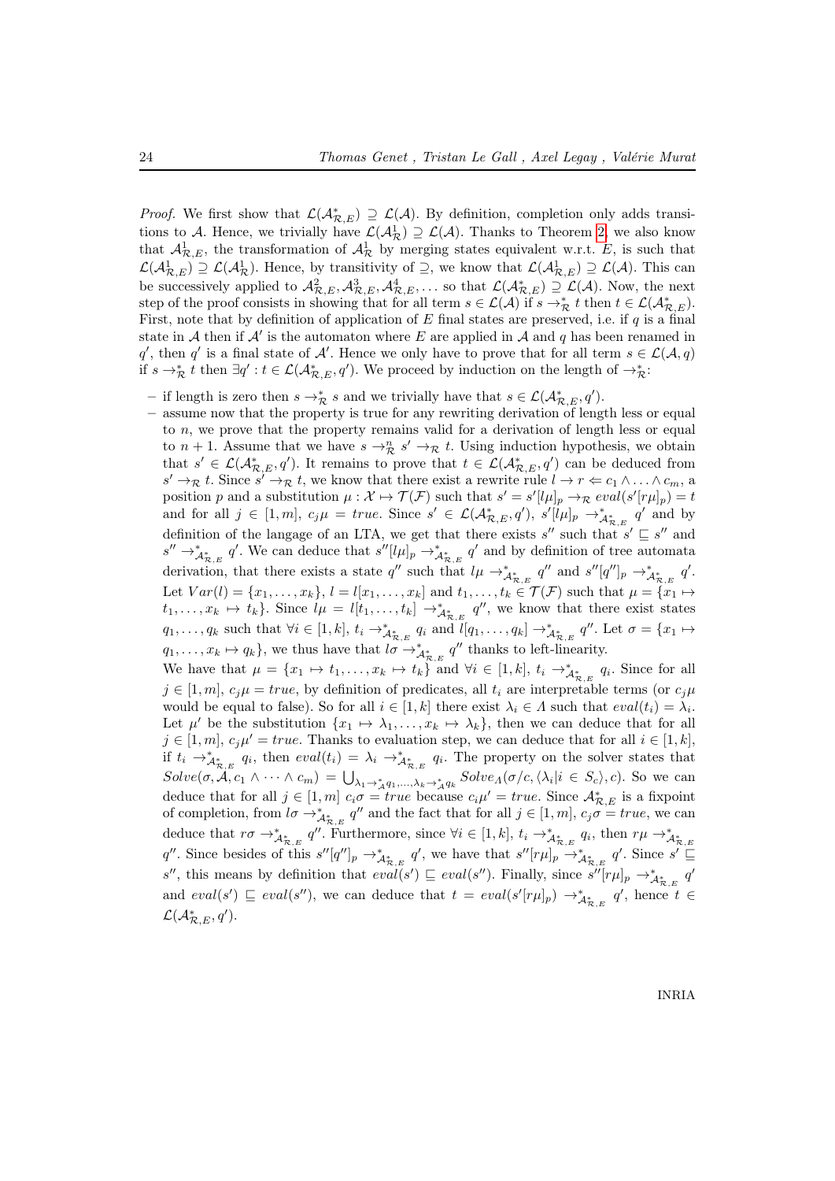*Proof.* We first show that $\mathcal{L}(\mathcal{A}^*_{\mathcal{R},E}) \supseteq \mathcal{L}(\mathcal{A})$. By definition, completion only adds transitions to $\mathcal{A}$. Hence, we trivially have $\mathcal{L}(\mathcal{A}^1_{\mathcal{R}}) \supseteq \mathcal{L}(\mathcal{A})$. Thanks to Theorem 2, we also know that $\mathcal{A}^1_{\mathcal{R},E}$, the transformation of $\mathcal{A}^1_{\mathcal{R}}$ by merging states equivalent w.r.t. $E$, is such that $\mathcal{L}(\mathcal{A}^1_{\mathcal{R},E}) \supseteq \mathcal{L}(\mathcal{A}^1_{\mathcal{R}})$. Hence, by transitivity of $\supseteq$, we know that $\mathcal{L}(\mathcal{A}^1_{\mathcal{R},E}) \supseteq \mathcal{L}(\mathcal{A})$. This can be successively applied to $\mathcal{A}^2_{\mathcal{R},E}, \mathcal{A}^3_{\mathcal{R},E}, \mathcal{A}^4_{\mathcal{R},E}, \ldots$ so that $\mathcal{L}(\mathcal{A}^*_{\mathcal{R},E}) \supseteq \mathcal{L}(\mathcal{A})$. Now, the next step of the proof consists in showing that for all term $s \in \mathcal{L}(\mathcal{A})$ if $s \to^*_{\mathcal{R}} t$ then $t \in \mathcal{L}(\mathcal{A}^*_{\mathcal{R},E})$. First, note that by definition of application of $E$ final states are preserved, i.e. if $q$ is a final state in $\mathcal{A}$ then if $\mathcal{A}'$ is the automaton where $E$ are applied in $\mathcal{A}$ and $q$ has been renamed in $q'$, then $q'$ is a final state of $\mathcal{A}'$. Hence we only have to prove that for all term $s \in \mathcal{L}(\mathcal{A}, q)$ if $s \to^*_{\mathcal{R}} t$ then $\exists q' : t \in \mathcal{L}(\mathcal{A}^*_{\mathcal{R},E}, q')$. We proceed by induction on the length of $\to^*_{\mathcal{R}}$:

- if length is zero then $s \to^*_{\mathcal{R}} s$ and we trivially have that $s \in \mathcal{L}(\mathcal{A}^*_{\mathcal{R},E}, q')$.
- assume now that the property is true for any rewriting derivation of length less or equal to $n$, we prove that the property remains valid for a derivation of length less or equal to $n+1$. Assume that we have $s \to^n_{\mathcal{R}} s' \to_{\mathcal{R}} t$. Using induction hypothesis, we obtain that $s' \in \mathcal{L}(\mathcal{A}^*_{\mathcal{R},E}, q')$. It remains to prove that $t \in \mathcal{L}(\mathcal{A}^*_{\mathcal{R},E}, q')$ can be deduced from $s' \to_{\mathcal{R}} t$. Since $s' \to_{\mathcal{R}} t$, we know that there exist a rewrite rule $l \to r \Leftarrow c_1 \wedge \ldots \wedge c_m$, a position $p$ and a substitution $\mu : \mathcal{X} \mapsto \mathcal{T}(\mathcal{F})$ such that $s' = s'[l\mu]_p \to_{\mathcal{R}} eval(s'[r\mu]_p) = t$ and for all $j \in [1, m]$, $c_j\mu = true$. Since $s' \in \mathcal{L}(\mathcal{A}^*_{\mathcal{R},E}, q')$, $s'[l\mu]_p \to^*_{\mathcal{A}^*_{\mathcal{R},E}} q'$ and by definition of the langage of an LTA, we get that there exists $s''$ such that $s' \sqsubseteq s''$ and $s'' \to^*_{\mathcal{A}^*_{\mathcal{R},E}} q'$. We can deduce that $s''[l\mu]_p \to^*_{\mathcal{A}^*_{\mathcal{R},E}} q'$ and by definition of tree automata derivation, that there exists a state $q''$ such that $l\mu \to^*_{\mathcal{A}^*_{\mathcal{R},E}} q''$ and $s''[q'']_p \to^*_{\mathcal{A}^*_{\mathcal{R},E}} q'$. Let $Var(l) = \{x_1, \ldots, x_k\}$, $l = l[x_1, \ldots, x_k]$ and $t_1, \ldots, t_k \in \mathcal{T}(\mathcal{F})$ such that $\mu = \{x_1 \mapsto t_1, \ldots, x_k \mapsto t_k\}$. Since $l\mu = l[t_1, \ldots, t_k] \to^*_{\mathcal{A}^*_{\mathcal{R},E}} q''$, we know that there exist states $q_1, \ldots, q_k$ such that $\forall i \in [1, k]$, $t_i \to^*_{\mathcal{A}^*_{\mathcal{R},E}} q_i$ and $l[q_1, \ldots, q_k] \to^*_{\mathcal{A}^*_{\mathcal{R},E}} q''$. Let $\sigma = \{x_1 \mapsto q_1, \ldots, x_k \mapsto q_k\}$, we thus have that $l\sigma \to^*_{\mathcal{A}^*_{\mathcal{R},E}} q''$ thanks to left-linearity.

  We have that $\mu = \{x_1 \mapsto t_1, \ldots, x_k \mapsto t_k\}$ and $\forall i \in [1, k]$, $t_i \to^*_{\mathcal{A}^*_{\mathcal{R},E}} q_i$. Since for all $j \in [1, m]$, $c_j\mu = true$, by definition of predicates, all $t_i$ are interpretable terms (or $c_j\mu$ would be equal to false). So for all $i \in [1, k]$ there exist $\lambda_i \in \Lambda$ such that $eval(t_i) = \lambda_i$. Let $\mu'$ be the substitution $\{x_1 \mapsto \lambda_1, \ldots, x_k \mapsto \lambda_k\}$, then we can deduce that for all $j \in [1, m]$, $c_j\mu' = true$. Thanks to evaluation step, we can deduce that for all $i \in [1, k]$, if $t_i \to^*_{\mathcal{A}^*_{\mathcal{R},E}} q_i$, then $eval(t_i) = \lambda_i \to^*_{\mathcal{A}^*_{\mathcal{R},E}} q_i$. The property on the solver states that $Solve(\sigma, \mathcal{A}, c_1 \wedge \cdots \wedge c_m) = \bigcup_{\lambda_1 \to^*_{\mathcal{A}} q_1, \ldots, \lambda_k \to^*_{\mathcal{A}} q_k} Solve_\Lambda(\sigma/c, \langle \lambda_i | i \in S_c \rangle, c)$. So we can deduce that for all $j \in [1, m]$ $c_i\sigma = true$ because $c_i\mu' = true$. Since $\mathcal{A}^*_{\mathcal{R},E}$ is a fixpoint of completion, from $l\sigma \to^*_{\mathcal{A}^*_{\mathcal{R},E}} q''$ and the fact that for all $j \in [1, m]$, $c_j\sigma = true$, we can deduce that $r\sigma \to^*_{\mathcal{A}^*_{\mathcal{R},E}} q''$. Furthermore, since $\forall i \in [1, k]$, $t_i \to^*_{\mathcal{A}^*_{\mathcal{R},E}} q_i$, then $r\mu \to^*_{\mathcal{A}^*_{\mathcal{R},E}} q''$. Since besides of this $s''[q'']_p \to^*_{\mathcal{A}^*_{\mathcal{R},E}} q'$, we have that $s''[r\mu]_p \to^*_{\mathcal{A}^*_{\mathcal{R},E}} q'$. Since $s' \sqsubseteq s''$, this means by definition that $eval(s') \sqsubseteq eval(s'')$. Finally, since $s''[r\mu]_p \to^*_{\mathcal{A}^*_{\mathcal{R},E}} q'$ and $eval(s') \sqsubseteq eval(s'')$, we can deduce that $t = eval(s'[r\mu]_p) \to^*_{\mathcal{A}^*_{\mathcal{R},E}} q'$, hence $t \in \mathcal{L}(\mathcal{A}^*_{\mathcal{R},E}, q')$.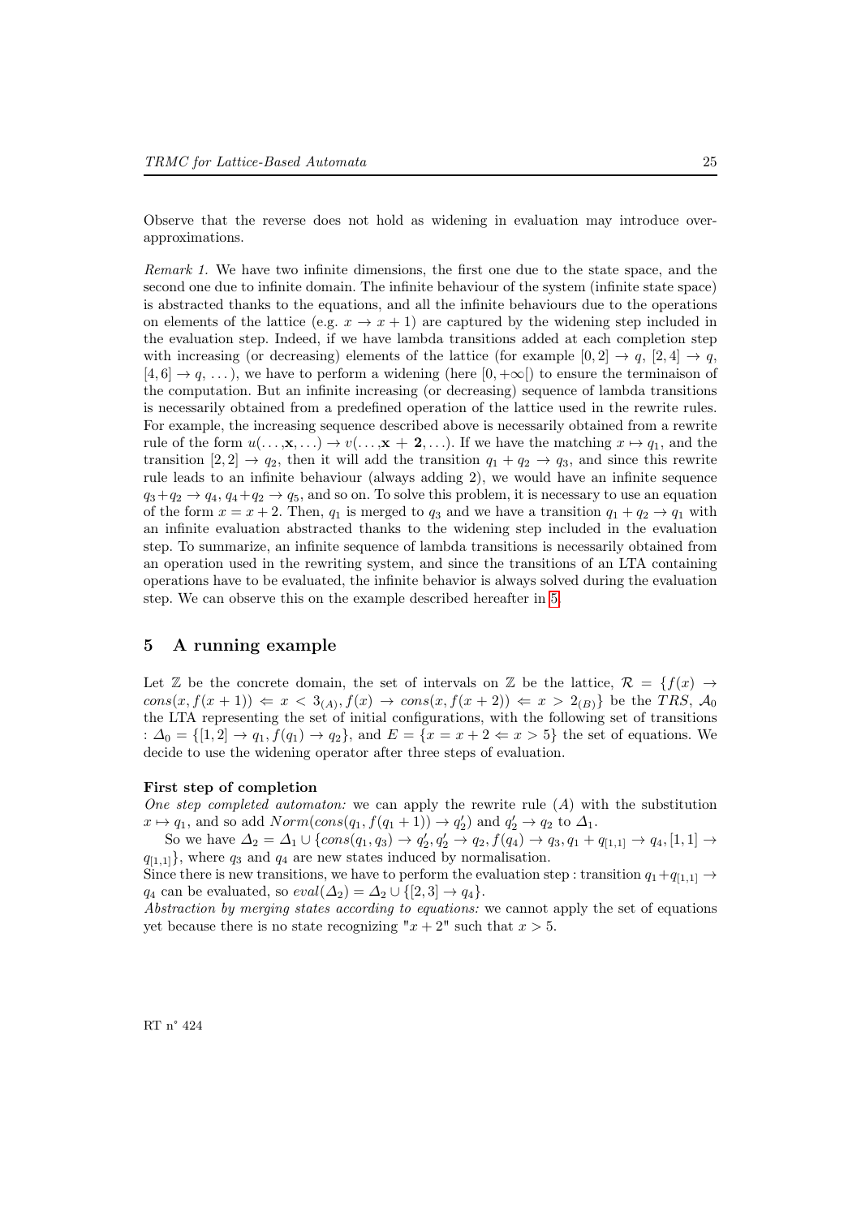Observe that the reverse does not hold as widening in evaluation may introduce over-approximations.

*Remark 1.* We have two infinite dimensions, the first one due to the state space, and the second one due to infinite domain. The infinite behaviour of the system (infinite state space) is abstracted thanks to the equations, and all the infinite behaviours due to the operations on elements of the lattice (e.g. $x \to x+1$) are captured by the widening step included in the evaluation step. Indeed, if we have lambda transitions added at each completion step with increasing (or decreasing) elements of the lattice (for example $[0,2] \to q$, $[2,4] \to q$, $[4,6] \to q$, ...), we have to perform a widening (here $[0,+\infty[$) to ensure the terminaison of the computation. But an infinite increasing (or decreasing) sequence of lambda transitions is necessarily obtained from a predefined operation of the lattice used in the rewrite rules. For example, the increasing sequence described above is necessarily obtained from a rewrite rule of the form $u(\ldots,\mathbf{x},\ldots) \to v(\ldots,\mathbf{x}+\mathbf{2},\ldots)$. If we have the matching $x \mapsto q_1$, and the transition $[2,2] \to q_2$, then it will add the transition $q_1 + q_2 \to q_3$, and since this rewrite rule leads to an infinite behaviour (always adding 2), we would have an infinite sequence $q_3+q_2 \to q_4$, $q_4+q_2 \to q_5$, and so on. To solve this problem, it is necessary to use an equation of the form $x = x+2$. Then, $q_1$ is merged to $q_3$ and we have a transition $q_1 + q_2 \to q_1$ with an infinite evaluation abstracted thanks to the widening step included in the evaluation step. To summarize, an infinite sequence of lambda transitions is necessarily obtained from an operation used in the rewriting system, and since the transitions of an LTA containing operations have to be evaluated, the infinite behavior is always solved during the evaluation step. We can observe this on the example described hereafter in 5.

## 5 A running example

Let $\mathbb{Z}$ be the concrete domain, the set of intervals on $\mathbb{Z}$ be the lattice, $\mathcal{R} = \{f(x) \to cons(x, f(x+1)) \Leftarrow x < 3_{(A)}, f(x) \to cons(x, f(x+2)) \Leftarrow x > 2_{(B)}\}$ be the $TRS$, $\mathcal{A}_0$ the LTA representing the set of initial configurations, with the following set of transitions : $\Delta_0 = \{[1,2] \to q_1, f(q_1) \to q_2\}$, and $E = \{x = x+2 \Leftarrow x > 5\}$ the set of equations. We decide to use the widening operator after three steps of evaluation.

**First step of completion**

*One step completed automaton:* we can apply the rewrite rule $(A)$ with the substitution $x \mapsto q_1$, and so add $Norm(cons(q_1, f(q_1+1)) \to q_2')$ and $q_2' \to q_2$ to $\Delta_1$.

So we have $\Delta_2 = \Delta_1 \cup \{cons(q_1, q_3) \to q_2', q_2' \to q_2, f(q_4) \to q_3, q_1 + q_{[1,1]} \to q_4, [1,1] \to q_{[1,1]}\}$, where $q_3$ and $q_4$ are new states induced by normalisation.

Since there is new transitions, we have to perform the evaluation step : transition $q_1+q_{[1,1]} \to q_4$ can be evaluated, so $eval(\Delta_2) = \Delta_2 \cup \{[2,3] \to q_4\}$.

*Abstraction by merging states according to equations:* we cannot apply the set of equations yet because there is no state recognizing "$x+2$" such that $x > 5$.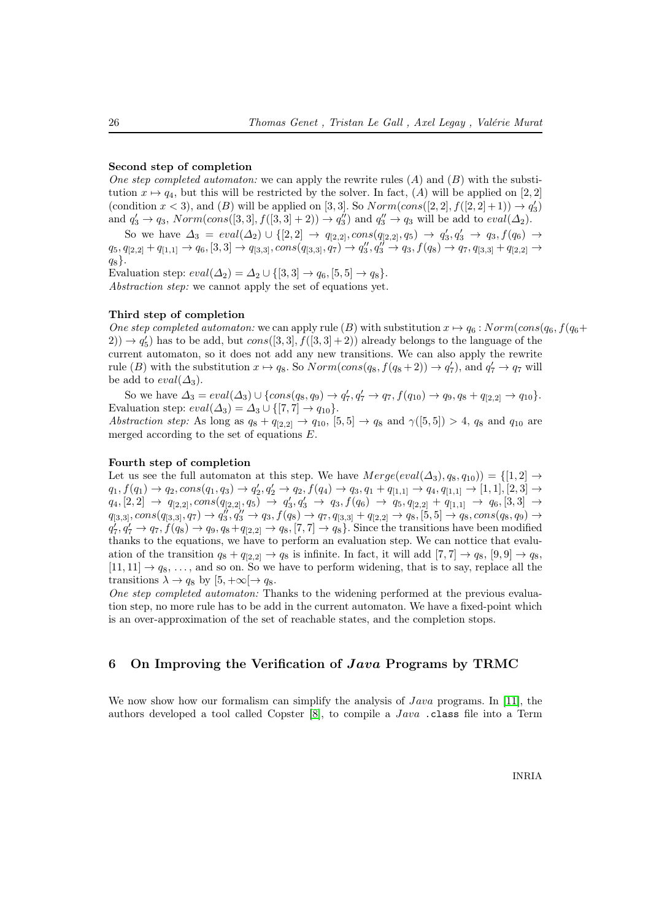**Second step of completion**

*One step completed automaton:* we can apply the rewrite rules $(A)$ and $(B)$ with the substitution $x \mapsto q_4$, but this will be restricted by the solver. In fact, $(A)$ will be applied on $[2,2]$ (condition $x < 3$), and $(B)$ will be applied on $[3,3]$. So $Norm(cons([2,2], f([2,2]+1)) \to q_3')$ and $q_3' \to q_3$, $Norm(cons([3,3], f([3,3]+2)) \to q_3'')$ and $q_3'' \to q_3$ will be add to $eval(\Delta_2)$.

So we have $\Delta_3 = eval(\Delta_2) \cup \{[2,2] \to q_{[2,2]}, cons(q_{[2,2]}, q_5) \to q_3', q_3' \to q_3, f(q_6) \to q_5, q_{[2,2]} + q_{[1,1]} \to q_6, [3,3] \to q_{[3,3]}, cons(q_{[3,3]}, q_7) \to q_3'', q_3'' \to q_3, f(q_8) \to q_7, q_{[3,3]} + q_{[2,2]} \to q_8\}$.

Evaluation step: $eval(\Delta_2) = \Delta_2 \cup \{[3,3] \to q_6, [5,5] \to q_8\}$.

*Abstraction step:* we cannot apply the set of equations yet.

**Third step of completion**

*One step completed automaton:* we can apply rule $(B)$ with substitution $x \mapsto q_6 : Norm(cons(q_6, f(q_6 + 2)) \to q_5')$ has to be add, but $cons([3,3], f([3,3]+2))$ already belongs to the language of the current automaton, so it does not add any new transitions. We can also apply the rewrite rule $(B)$ with the substitution $x \mapsto q_8$. So $Norm(cons(q_8, f(q_8+2)) \to q_7')$, and $q_7' \to q_7$ will be add to $eval(\Delta_3)$.

So we have $\Delta_3 = eval(\Delta_3) \cup \{cons(q_8, q_9) \to q_7', q_7' \to q_7, f(q_{10}) \to q_9, q_8 + q_{[2,2]} \to q_{10}\}$.

Evaluation step: $eval(\Delta_3) = \Delta_3 \cup \{[7,7] \to q_{10}\}$.

*Abstraction step:* As long as $q_8 + q_{[2,2]} \to q_{10}$, $[5,5] \to q_8$ and $\gamma([5,5]) > 4$, $q_8$ and $q_{10}$ are merged according to the set of equations $E$.

**Fourth step of completion**

Let us see the full automaton at this step. We have $Merge(eval(\Delta_3), q_8, q_{10})) = \{[1,2] \to q_1, f(q_1) \to q_2, cons(q_1, q_3) \to q_2', q_2' \to q_2, f(q_4) \to q_3, q_1 + q_{[1,1]} \to q_4, q_{[1,1]} \to [1,1], [2,3] \to q_4, [2,2] \to q_{[2,2]}, cons(q_{[2,2]}, q_5) \to q_3', q_3' \to q_3, f(q_6) \to q_5, q_{[2,2]} + q_{[1,1]} \to q_6, [3,3] \to q_{[3,3]}, cons(q_{[3,3]}, q_7) \to q_3'', q_3'' \to q_3, f(q_8) \to q_7, q_{[3,3]} + q_{[2,2]} \to q_8, [5,5] \to q_8, cons(q_8, q_9) \to q_7', q_7' \to q_7, f(q_8) \to q_9, q_8 + q_{[2,2]} \to q_8, [7,7] \to q_8\}$. Since the transitions have been modified thanks to the equations, we have to perform an evaluation step. We can nottice that evaluation of the transition $q_8 + q_{[2,2]} \to q_8$ is infinite. In fact, it will add $[7,7] \to q_8$, $[9,9] \to q_8$, $[11,11] \to q_8$, …, and so on. So we have to perform widening, that is to say, replace all the transitions $\lambda \to q_8$ by $[5, +\infty[ \to q_8$.

*One step completed automaton:* Thanks to the widening performed at the previous evaluation step, no more rule has to be add in the current automaton. We have a fixed-point which is an over-approximation of the set of reachable states, and the completion stops.

## 6 On Improving the Verification of *Java* Programs by TRMC

We now show how our formalism can simplify the analysis of *Java* programs. In [11], the authors developed a tool called Copster [8], to compile a *Java* `.class` file into a Term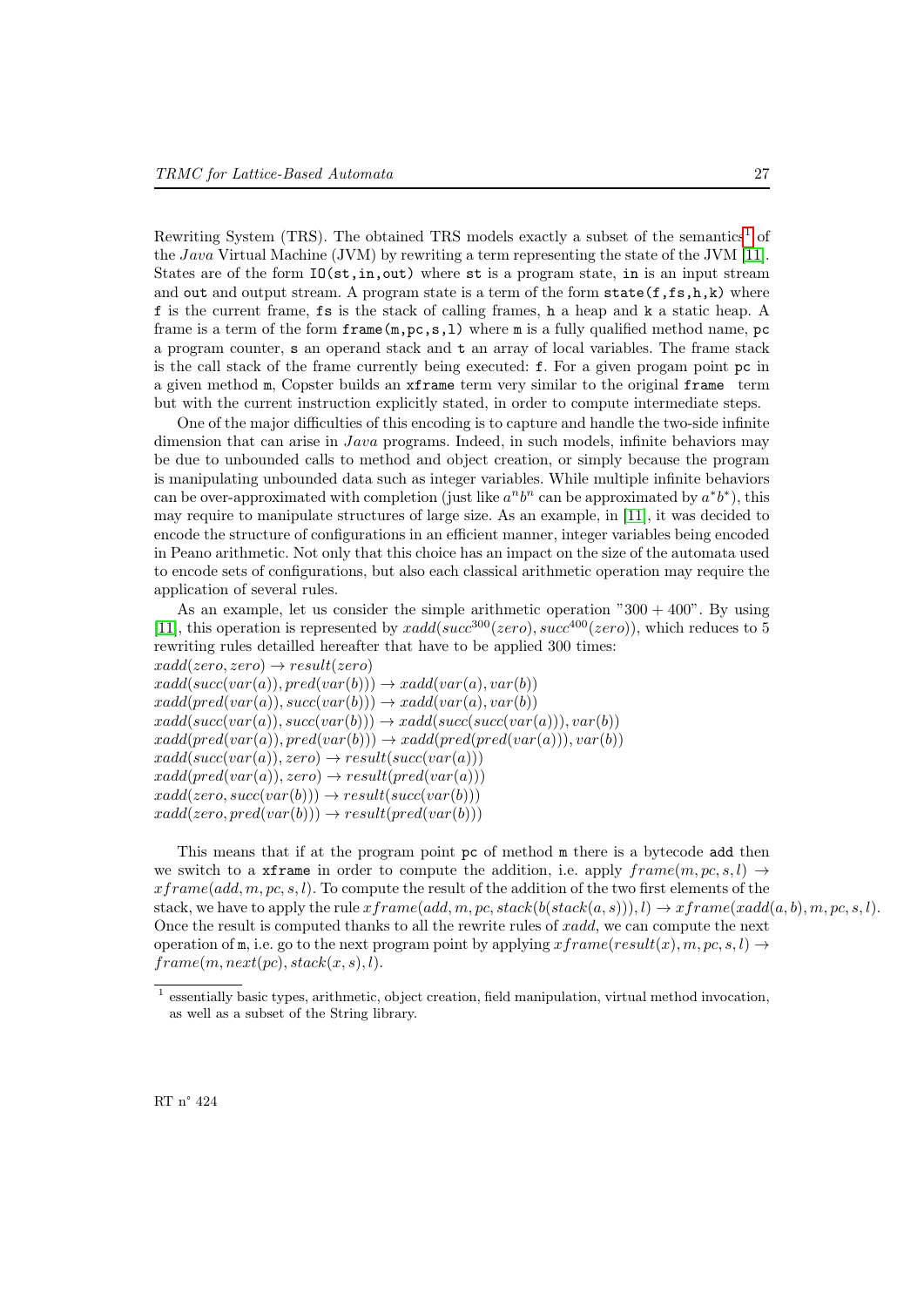Rewriting System (TRS). The obtained TRS models exactly a subset of the semantics[1] of the *Java* Virtual Machine (JVM) by rewriting a term representing the state of the JVM [11]. States are of the form `IO(st,in,out)` where `st` is a program state, `in` is an input stream and `out` and output stream. A program state is a term of the form `state(f,fs,h,k)` where `f` is the current frame, `fs` is the stack of calling frames, `h` a heap and `k` a static heap. A frame is a term of the form `frame(m,pc,s,l)` where `m` is a fully qualified method name, `pc` a program counter, `s` an operand stack and `t` an array of local variables. The frame stack is the call stack of the frame currently being executed: `f`. For a given progam point `pc` in a given method `m`, Copster builds an `xframe` term very similar to the original `frame` term but with the current instruction explicitly stated, in order to compute intermediate steps.

One of the major difficulties of this encoding is to capture and handle the two-side infinite dimension that can arise in *Java* programs. Indeed, in such models, infinite behaviors may be due to unbounded calls to method and object creation, or simply because the program is manipulating unbounded data such as integer variables. While multiple infinite behaviors can be over-approximated with completion (just like $a^nb^n$ can be approximated by $a^*b^*$), this may require to manipulate structures of large size. As an example, in [11], it was decided to encode the structure of configurations in an efficient manner, integer variables being encoded in Peano arithmetic. Not only that this choice has an impact on the size of the automata used to encode sets of configurations, but also each classical arithmetic operation may require the application of several rules.

As an example, let us consider the simple arithmetic operation "300 + 400". By using [11], this operation is represented by $xadd(succ^{300}(zero), succ^{400}(zero))$, which reduces to 5 rewriting rules detailled hereafter that have to be applied 300 times:

$xadd(zero, zero) \rightarrow result(zero)$
$xadd(succ(var(a)), pred(var(b))) \rightarrow xadd(var(a), var(b))$
$xadd(pred(var(a)), succ(var(b))) \rightarrow xadd(var(a), var(b))$
$xadd(succ(var(a)), succ(var(b))) \rightarrow xadd(succ(succ(var(a))), var(b))$
$xadd(pred(var(a)), pred(var(b))) \rightarrow xadd(pred(pred(var(a))), var(b))$
$xadd(succ(var(a)), zero) \rightarrow result(succ(var(a)))$
$xadd(pred(var(a)), zero) \rightarrow result(pred(var(a)))$
$xadd(zero, succ(var(b))) \rightarrow result(succ(var(b)))$
$xadd(zero, pred(var(b))) \rightarrow result(pred(var(b)))$

This means that if at the program point `pc` of method `m` there is a bytecode `add` then we switch to a `xframe` in order to compute the addition, i.e. apply $frame(m, pc, s, l) \rightarrow xframe(add, m, pc, s, l)$. To compute the result of the addition of the two first elements of the stack, we have to apply the rule $xframe(add, m, pc, stack(b(stack(a, s))), l) \rightarrow xframe(xadd(a, b), m, pc, s, l)$. Once the result is computed thanks to all the rewrite rules of $xadd$, we can compute the next operation of `m`, i.e. go to the next program point by applying $xframe(result(x), m, pc, s, l) \rightarrow frame(m, next(pc), stack(x, s), l)$.

[1] essentially basic types, arithmetic, object creation, field manipulation, virtual method invocation, as well as a subset of the String library.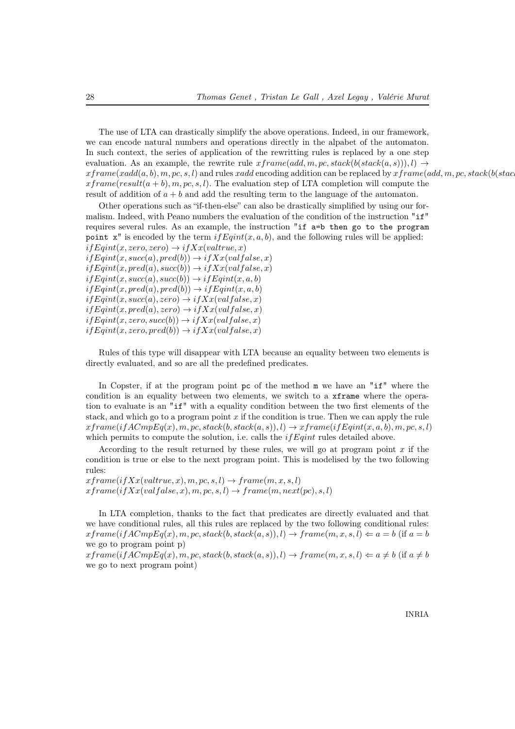The use of LTA can drastically simplify the above operations. Indeed, in our framework, we can encode natural numbers and operations directly in the alpabet of the automaton. In such context, the series of application of the rewritting rules is replaced by a one step evaluation. As an example, the rewrite rule $xframe(add, m, pc, stack(b(stack(a, s))), l) \rightarrow xframe(xadd(a, b), m, pc, s, l)$ and rules $xadd$ encoding addition can be replaced by $xframe(add, m, pc, stack(b(stac$ $xframe(result(a + b), m, pc, s, l)$. The evaluation step of LTA completion will compute the result of addition of $a + b$ and add the resulting term to the language of the automaton.

Other operations such as "if-then-else" can also be drastically simplified by using our formalism. Indeed, with Peano numbers the evaluation of the condition of the instruction `"if"` requires several rules. As an example, the instruction `"if a=b then go to the program point x"` is encoded by the term $ifEqint(x, a, b)$, and the following rules will be applied:

$ifEqint(x, zero, zero) \rightarrow ifXx(valtrue, x)$
$ifEqint(x, succ(a), pred(b)) \rightarrow ifXx(valfalse, x)$
$ifEqint(x, pred(a), succ(b)) \rightarrow ifXx(valfalse, x)$
$ifEqint(x, succ(a), succ(b)) \rightarrow ifEqint(x, a, b)$
$ifEqint(x, pred(a), pred(b)) \rightarrow ifEqint(x, a, b)$
$ifEqint(x, succ(a), zero) \rightarrow ifXx(valfalse, x)$
$ifEqint(x, pred(a), zero) \rightarrow ifXx(valfalse, x)$
$ifEqint(x, zero, succ(b)) \rightarrow ifXx(valfalse, x)$
$ifEqint(x, zero, pred(b)) \rightarrow ifXx(valfalse, x)$

Rules of this type will disappear with LTA because an equality between two elements is directly evaluated, and so are all the predefined predicates.

In Copster, if at the program point `pc` of the method `m` we have an `"if"` where the condition is an equality between two elements, we switch to a `xframe` where the operation to evaluate is an `"if"` with a equality condition between the two first elements of the stack, and which go to a program point $x$ if the condition is true. Then we can apply the rule $xframe(ifACmpEq(x), m, pc, stack(b, stack(a, s)), l) \rightarrow xframe(ifEqint(x, a, b), m, pc, s, l)$ which permits to compute the solution, i.e. calls the $ifEqint$ rules detailed above.

According to the result returned by these rules, we will go at program point $x$ if the condition is true or else to the next program point. This is modelised by the two following rules:

$xframe(ifXx(valtrue, x), m, pc, s, l) \rightarrow frame(m, x, s, l)$
$xframe(ifXx(valfalse, x), m, pc, s, l) \rightarrow frame(m, next(pc), s, l)$

In LTA completion, thanks to the fact that predicates are directly evaluated and that we have conditional rules, all this rules are replaced by the two following conditional rules:
$xframe(ifACmpEq(x), m, pc, stack(b, stack(a, s)), l) \rightarrow frame(m, x, s, l) \Leftarrow a = b$ (if $a = b$ we go to program point p)
$xframe(ifACmpEq(x), m, pc, stack(b, stack(a, s)), l) \rightarrow frame(m, x, s, l) \Leftarrow a \neq b$ (if $a \neq b$ we go to next program point)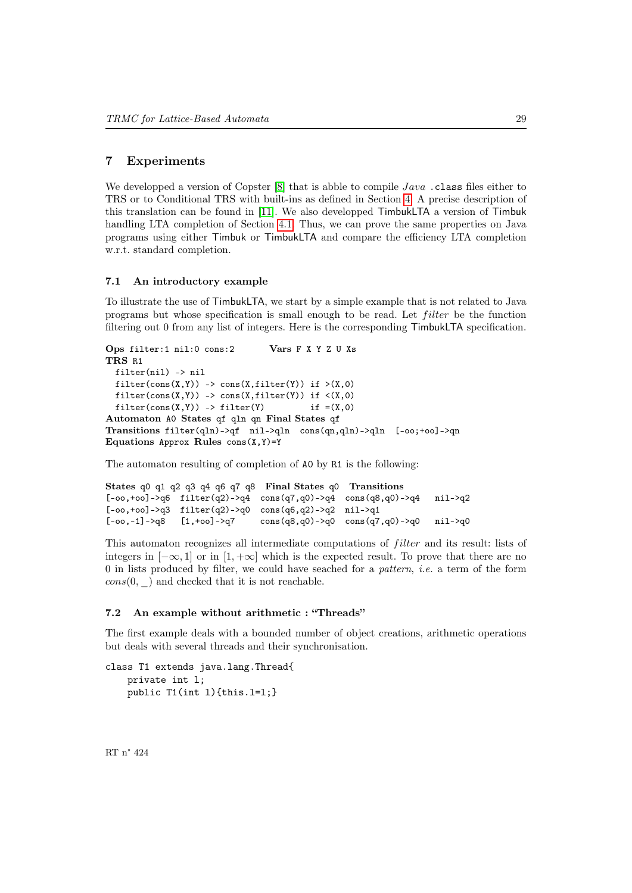## 7 Experiments

We developped a version of Copster [8] that is abble to compile *Java* `.class` files either to TRS or to Conditional TRS with built-ins as defined in Section 4. A precise description of this translation can be found in [11]. We also developped TimbukLTA a version of Timbuk handling LTA completion of Section 4.1. Thus, we can prove the same properties on Java programs using either Timbuk or TimbukLTA and compare the efficiency LTA completion w.r.t. standard completion.

### 7.1 An introductory example

To illustrate the use of TimbukLTA, we start by a simple example that is not related to Java programs but whose specification is small enough to be read. Let *filter* be the function filtering out 0 from any list of integers. Here is the corresponding TimbukLTA specification.

```
Ops filter:1 nil:0 cons:2       Vars F X Y Z U Xs
TRS R1
  filter(nil) -> nil
  filter(cons(X,Y)) -> cons(X,filter(Y)) if >(X,0)
  filter(cons(X,Y)) -> cons(X,filter(Y)) if <(X,0)
  filter(cons(X,Y)) -> filter(Y)         if =(X,0)
Automaton A0 States qf qln qn Final States qf
Transitions filter(qln)->qf  nil->qln  cons(qn,qln)->qln  [-oo;+oo]->qn
Equations Approx Rules cons(X,Y)=Y
```

The automaton resulting of completion of A0 by R1 is the following:

```
States q0 q1 q2 q3 q4 q6 q7 q8  Final States q0  Transitions
[-oo,+oo]->q6  filter(q2)->q4  cons(q7,q0)->q4  cons(q8,q0)->q4   nil->q2
[-oo,+oo]->q3  filter(q2)->q0  cons(q6,q2)->q2  nil->q1
[-oo,-1]->q8   [1,+oo]->q7     cons(q8,q0)->q0  cons(q7,q0)->q0   nil->q0
```

This automaton recognizes all intermediate computations of *filter* and its result: lists of integers in $[-\infty, 1]$ or in $[1, +\infty]$ which is the expected result. To prove that there are no 0 in lists produced by filter, we could have seached for a *pattern*, *i.e.* a term of the form $cons(0, \_)$ and checked that it is not reachable.

### 7.2 An example without arithmetic : "Threads"

The first example deals with a bounded number of object creations, arithmetic operations but deals with several threads and their synchronisation.

```
class T1 extends java.lang.Thread{
    private int l;
    public T1(int l){this.l=l;}
```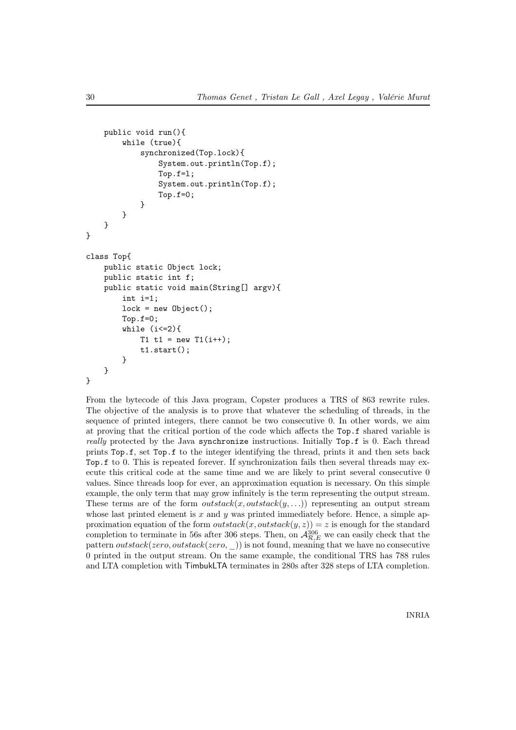```
    public void run(){
        while (true){
            synchronized(Top.lock){
                System.out.println(Top.f);
                Top.f=l;
                System.out.println(Top.f);
                Top.f=0;
            }
        }
    }
}

class Top{
    public static Object lock;
    public static int f;
    public static void main(String[] argv){
        int i=1;
        lock = new Object();
        Top.f=0;
        while (i<=2){
            T1 t1 = new T1(i++);
            t1.start();
        }
    }
}
```

From the bytecode of this Java program, Copster produces a TRS of 863 rewrite rules. The objective of the analysis is to prove that whatever the scheduling of threads, in the sequence of printed integers, there cannot be two consecutive 0. In other words, we aim at proving that the critical portion of the code which affects the `Top.f` shared variable is *really* protected by the Java `synchronize` instructions. Initially `Top.f` is 0. Each thread prints `Top.f`, set `Top.f` to the integer identifying the thread, prints it and then sets back `Top.f` to 0. This is repeated forever. If synchronization fails then several threads may execute this critical code at the same time and we are likely to print several consecutive 0 values. Since threads loop for ever, an approximation equation is necessary. On this simple example, the only term that may grow infinitely is the term representing the output stream. These terms are of the form $outstack(x, outstack(y, \ldots))$ representing an output stream whose last printed element is $x$ and $y$ was printed immediately before. Hence, a simple approximation equation of the form $outstack(x, outstack(y, z)) = z$ is enough for the standard completion to terminate in 56s after 306 steps. Then, on $\mathcal{A}^{306}_{\mathcal{R},E}$ we can easily check that the pattern $outstack(zero, outstack(zero, \_))$ is not found, meaning that we have no consecutive 0 printed in the output stream. On the same example, the conditional TRS has 788 rules and LTA completion with TimbukLTA terminates in 280s after 328 steps of LTA completion.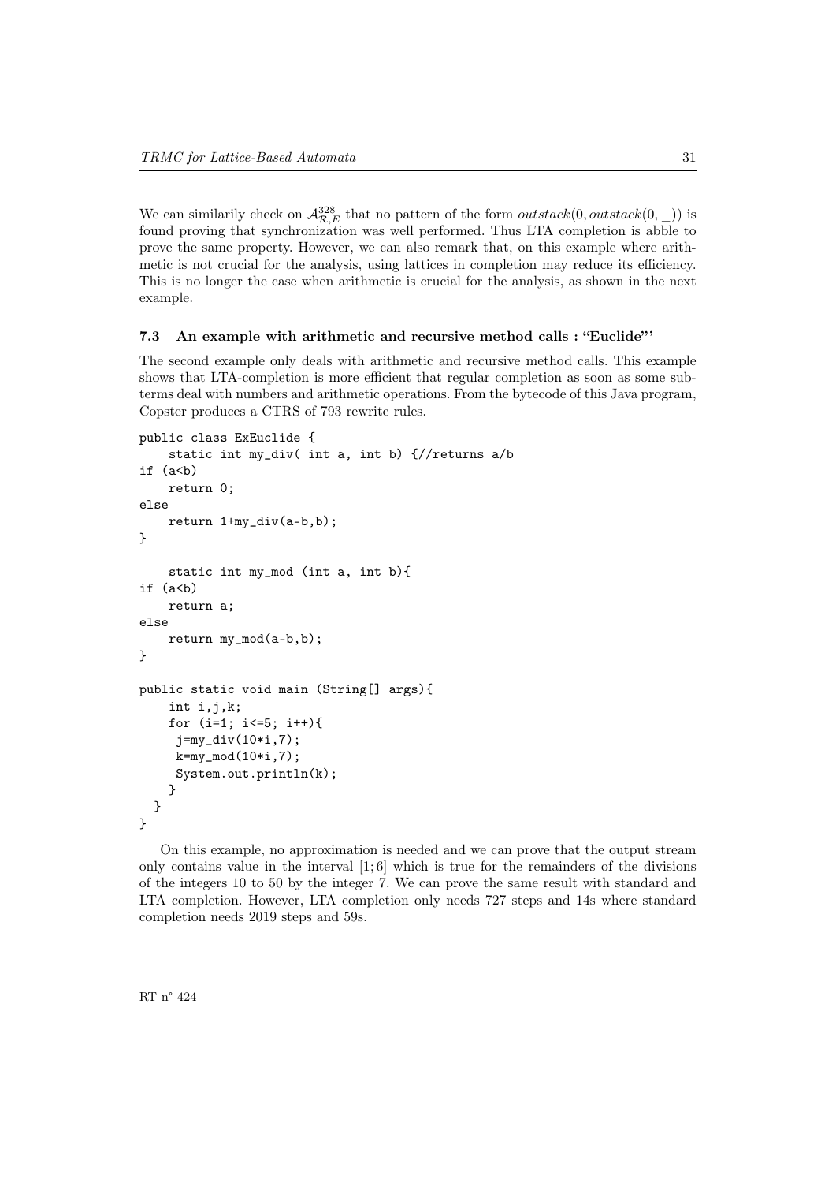We can similarily check on $\mathcal{A}^{328}_{\mathcal{R},E}$ that no pattern of the form $outstack(0, outstack(0, \_))$ is found proving that synchronization was well performed. Thus LTA completion is abble to prove the same property. However, we can also remark that, on this example where arithmetic is not crucial for the analysis, using lattices in completion may reduce its efficiency. This is no longer the case when arithmetic is crucial for the analysis, as shown in the next example.

### 7.3 An example with arithmetic and recursive method calls : "Euclide"'

The second example only deals with arithmetic and recursive method calls. This example shows that LTA-completion is more efficient that regular completion as soon as some subterms deal with numbers and arithmetic operations. From the bytecode of this Java program, Copster produces a CTRS of 793 rewrite rules.

```
public class ExEuclide {
    static int my_div( int a, int b) {//returns a/b
if (a<b)
    return 0;
else
    return 1+my_div(a-b,b);
}

    static int my_mod (int a, int b){
if (a<b)
    return a;
else
    return my_mod(a-b,b);
}

public static void main (String[] args){
    int i,j,k;
    for (i=1; i<=5; i++){
     j=my_div(10*i,7);
     k=my_mod(10*i,7);
     System.out.println(k);
    }
  }
}
```

On this example, no approximation is needed and we can prove that the output stream only contains value in the interval $[1;6]$ which is true for the remainders of the divisions of the integers 10 to 50 by the integer 7. We can prove the same result with standard and LTA completion. However, LTA completion only needs 727 steps and 14s where standard completion needs 2019 steps and 59s.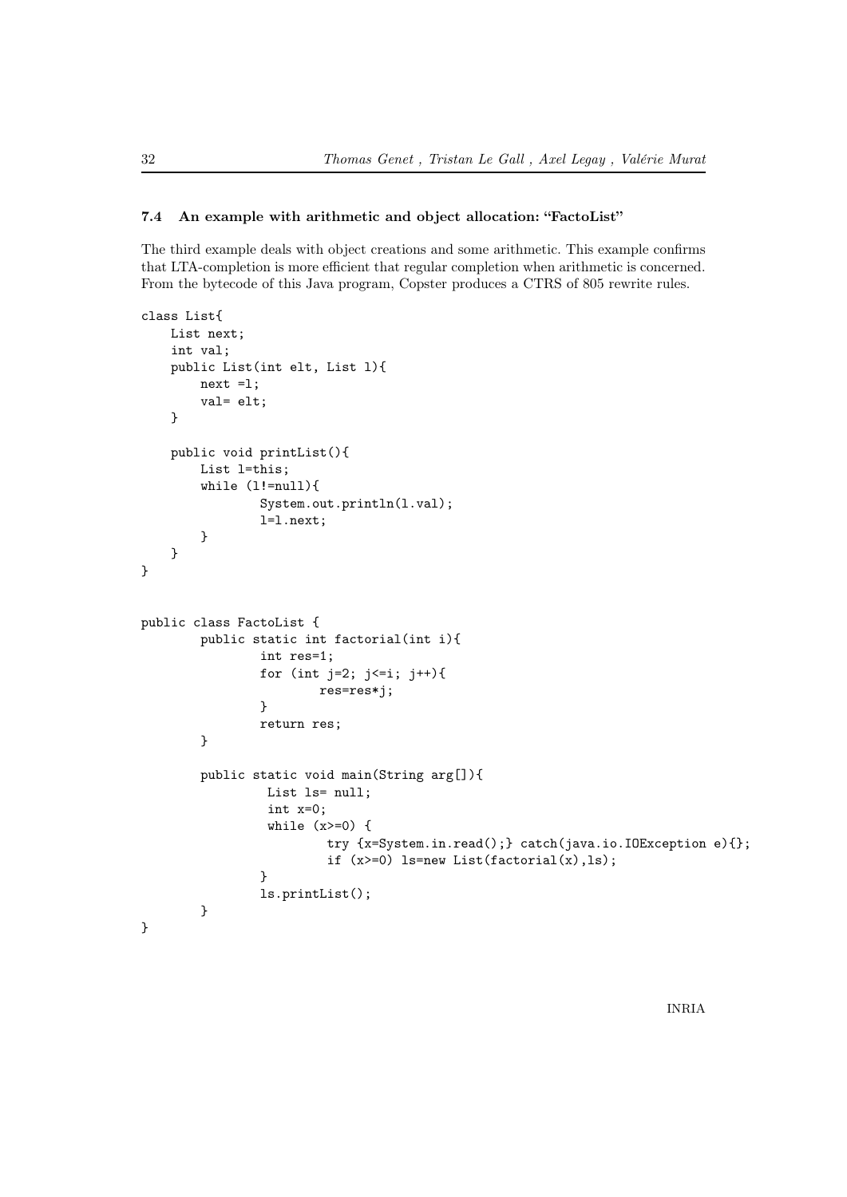### 7.4 An example with arithmetic and object allocation: "FactoList"

The third example deals with object creations and some arithmetic. This example confirms that LTA-completion is more efficient that regular completion when arithmetic is concerned. From the bytecode of this Java program, Copster produces a CTRS of 805 rewrite rules.

```
class List{
    List next;
    int val;
    public List(int elt, List l){
        next =l;
        val= elt;
    }

    public void printList(){
        List l=this;
        while (l!=null){
                System.out.println(l.val);
                l=l.next;
        }
    }
}


public class FactoList {
        public static int factorial(int i){
                int res=1;
                for (int j=2; j<=i; j++){
                        res=res*j;
                }
                return res;
        }

        public static void main(String arg[]){
                 List ls= null;
                 int x=0;
                 while (x>=0) {
                         try {x=System.in.read();} catch(java.io.IOException e){};
                         if (x>=0) ls=new List(factorial(x),ls);
                }
                ls.printList();
        }
}
```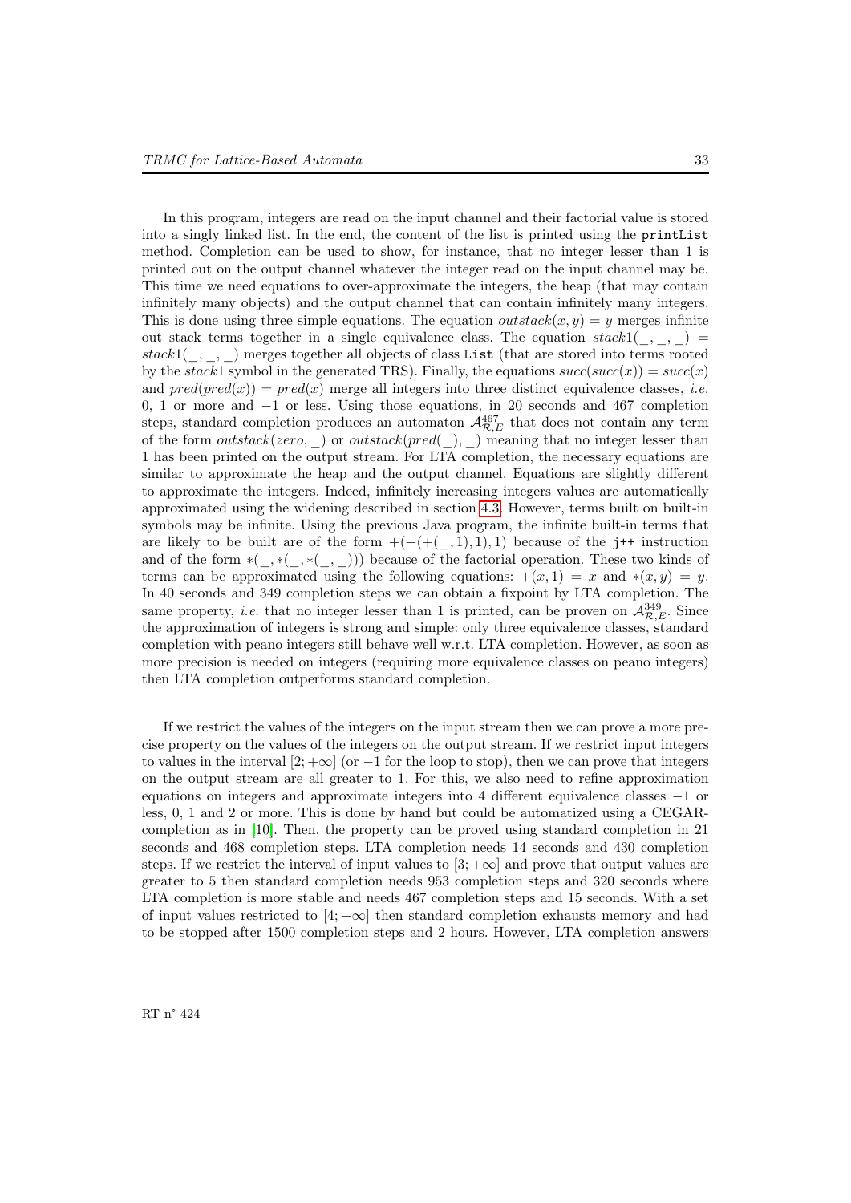In this program, integers are read on the input channel and their factorial value is stored into a singly linked list. In the end, the content of the list is printed using the `printList` method. Completion can be used to show, for instance, that no integer lesser than 1 is printed out on the output channel whatever the integer read on the input channel may be. This time we need equations to over-approximate the integers, the heap (that may contain infinitely many objects) and the output channel that can contain infinitely many integers. This is done using three simple equations. The equation $outstack(x, y) = y$ merges infinite out stack terms together in a single equivalence class. The equation $stack1(\_, \_, \_) = stack1(\_, \_, \_)$ merges together all objects of class `List` (that are stored into terms rooted by the $stack1$ symbol in the generated TRS). Finally, the equations $succ(succ(x)) = succ(x)$ and $pred(pred(x)) = pred(x)$ merge all integers into three distinct equivalence classes, *i.e.* 0, 1 or more and $-1$ or less. Using those equations, in 20 seconds and 467 completion steps, standard completion produces an automaton $\mathcal{A}^{467}_{\mathcal{R},E}$ that does not contain any term of the form $outstack(zero, \_)$ or $outstack(pred(\_), \_)$ meaning that no integer lesser than 1 has been printed on the output stream. For LTA completion, the necessary equations are similar to approximate the heap and the output channel. Equations are slightly different to approximate the integers. Indeed, infinitely increasing integers values are automatically approximated using the widening described in section 4.3. However, terms built on built-in symbols may be infinite. Using the previous Java program, the infinite built-in terms that are likely to be built are of the form $+(+(+(\_, 1), 1), 1)$ because of the `j++` instruction and of the form $*(\_, *(\_, *(\_, \_)))$ because of the factorial operation. These two kinds of terms can be approximated using the following equations: $+(x, 1) = x$ and $*(x, y) = y$. In 40 seconds and 349 completion steps we can obtain a fixpoint by LTA completion. The same property, *i.e.* that no integer lesser than 1 is printed, can be proven on $\mathcal{A}^{349}_{\mathcal{R},E}$. Since the approximation of integers is strong and simple: only three equivalence classes, standard completion with peano integers still behave well w.r.t. LTA completion. However, as soon as more precision is needed on integers (requiring more equivalence classes on peano integers) then LTA completion outperforms standard completion.

If we restrict the values of the integers on the input stream then we can prove a more precise property on the values of the integers on the output stream. If we restrict input integers to values in the interval $[2; +\infty]$ (or $-1$ for the loop to stop), then we can prove that integers on the output stream are all greater to 1. For this, we also need to refine approximation equations on integers and approximate integers into 4 different equivalence classes $-1$ or less, 0, 1 and 2 or more. This is done by hand but could be automatized using a CEGAR-completion as in [10]. Then, the property can be proved using standard completion in 21 seconds and 468 completion steps. LTA completion needs 14 seconds and 430 completion steps. If we restrict the interval of input values to $[3; +\infty]$ and prove that output values are greater to 5 then standard completion needs 953 completion steps and 320 seconds where LTA completion is more stable and needs 467 completion steps and 15 seconds. With a set of input values restricted to $[4; +\infty]$ then standard completion exhausts memory and had to be stopped after 1500 completion steps and 2 hours. However, LTA completion answers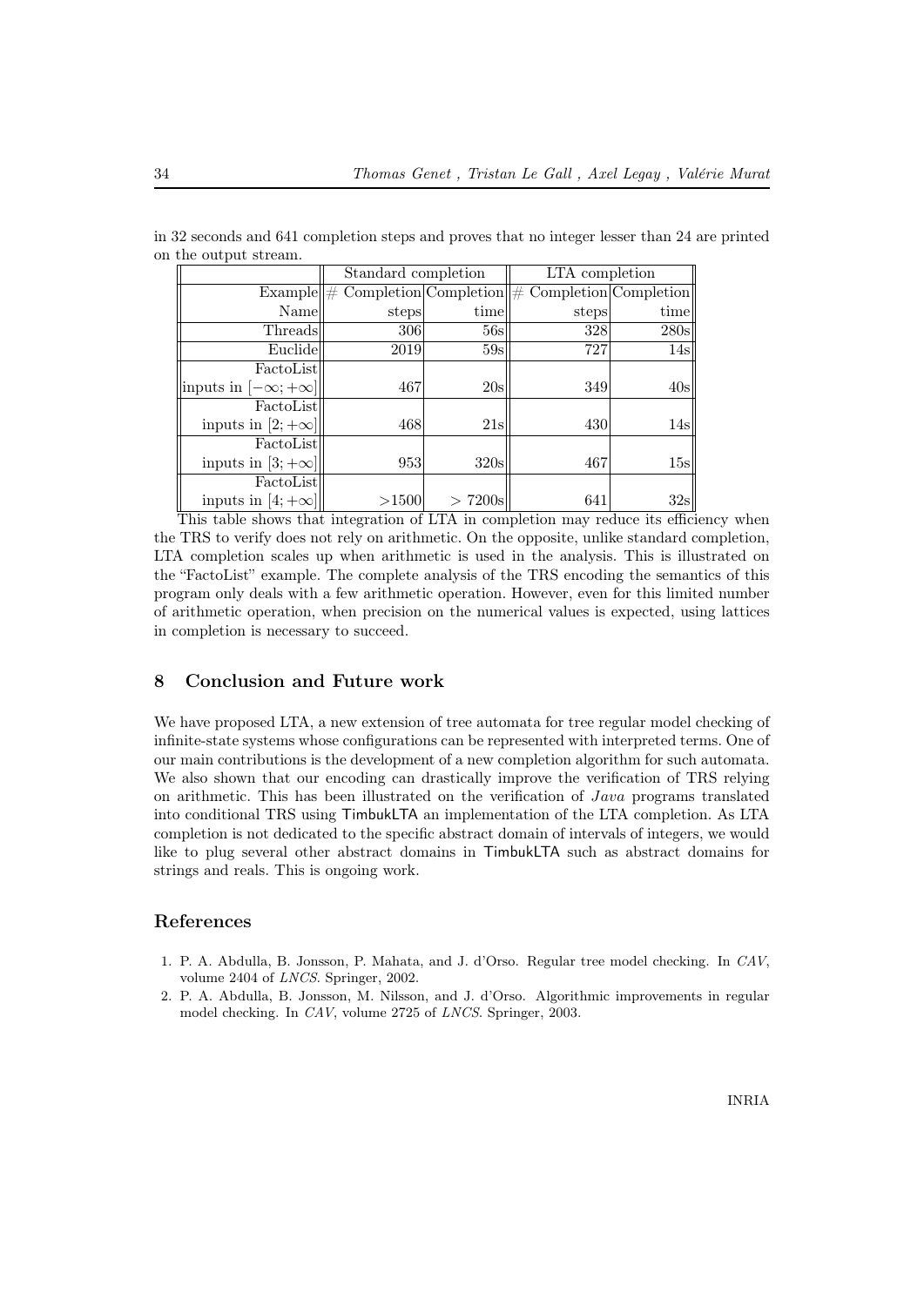in 32 seconds and 641 completion steps and proves that no integer lesser than 24 are printed on the output stream.

| | Standard completion | | LTA completion | |
|---|---|---|---|---|
| Example Name | # Completion steps | Completion time | # Completion steps | Completion time |
| Threads | 306 | 56s | 328 | 280s |
| Euclide | 2019 | 59s | 727 | 14s |
| FactoList inputs in $[-\infty; +\infty]$ | 467 | 20s | 349 | 40s |
| FactoList inputs in $[2; +\infty]$ | 468 | 21s | 430 | 14s |
| FactoList inputs in $[3; +\infty]$ | 953 | 320s | 467 | 15s |
| FactoList inputs in $[4; +\infty]$ | >1500 | > 7200s | 641 | 32s |

This table shows that integration of LTA in completion may reduce its efficiency when the TRS to verify does not rely on arithmetic. On the opposite, unlike standard completion, LTA completion scales up when arithmetic is used in the analysis. This is illustrated on the "FactoList" example. The complete analysis of the TRS encoding the semantics of this program only deals with a few arithmetic operation. However, even for this limited number of arithmetic operation, when precision on the numerical values is expected, using lattices in completion is necessary to succeed.

## 8 Conclusion and Future work

We have proposed LTA, a new extension of tree automata for tree regular model checking of infinite-state systems whose configurations can be represented with interpreted terms. One of our main contributions is the development of a new completion algorithm for such automata. We also shown that our encoding can drastically improve the verification of TRS relying on arithmetic. This has been illustrated on the verification of *Java* programs translated into conditional TRS using TimbukLTA an implementation of the LTA completion. As LTA completion is not dedicated to the specific abstract domain of intervals of integers, we would like to plug several other abstract domains in TimbukLTA such as abstract domains for strings and reals. This is ongoing work.

## References

1. P. A. Abdulla, B. Jonsson, P. Mahata, and J. d'Orso. Regular tree model checking. In *CAV*, volume 2404 of *LNCS*. Springer, 2002.
2. P. A. Abdulla, B. Jonsson, M. Nilsson, and J. d'Orso. Algorithmic improvements in regular model checking. In *CAV*, volume 2725 of *LNCS*. Springer, 2003.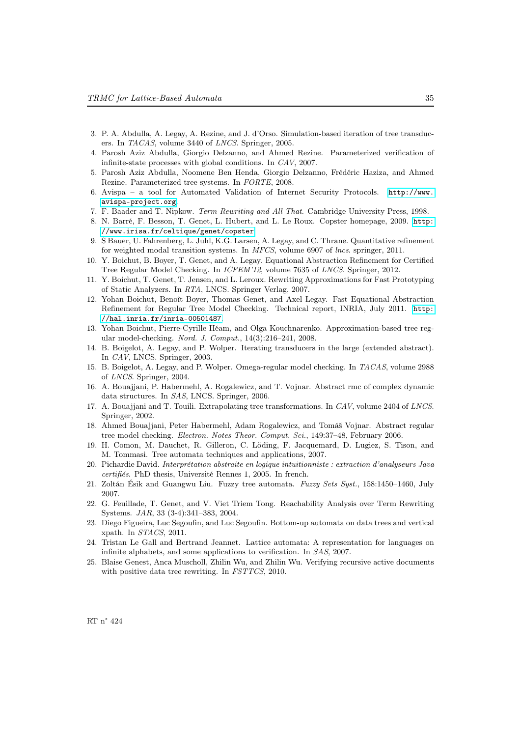3. P. A. Abdulla, A. Legay, A. Rezine, and J. d'Orso. Simulation-based iteration of tree transducers. In *TACAS*, volume 3440 of *LNCS*. Springer, 2005.
4. Parosh Aziz Abdulla, Giorgio Delzanno, and Ahmed Rezine. Parameterized verification of infinite-state processes with global conditions. In *CAV*, 2007.
5. Parosh Aziz Abdulla, Noomene Ben Henda, Giorgio Delzanno, Frédéric Haziza, and Ahmed Rezine. Parameterized tree systems. In *FORTE*, 2008.
6. Avispa – a tool for Automated Validation of Internet Security Protocols. `http://www.avispa-project.org`.
7. F. Baader and T. Nipkow. *Term Rewriting and All That*. Cambridge University Press, 1998.
8. N. Barré, F. Besson, T. Genet, L. Hubert, and L. Le Roux. Copster homepage, 2009. `http://www.irisa.fr/celtique/genet/copster`.
9. S Bauer, U. Fahrenberg, L. Juhl, K.G. Larsen, A. Legay, and C. Thrane. Quantitative refinement for weighted modal transition systems. In *MFCS*, volume 6907 of *lncs*. springer, 2011.
10. Y. Boichut, B. Boyer, T. Genet, and A. Legay. Equational Abstraction Refinement for Certified Tree Regular Model Checking. In *ICFEM'12*, volume 7635 of *LNCS*. Springer, 2012.
11. Y. Boichut, T. Genet, T. Jensen, and L. Leroux. Rewriting Approximations for Fast Prototyping of Static Analyzers. In *RTA*, LNCS. Springer Verlag, 2007.
12. Yohan Boichut, Benoît Boyer, Thomas Genet, and Axel Legay. Fast Equational Abstraction Refinement for Regular Tree Model Checking. Technical report, INRIA, July 2011. `http://hal.inria.fr/inria-00501487`.
13. Yohan Boichut, Pierre-Cyrille Héam, and Olga Kouchnarenko. Approximation-based tree regular model-checking. *Nord. J. Comput.*, 14(3):216–241, 2008.
14. B. Boigelot, A. Legay, and P. Wolper. Iterating transducers in the large (extended abstract). In *CAV*, LNCS. Springer, 2003.
15. B. Boigelot, A. Legay, and P. Wolper. Omega-regular model checking. In *TACAS*, volume 2988 of *LNCS*. Springer, 2004.
16. A. Bouajjani, P. Habermehl, A. Rogalewicz, and T. Vojnar. Abstract rmc of complex dynamic data structures. In *SAS*, LNCS. Springer, 2006.
17. A. Bouajjani and T. Touili. Extrapolating tree transformations. In *CAV*, volume 2404 of *LNCS*. Springer, 2002.
18. Ahmed Bouajjani, Peter Habermehl, Adam Rogalewicz, and Tomáš Vojnar. Abstract regular tree model checking. *Electron. Notes Theor. Comput. Sci.*, 149:37–48, February 2006.
19. H. Comon, M. Dauchet, R. Gilleron, C. Löding, F. Jacquemard, D. Lugiez, S. Tison, and M. Tommasi. Tree automata techniques and applications, 2007.
20. Pichardie David. *Interprétation abstraite en logique intuitionniste : extraction d'analyseurs Java certifiés*. PhD thesis, Université Rennes 1, 2005. In french.
21. Zoltán Ésik and Guangwu Liu. Fuzzy tree automata. *Fuzzy Sets Syst.*, 158:1450–1460, July 2007.
22. G. Feuillade, T. Genet, and V. Viet Triem Tong. Reachability Analysis over Term Rewriting Systems. *JAR*, 33 (3-4):341–383, 2004.
23. Diego Figueira, Luc Segoufin, and Luc Segoufin. Bottom-up automata on data trees and vertical xpath. In *STACS*, 2011.
24. Tristan Le Gall and Bertrand Jeannet. Lattice automata: A representation for languages on infinite alphabets, and some applications to verification. In *SAS*, 2007.
25. Blaise Genest, Anca Muscholl, Zhilin Wu, and Zhilin Wu. Verifying recursive active documents with positive data tree rewriting. In *FSTTCS*, 2010.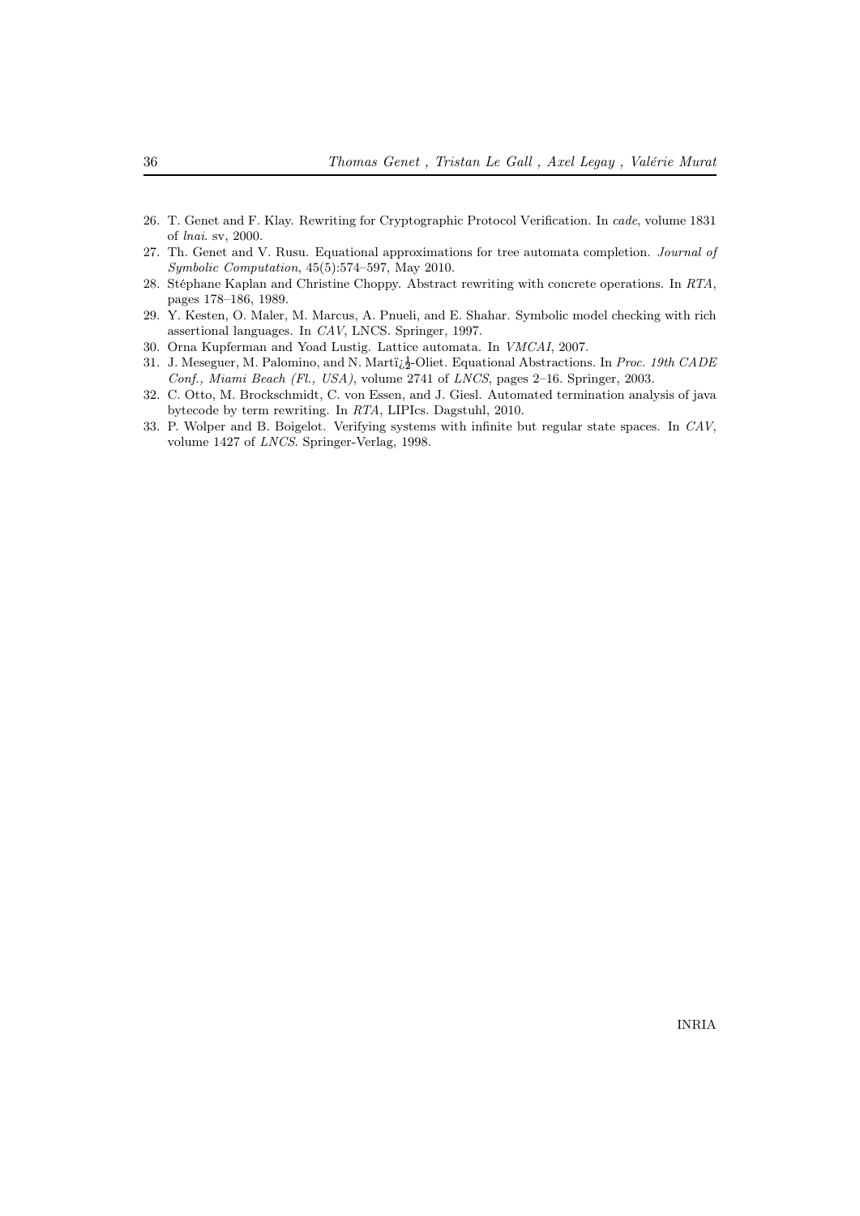26. T. Genet and F. Klay. Rewriting for Cryptographic Protocol Verification. In *cade*, volume 1831 of *lnai*. sv, 2000.
27. Th. Genet and V. Rusu. Equational approximations for tree automata completion. *Journal of Symbolic Computation*, 45(5):574–597, May 2010.
28. Stéphane Kaplan and Christine Choppy. Abstract rewriting with concrete operations. In *RTA*, pages 178–186, 1989.
29. Y. Kesten, O. Maler, M. Marcus, A. Pnueli, and E. Shahar. Symbolic model checking with rich assertional languages. In *CAV*, LNCS. Springer, 1997.
30. Orna Kupferman and Yoad Lustig. Lattice automata. In *VMCAI*, 2007.
31. J. Meseguer, M. Palomino, and N. Martï¿½-Oliet. Equational Abstractions. In *Proc. 19th CADE Conf., Miami Beach (Fl., USA)*, volume 2741 of *LNCS*, pages 2–16. Springer, 2003.
32. C. Otto, M. Brockschmidt, C. von Essen, and J. Giesl. Automated termination analysis of java bytecode by term rewriting. In *RTA*, LIPIcs. Dagstuhl, 2010.
33. P. Wolper and B. Boigelot. Verifying systems with infinite but regular state spaces. In *CAV*, volume 1427 of *LNCS*. Springer-Verlag, 1998.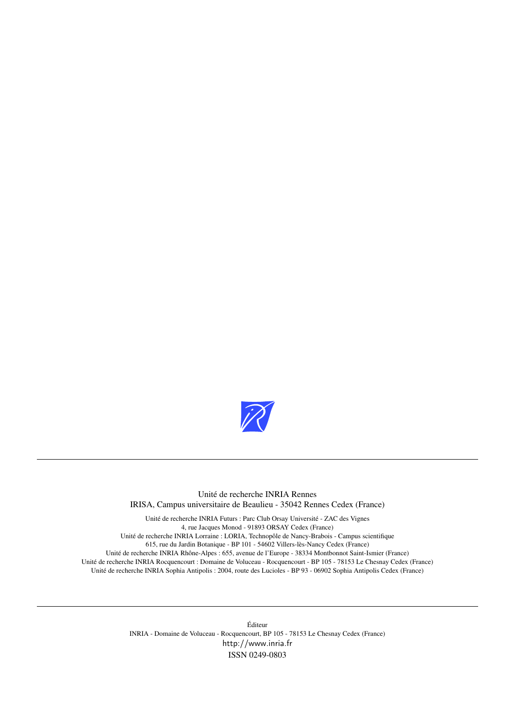Unité de recherche INRIA Rennes
IRISA, Campus universitaire de Beaulieu - 35042 Rennes Cedex (France)

Unité de recherche INRIA Futurs : Parc Club Orsay Université - ZAC des Vignes
4, rue Jacques Monod - 91893 ORSAY Cedex (France)
Unité de recherche INRIA Lorraine : LORIA, Technopôle de Nancy-Brabois - Campus scientifique
615, rue du Jardin Botanique - BP 101 - 54602 Villers-lès-Nancy Cedex (France)
Unité de recherche INRIA Rhône-Alpes : 655, avenue de l'Europe - 38334 Montbonnot Saint-Ismier (France)
Unité de recherche INRIA Rocquencourt : Domaine de Voluceau - Rocquencourt - BP 105 - 78153 Le Chesnay Cedex (France)
Unité de recherche INRIA Sophia Antipolis : 2004, route des Lucioles - BP 93 - 06902 Sophia Antipolis Cedex (France)

---

Éditeur
INRIA - Domaine de Voluceau - Rocquencourt, BP 105 - 78153 Le Chesnay Cedex (France)
http://www.inria.fr
ISSN 0249-0803